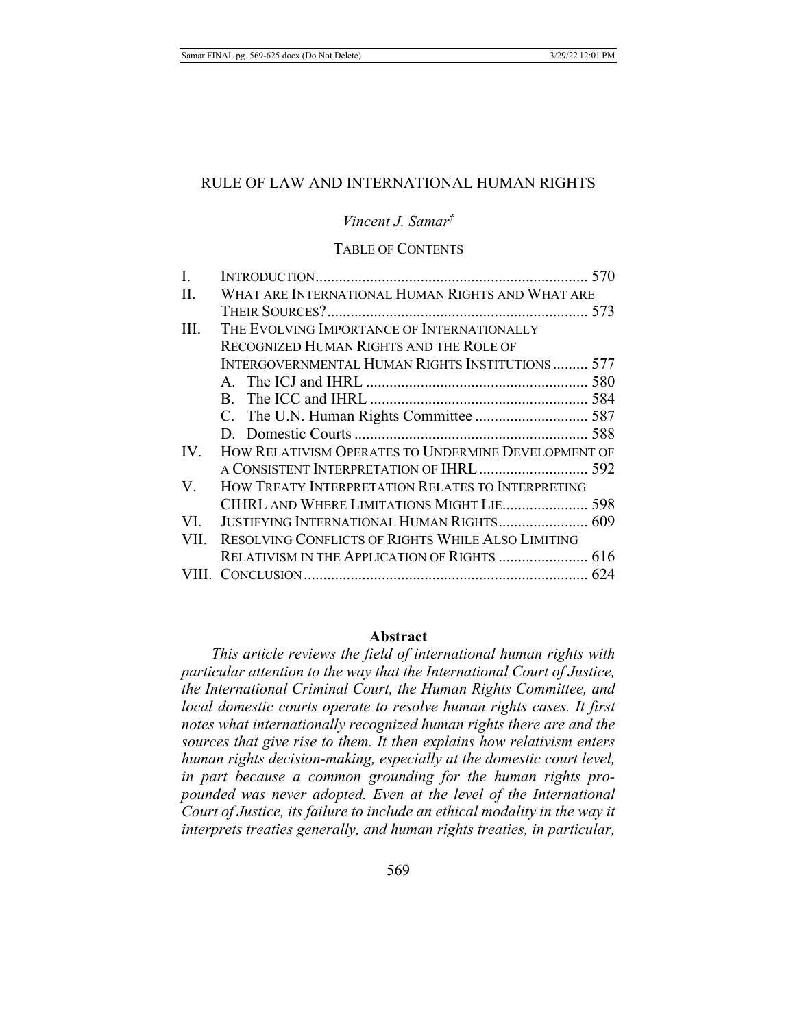# RULE OF LAW AND INTERNATIONAL HUMAN RIGHTS

*Vincent J. Samar*[†]

TABLE OF CONTENTS

| | | |
|---|---|---|
| I. | INTRODUCTION | 570 |
| II. | WHAT ARE INTERNATIONAL HUMAN RIGHTS AND WHAT ARE THEIR SOURCES? | 573 |
| III. | THE EVOLVING IMPORTANCE OF INTERNATIONALLY RECOGNIZED HUMAN RIGHTS AND THE ROLE OF INTERGOVERNMENTAL HUMAN RIGHTS INSTITUTIONS | 577 |
| | A. The ICJ and IHRL | 580 |
| | B. The ICC and IHRL | 584 |
| | C. The U.N. Human Rights Committee | 587 |
| | D. Domestic Courts | 588 |
| IV. | HOW RELATIVISM OPERATES TO UNDERMINE DEVELOPMENT OF A CONSISTENT INTERPRETATION OF IHRL | 592 |
| V. | HOW TREATY INTERPRETATION RELATES TO INTERPRETING CIHRL AND WHERE LIMITATIONS MIGHT LIE | 598 |
| VI. | JUSTIFYING INTERNATIONAL HUMAN RIGHTS | 609 |
| VII. | RESOLVING CONFLICTS OF RIGHTS WHILE ALSO LIMITING RELATIVISM IN THE APPLICATION OF RIGHTS | 616 |
| VIII. | CONCLUSION | 624 |

**Abstract**

*This article reviews the field of international human rights with particular attention to the way that the International Court of Justice, the International Criminal Court, the Human Rights Committee, and local domestic courts operate to resolve human rights cases. It first notes what internationally recognized human rights there are and the sources that give rise to them. It then explains how relativism enters human rights decision-making, especially at the domestic court level, in part because a common grounding for the human rights propounded was never adopted. Even at the level of the International Court of Justice, its failure to include an ethical modality in the way it interprets treaties generally, and human rights treaties, in particular,*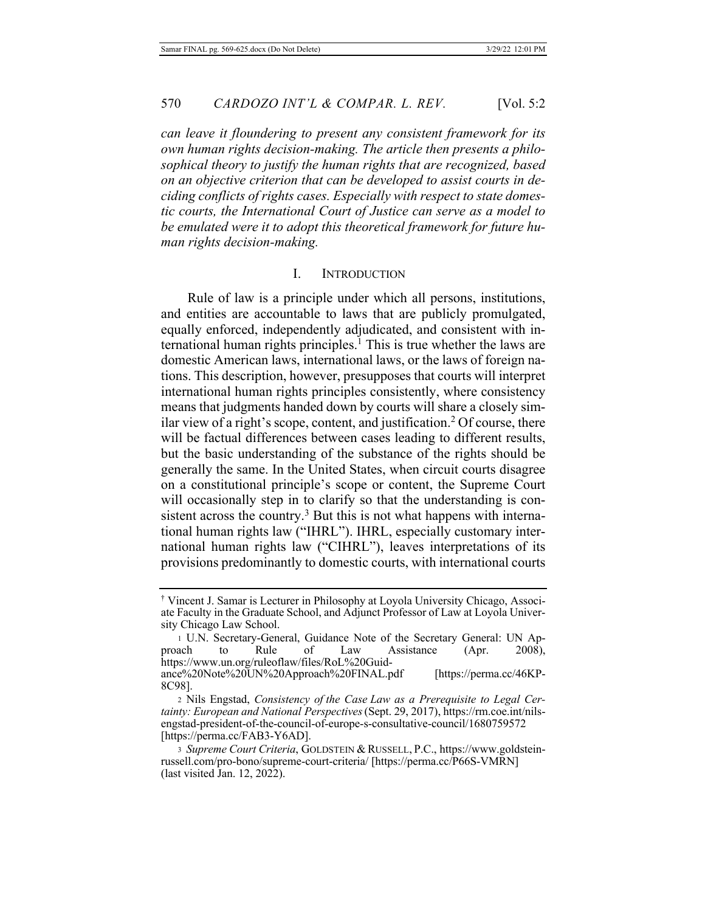*can leave it floundering to present any consistent framework for its own human rights decision-making. The article then presents a philosophical theory to justify the human rights that are recognized, based on an objective criterion that can be developed to assist courts in deciding conflicts of rights cases. Especially with respect to state domestic courts, the International Court of Justice can serve as a model to be emulated were it to adopt this theoretical framework for future human rights decision-making.*

## I. INTRODUCTION

Rule of law is a principle under which all persons, institutions, and entities are accountable to laws that are publicly promulgated, equally enforced, independently adjudicated, and consistent with international human rights principles.[1] This is true whether the laws are domestic American laws, international laws, or the laws of foreign nations. This description, however, presupposes that courts will interpret international human rights principles consistently, where consistency means that judgments handed down by courts will share a closely similar view of a right's scope, content, and justification.[2] Of course, there will be factual differences between cases leading to different results, but the basic understanding of the substance of the rights should be generally the same. In the United States, when circuit courts disagree on a constitutional principle's scope or content, the Supreme Court will occasionally step in to clarify so that the understanding is consistent across the country.[3] But this is not what happens with international human rights law ("IHRL"). IHRL, especially customary international human rights law ("CIHRL"), leaves interpretations of its provisions predominantly to domestic courts, with international courts

---

† Vincent J. Samar is Lecturer in Philosophy at Loyola University Chicago, Associate Faculty in the Graduate School, and Adjunct Professor of Law at Loyola University Chicago Law School.

1 U.N. Secretary-General, Guidance Note of the Secretary General: UN Approach to Rule of Law Assistance (Apr. 2008), https://www.un.org/ruleoflaw/files/RoL%20Guidance%20Note%20UN%20Approach%20FINAL.pdf [https://perma.cc/46KP-8C98].

2 Nils Engstad, *Consistency of the Case Law as a Prerequisite to Legal Certainty: European and National Perspectives* (Sept. 29, 2017), https://rm.coe.int/nils-engstad-president-of-the-council-of-europe-s-consultative-council/1680759572 [https://perma.cc/FAB3-Y6AD].

3 *Supreme Court Criteria*, GOLDSTEIN & RUSSELL, P.C., https://www.goldstein-russell.com/pro-bono/supreme-court-criteria/ [https://perma.cc/P66S-VMRN] (last visited Jan. 12, 2022).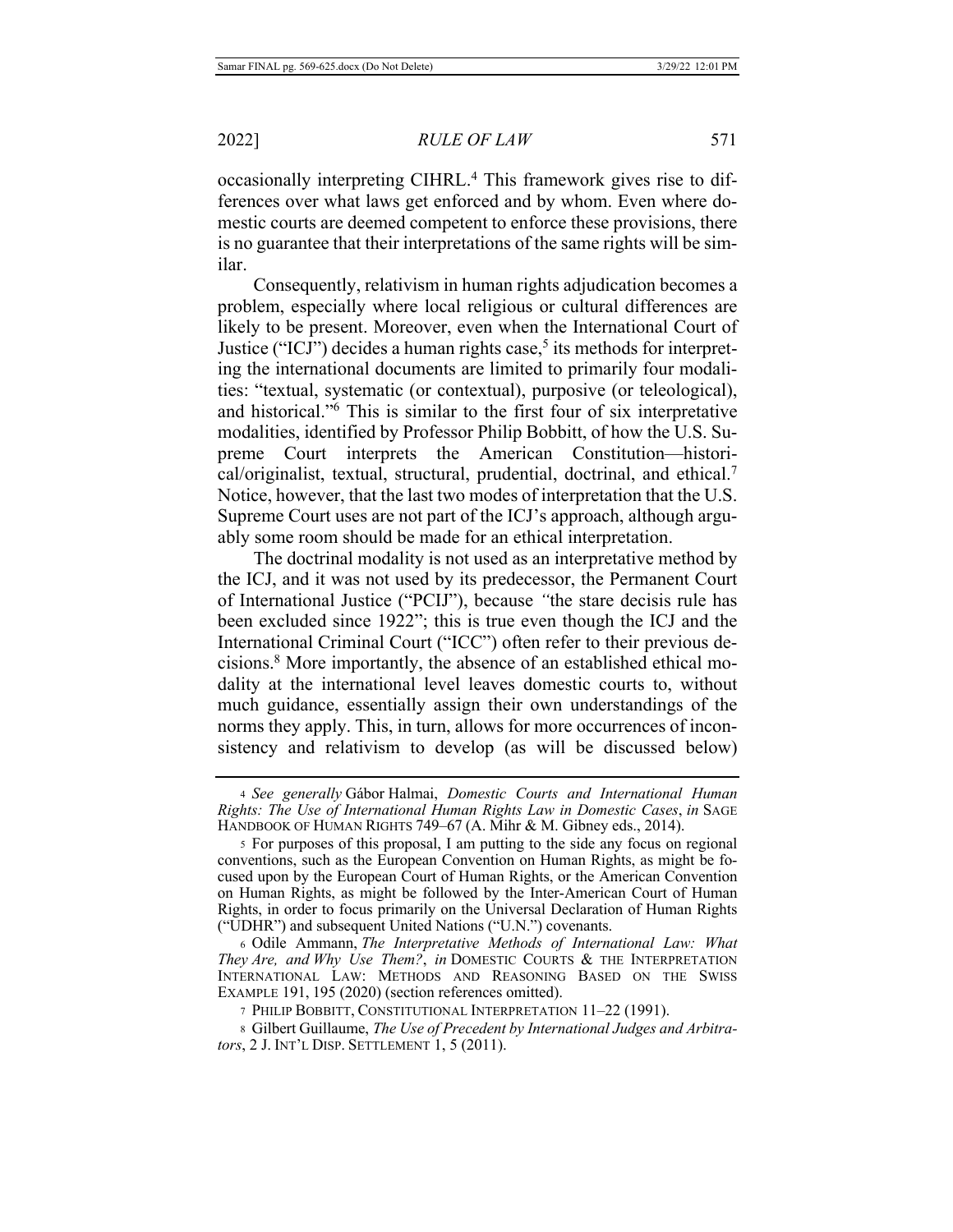occasionally interpreting CIHRL.[4] This framework gives rise to differences over what laws get enforced and by whom. Even where domestic courts are deemed competent to enforce these provisions, there is no guarantee that their interpretations of the same rights will be similar.

Consequently, relativism in human rights adjudication becomes a problem, especially where local religious or cultural differences are likely to be present. Moreover, even when the International Court of Justice ("ICJ") decides a human rights case,[5] its methods for interpreting the international documents are limited to primarily four modalities: "textual, systematic (or contextual), purposive (or teleological), and historical."[6] This is similar to the first four of six interpretative modalities, identified by Professor Philip Bobbitt, of how the U.S. Supreme Court interprets the American Constitution—historical/originalist, textual, structural, prudential, doctrinal, and ethical.[7] Notice, however, that the last two modes of interpretation that the U.S. Supreme Court uses are not part of the ICJ's approach, although arguably some room should be made for an ethical interpretation.

The doctrinal modality is not used as an interpretative method by the ICJ, and it was not used by its predecessor, the Permanent Court of International Justice ("PCIJ"), because *"*the stare decisis rule has been excluded since 1922"; this is true even though the ICJ and the International Criminal Court ("ICC") often refer to their previous decisions.[8] More importantly, the absence of an established ethical modality at the international level leaves domestic courts to, without much guidance, essentially assign their own understandings of the norms they apply. This, in turn, allows for more occurrences of inconsistency and relativism to develop (as will be discussed below)

---

4 *See generally* Gábor Halmai, *Domestic Courts and International Human Rights: The Use of International Human Rights Law in Domestic Cases*, *in* SAGE HANDBOOK OF HUMAN RIGHTS 749–67 (A. Mihr & M. Gibney eds., 2014).

5 For purposes of this proposal, I am putting to the side any focus on regional conventions, such as the European Convention on Human Rights, as might be focused upon by the European Court of Human Rights, or the American Convention on Human Rights, as might be followed by the Inter-American Court of Human Rights, in order to focus primarily on the Universal Declaration of Human Rights ("UDHR") and subsequent United Nations ("U.N.") covenants.

6 Odile Ammann, *The Interpretative Methods of International Law: What They Are, and Why Use Them?*, *in* DOMESTIC COURTS & THE INTERPRETATION INTERNATIONAL LAW: METHODS AND REASONING BASED ON THE SWISS EXAMPLE 191, 195 (2020) (section references omitted).

7 PHILIP BOBBITT, CONSTITUTIONAL INTERPRETATION 11–22 (1991).

8 Gilbert Guillaume, *The Use of Precedent by International Judges and Arbitrators*, 2 J. INT'L DISP. SETTLEMENT 1, 5 (2011).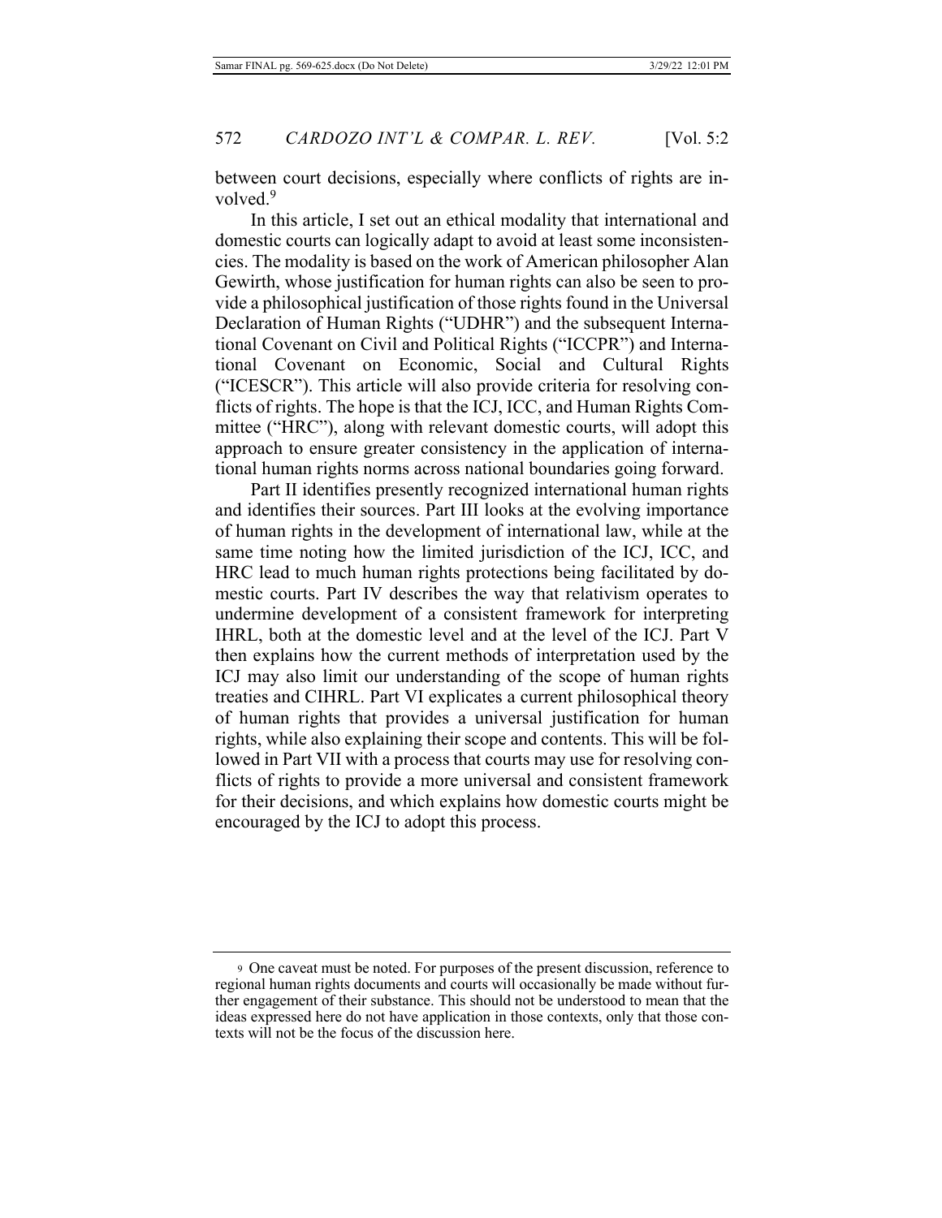between court decisions, especially where conflicts of rights are involved.[9]

In this article, I set out an ethical modality that international and domestic courts can logically adapt to avoid at least some inconsistencies. The modality is based on the work of American philosopher Alan Gewirth, whose justification for human rights can also be seen to provide a philosophical justification of those rights found in the Universal Declaration of Human Rights ("UDHR") and the subsequent International Covenant on Civil and Political Rights ("ICCPR") and International Covenant on Economic, Social and Cultural Rights ("ICESCR"). This article will also provide criteria for resolving conflicts of rights. The hope is that the ICJ, ICC, and Human Rights Committee ("HRC"), along with relevant domestic courts, will adopt this approach to ensure greater consistency in the application of international human rights norms across national boundaries going forward.

Part II identifies presently recognized international human rights and identifies their sources. Part III looks at the evolving importance of human rights in the development of international law, while at the same time noting how the limited jurisdiction of the ICJ, ICC, and HRC lead to much human rights protections being facilitated by domestic courts. Part IV describes the way that relativism operates to undermine development of a consistent framework for interpreting IHRL, both at the domestic level and at the level of the ICJ. Part V then explains how the current methods of interpretation used by the ICJ may also limit our understanding of the scope of human rights treaties and CIHRL. Part VI explicates a current philosophical theory of human rights that provides a universal justification for human rights, while also explaining their scope and contents. This will be followed in Part VII with a process that courts may use for resolving conflicts of rights to provide a more universal and consistent framework for their decisions, and which explains how domestic courts might be encouraged by the ICJ to adopt this process.

---

[9] One caveat must be noted. For purposes of the present discussion, reference to regional human rights documents and courts will occasionally be made without further engagement of their substance. This should not be understood to mean that the ideas expressed here do not have application in those contexts, only that those contexts will not be the focus of the discussion here.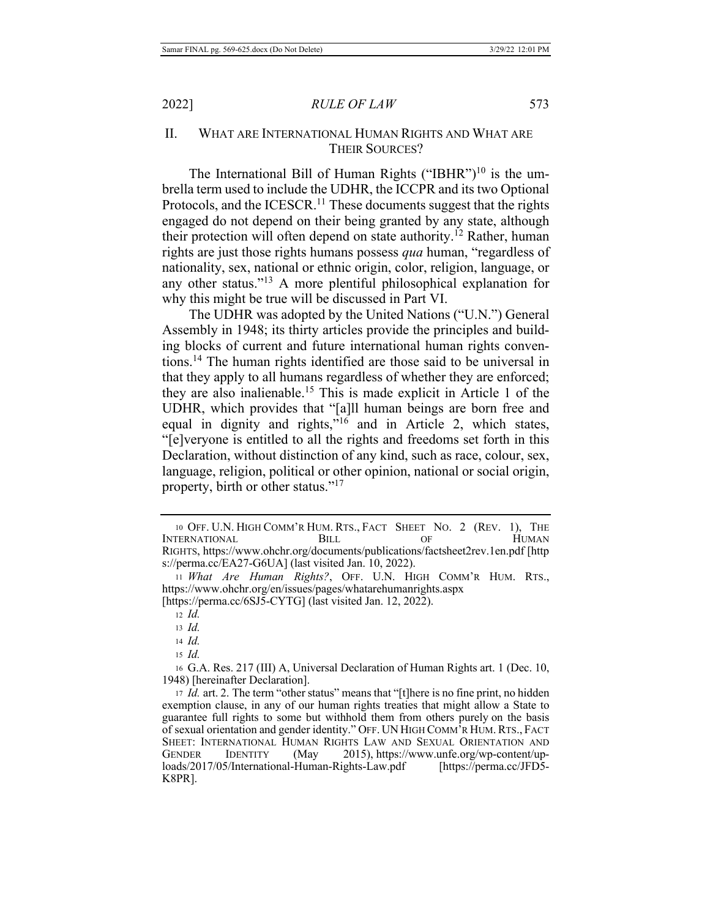## II. WHAT ARE INTERNATIONAL HUMAN RIGHTS AND WHAT ARE THEIR SOURCES?

The International Bill of Human Rights ("IBHR")[10] is the umbrella term used to include the UDHR, the ICCPR and its two Optional Protocols, and the ICESCR.[11] These documents suggest that the rights engaged do not depend on their being granted by any state, although their protection will often depend on state authority.[12] Rather, human rights are just those rights humans possess *qua* human, "regardless of nationality, sex, national or ethnic origin, color, religion, language, or any other status."[13] A more plentiful philosophical explanation for why this might be true will be discussed in Part VI.

The UDHR was adopted by the United Nations ("U.N.") General Assembly in 1948; its thirty articles provide the principles and building blocks of current and future international human rights conventions.[14] The human rights identified are those said to be universal in that they apply to all humans regardless of whether they are enforced; they are also inalienable.[15] This is made explicit in Article 1 of the UDHR, which provides that "[a]ll human beings are born free and equal in dignity and rights,"[16] and in Article 2, which states, "[e]veryone is entitled to all the rights and freedoms set forth in this Declaration, without distinction of any kind, such as race, colour, sex, language, religion, political or other opinion, national or social origin, property, birth or other status."[17]

---

10 OFF. U.N. HIGH COMM'R HUM. RTS., FACT SHEET NO. 2 (REV. 1), THE INTERNATIONAL BILL OF HUMAN RIGHTS, https://www.ohchr.org/documents/publications/factsheet2rev.1en.pdf [https://perma.cc/EA27-G6UA] (last visited Jan. 10, 2022).

11 *What Are Human Rights?*, OFF. U.N. HIGH COMM'R HUM. RTS., https://www.ohchr.org/en/issues/pages/whatarehumanrights.aspx [https://perma.cc/6SJ5-CYTG] (last visited Jan. 12, 2022).

12 *Id.*

13 *Id.*

14 *Id.*

15 *Id.*

16 G.A. Res. 217 (III) A, Universal Declaration of Human Rights art. 1 (Dec. 10, 1948) [hereinafter Declaration].

17 *Id.* art. 2. The term "other status" means that "[t]here is no fine print, no hidden exemption clause, in any of our human rights treaties that might allow a State to guarantee full rights to some but withhold them from others purely on the basis of sexual orientation and gender identity." OFF. UN HIGH COMM'R HUM. RTS., FACT SHEET: INTERNATIONAL HUMAN RIGHTS LAW AND SEXUAL ORIENTATION AND GENDER IDENTITY (May 2015), https://www.unfe.org/wp-content/uploads/2017/05/International-Human-Rights-Law.pdf [https://perma.cc/JFD5-K8PR].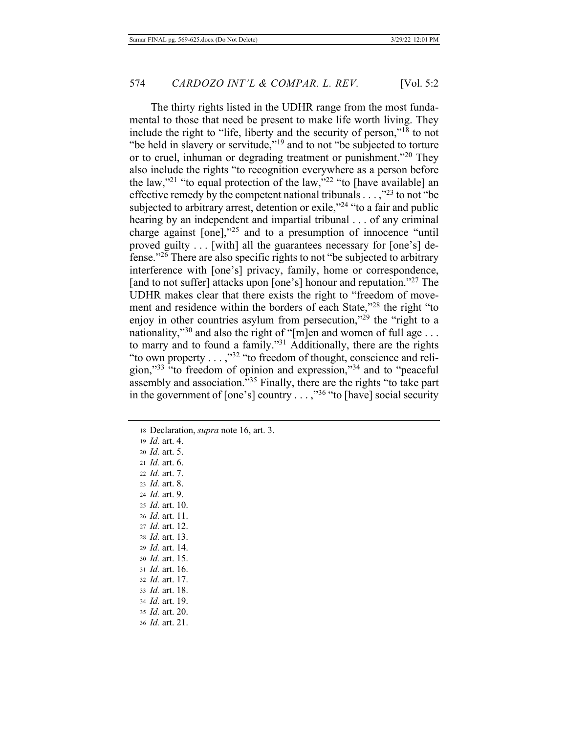The thirty rights listed in the UDHR range from the most fundamental to those that need be present to make life worth living. They include the right to "life, liberty and the security of person,"[18] to not "be held in slavery or servitude,"[19] and to not "be subjected to torture or to cruel, inhuman or degrading treatment or punishment."[20] They also include the rights "to recognition everywhere as a person before the law,"[21] "to equal protection of the law,"[22] "to [have available] an effective remedy by the competent national tribunals . . . ,"[23] to not "be subjected to arbitrary arrest, detention or exile,"[24] "to a fair and public hearing by an independent and impartial tribunal . . . of any criminal charge against [one],"[25] and to a presumption of innocence "until proved guilty . . . [with] all the guarantees necessary for [one's] defense."[26] There are also specific rights to not "be subjected to arbitrary interference with [one's] privacy, family, home or correspondence, [and to not suffer] attacks upon [one's] honour and reputation."[27] The UDHR makes clear that there exists the right to "freedom of movement and residence within the borders of each State,"[28] the right "to enjoy in other countries asylum from persecution,"[29] the "right to a nationality,"[30] and also the right of "[m]en and women of full age . . . to marry and to found a family."[31] Additionally, there are the rights "to own property . . . ,"[32] "to freedom of thought, conscience and religion,"[33] "to freedom of opinion and expression,"[34] and to "peaceful assembly and association."[35] Finally, there are the rights "to take part in the government of [one's] country . . . ,"[36] "to [have] social security

---

18 Declaration, *supra* note 16, art. 3.

19 *Id.* art. 4.

20 *Id.* art. 5.

21 *Id.* art. 6.

22 *Id.* art. 7.

23 *Id.* art. 8.

24 *Id.* art. 9.

25 *Id.* art. 10.

26 *Id.* art. 11.

27 *Id.* art. 12.

28 *Id.* art. 13.

29 *Id.* art. 14.

30 *Id.* art. 15.

31 *Id.* art. 16.

32 *Id.* art. 17.

33 *Id.* art. 18.

34 *Id.* art. 19.

35 *Id.* art. 20.

36 *Id.* art. 21.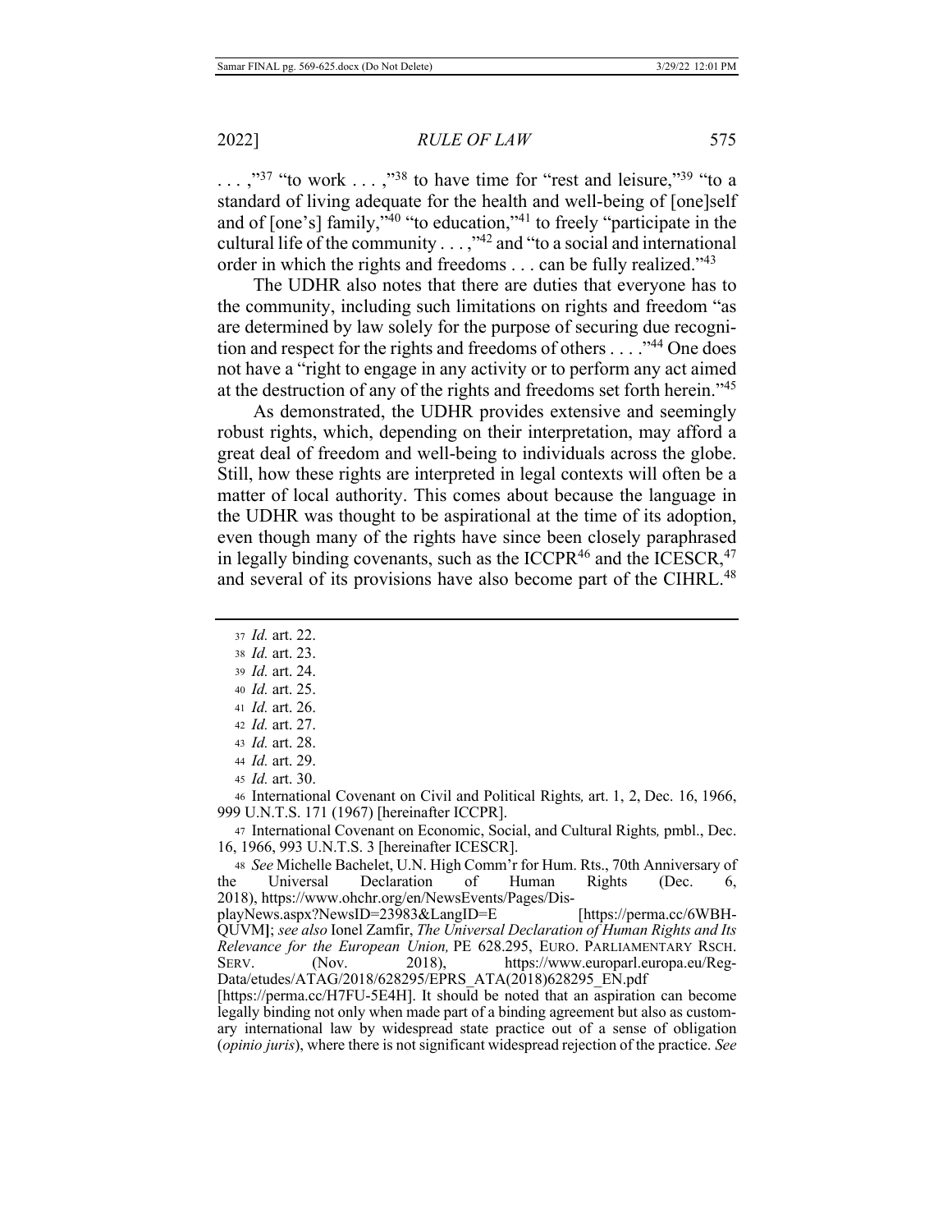. . . ,"[37] "to work . . . ,"[38] to have time for "rest and leisure,"[39] "to a standard of living adequate for the health and well-being of [one]self and of [one's] family,"[40] "to education,"[41] to freely "participate in the cultural life of the community . . . ,"[42] and "to a social and international order in which the rights and freedoms . . . can be fully realized."[43]

The UDHR also notes that there are duties that everyone has to the community, including such limitations on rights and freedom "as are determined by law solely for the purpose of securing due recognition and respect for the rights and freedoms of others . . . ."[44] One does not have a "right to engage in any activity or to perform any act aimed at the destruction of any of the rights and freedoms set forth herein."[45]

As demonstrated, the UDHR provides extensive and seemingly robust rights, which, depending on their interpretation, may afford a great deal of freedom and well-being to individuals across the globe. Still, how these rights are interpreted in legal contexts will often be a matter of local authority. This comes about because the language in the UDHR was thought to be aspirational at the time of its adoption, even though many of the rights have since been closely paraphrased in legally binding covenants, such as the ICCPR[46] and the ICESCR,[47] and several of its provisions have also become part of the CIHRL.[48]

---

[37] *Id.* art. 22.

[38] *Id.* art. 23.

[39] *Id.* art. 24.

[40] *Id.* art. 25.

[41] *Id.* art. 26.

[42] *Id.* art. 27.

[43] *Id.* art. 28.

[44] *Id.* art. 29.

[45] *Id.* art. 30.

[46] International Covenant on Civil and Political Rights*,* art. 1, 2, Dec. 16, 1966, 999 U.N.T.S. 171 (1967) [hereinafter ICCPR].

[47] International Covenant on Economic, Social, and Cultural Rights*,* pmbl., Dec. 16, 1966, 993 U.N.T.S. 3 [hereinafter ICESCR].

[48] *See* Michelle Bachelet, U.N. High Comm'r for Hum. Rts., 70th Anniversary of the Universal Declaration of Human Rights (Dec. 6, 2018), https://www.ohchr.org/en/NewsEvents/Pages/DisplayNews.aspx?NewsID=23983&LangID=E [https://perma.cc/6WBH-QUVM]; *see also* Ionel Zamfir, *The Universal Declaration of Human Rights and Its Relevance for the European Union,* PE 628.295, EURO. PARLIAMENTARY RSCH. SERV. (Nov. 2018), https://www.europarl.europa.eu/RegData/etudes/ATAG/2018/628295/EPRS_ATA(2018)628295_EN.pdf [https://perma.cc/H7FU-5E4H]. It should be noted that an aspiration can become legally binding not only when made part of a binding agreement but also as customary international law by widespread state practice out of a sense of obligation (*opinio juris*), where there is not significant widespread rejection of the practice. *See*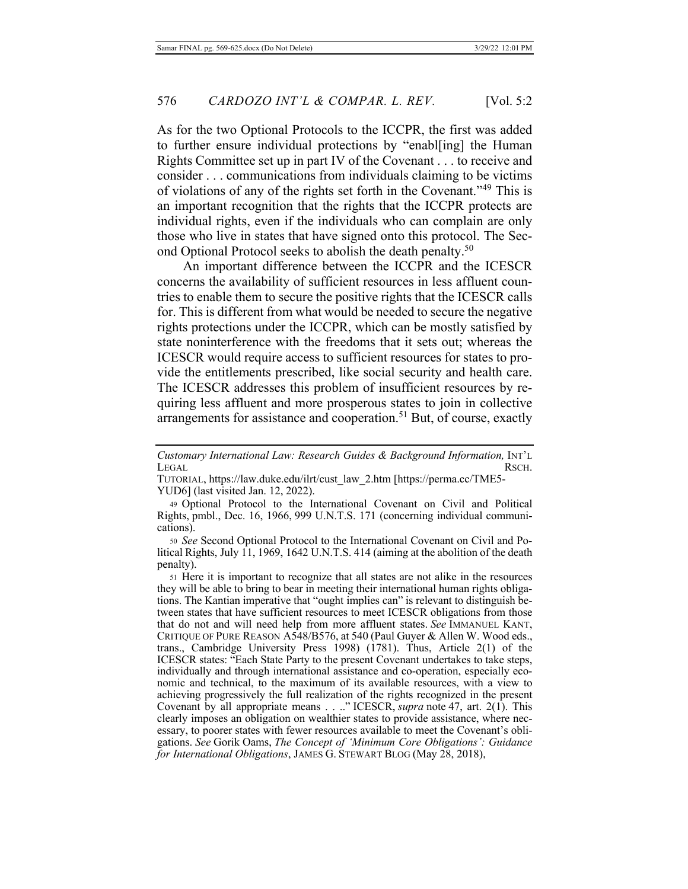As for the two Optional Protocols to the ICCPR, the first was added to further ensure individual protections by "enabl[ing] the Human Rights Committee set up in part IV of the Covenant . . . to receive and consider . . . communications from individuals claiming to be victims of violations of any of the rights set forth in the Covenant."[49] This is an important recognition that the rights that the ICCPR protects are individual rights, even if the individuals who can complain are only those who live in states that have signed onto this protocol. The Second Optional Protocol seeks to abolish the death penalty.[50]

An important difference between the ICCPR and the ICESCR concerns the availability of sufficient resources in less affluent countries to enable them to secure the positive rights that the ICESCR calls for. This is different from what would be needed to secure the negative rights protections under the ICCPR, which can be mostly satisfied by state noninterference with the freedoms that it sets out; whereas the ICESCR would require access to sufficient resources for states to provide the entitlements prescribed, like social security and health care. The ICESCR addresses this problem of insufficient resources by requiring less affluent and more prosperous states to join in collective arrangements for assistance and cooperation.[51] But, of course, exactly

---

*Customary International Law: Research Guides & Background Information,* INT'L LEGAL RSCH. TUTORIAL, https://law.duke.edu/ilrt/cust_law_2.htm [https://perma.cc/TME5-YUD6] (last visited Jan. 12, 2022).

49 Optional Protocol to the International Covenant on Civil and Political Rights, pmbl., Dec. 16, 1966, 999 U.N.T.S. 171 (concerning individual communications).

50 *See* Second Optional Protocol to the International Covenant on Civil and Political Rights, July 11, 1969, 1642 U.N.T.S. 414 (aiming at the abolition of the death penalty).

51 Here it is important to recognize that all states are not alike in the resources they will be able to bring to bear in meeting their international human rights obligations. The Kantian imperative that "ought implies can" is relevant to distinguish between states that have sufficient resources to meet ICESCR obligations from those that do not and will need help from more affluent states. *See* IMMANUEL KANT, CRITIQUE OF PURE REASON A548/B576, at 540 (Paul Guyer & Allen W. Wood eds., trans., Cambridge University Press 1998) (1781). Thus, Article 2(1) of the ICESCR states: "Each State Party to the present Covenant undertakes to take steps, individually and through international assistance and co-operation, especially economic and technical, to the maximum of its available resources, with a view to achieving progressively the full realization of the rights recognized in the present Covenant by all appropriate means . . .." ICESCR, *supra* note 47, art. 2(1). This clearly imposes an obligation on wealthier states to provide assistance, where necessary, to poorer states with fewer resources available to meet the Covenant's obligations. *See* Gorik Oams, *The Concept of 'Minimum Core Obligations': Guidance for International Obligations*, JAMES G. STEWART BLOG (May 28, 2018),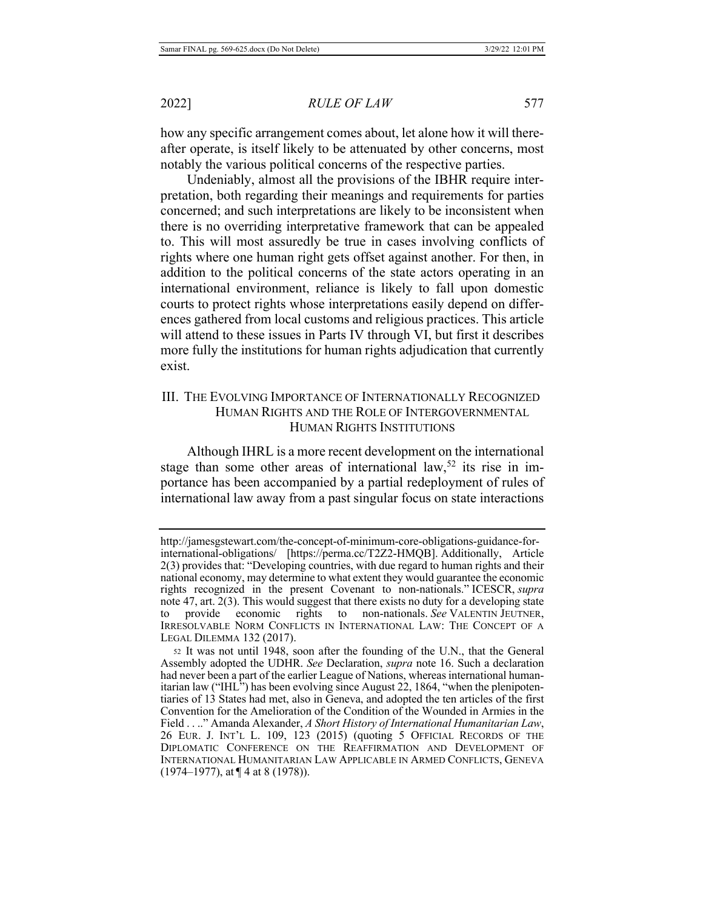how any specific arrangement comes about, let alone how it will thereafter operate, is itself likely to be attenuated by other concerns, most notably the various political concerns of the respective parties.

Undeniably, almost all the provisions of the IBHR require interpretation, both regarding their meanings and requirements for parties concerned; and such interpretations are likely to be inconsistent when there is no overriding interpretative framework that can be appealed to. This will most assuredly be true in cases involving conflicts of rights where one human right gets offset against another. For then, in addition to the political concerns of the state actors operating in an international environment, reliance is likely to fall upon domestic courts to protect rights whose interpretations easily depend on differences gathered from local customs and religious practices. This article will attend to these issues in Parts IV through VI, but first it describes more fully the institutions for human rights adjudication that currently exist.

## III. THE EVOLVING IMPORTANCE OF INTERNATIONALLY RECOGNIZED HUMAN RIGHTS AND THE ROLE OF INTERGOVERNMENTAL HUMAN RIGHTS INSTITUTIONS

Although IHRL is a more recent development on the international stage than some other areas of international law,[52] its rise in importance has been accompanied by a partial redeployment of rules of international law away from a past singular focus on state interactions

---

http://jamesgstewart.com/the-concept-of-minimum-core-obligations-guidance-for-international-obligations/ [https://perma.cc/T2Z2-HMQB]. Additionally, Article 2(3) provides that: "Developing countries, with due regard to human rights and their national economy, may determine to what extent they would guarantee the economic rights recognized in the present Covenant to non-nationals." ICESCR, *supra* note 47, art. 2(3). This would suggest that there exists no duty for a developing state to provide economic rights to non-nationals. *See* VALENTIN JEUTNER, IRRESOLVABLE NORM CONFLICTS IN INTERNATIONAL LAW: THE CONCEPT OF A LEGAL DILEMMA 132 (2017).

52 It was not until 1948, soon after the founding of the U.N., that the General Assembly adopted the UDHR. *See* Declaration, *supra* note 16. Such a declaration had never been a part of the earlier League of Nations, whereas international humanitarian law ("IHL") has been evolving since August 22, 1864, "when the plenipotentiaries of 13 States had met, also in Geneva, and adopted the ten articles of the first Convention for the Amelioration of the Condition of the Wounded in Armies in the Field . . .." Amanda Alexander, *A Short History of International Humanitarian Law*, 26 EUR. J. INT'L L. 109, 123 (2015) (quoting 5 OFFICIAL RECORDS OF THE DIPLOMATIC CONFERENCE ON THE REAFFIRMATION AND DEVELOPMENT OF INTERNATIONAL HUMANITARIAN LAW APPLICABLE IN ARMED CONFLICTS, GENEVA (1974–1977), at ¶ 4 at 8 (1978)).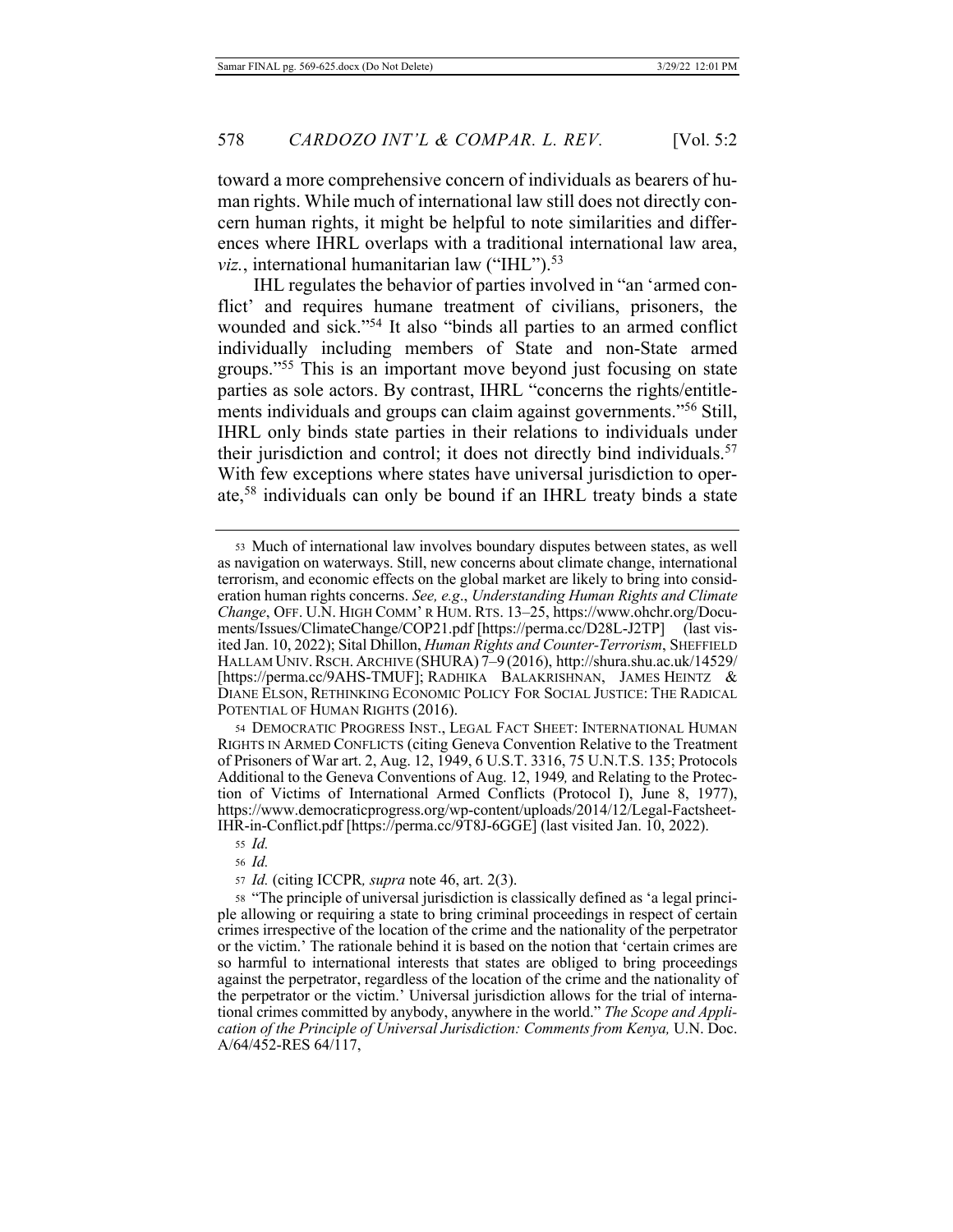toward a more comprehensive concern of individuals as bearers of human rights. While much of international law still does not directly concern human rights, it might be helpful to note similarities and differences where IHRL overlaps with a traditional international law area, *viz.*, international humanitarian law ("IHL").[53]

IHL regulates the behavior of parties involved in "an 'armed conflict' and requires humane treatment of civilians, prisoners, the wounded and sick."[54] It also "binds all parties to an armed conflict individually including members of State and non-State armed groups."[55] This is an important move beyond just focusing on state parties as sole actors. By contrast, IHRL "concerns the rights/entitlements individuals and groups can claim against governments."[56] Still, IHRL only binds state parties in their relations to individuals under their jurisdiction and control; it does not directly bind individuals.[57] With few exceptions where states have universal jurisdiction to operate,[58] individuals can only be bound if an IHRL treaty binds a state

---

[53] Much of international law involves boundary disputes between states, as well as navigation on waterways. Still, new concerns about climate change, international terrorism, and economic effects on the global market are likely to bring into consideration human rights concerns. *See, e.g*., *Understanding Human Rights and Climate Change*, OFF. U.N. HIGH COMM' R HUM. RTS. 13–25, https://www.ohchr.org/Documents/Issues/ClimateChange/COP21.pdf [https://perma.cc/D28L-J2TP] (last visited Jan. 10, 2022); Sital Dhillon, *Human Rights and Counter-Terrorism*, SHEFFIELD HALLAM UNIV. RSCH. ARCHIVE (SHURA) 7–9 (2016), http://shura.shu.ac.uk/14529/ [https://perma.cc/9AHS-TMUF]; RADHIKA BALAKRISHNAN, JAMES HEINTZ & DIANE ELSON, RETHINKING ECONOMIC POLICY FOR SOCIAL JUSTICE: THE RADICAL POTENTIAL OF HUMAN RIGHTS (2016).

[54] DEMOCRATIC PROGRESS INST., LEGAL FACT SHEET: INTERNATIONAL HUMAN RIGHTS IN ARMED CONFLICTS (citing Geneva Convention Relative to the Treatment of Prisoners of War art. 2, Aug. 12, 1949, 6 U.S.T. 3316, 75 U.N.T.S. 135; Protocols Additional to the Geneva Conventions of Aug. 12, 1949*,* and Relating to the Protection of Victims of International Armed Conflicts (Protocol I), June 8, 1977), https://www.democraticprogress.org/wp-content/uploads/2014/12/Legal-Factsheet-IHR-in-Conflict.pdf [https://perma.cc/9T8J-6GGE] (last visited Jan. 10, 2022).

[55] *Id.*

[56] *Id.*

[57] *Id.* (citing ICCPR*, supra* note 46, art. 2(3).

[58] "The principle of universal jurisdiction is classically defined as 'a legal principle allowing or requiring a state to bring criminal proceedings in respect of certain crimes irrespective of the location of the crime and the nationality of the perpetrator or the victim.' The rationale behind it is based on the notion that 'certain crimes are so harmful to international interests that states are obliged to bring proceedings against the perpetrator, regardless of the location of the crime and the nationality of the perpetrator or the victim.' Universal jurisdiction allows for the trial of international crimes committed by anybody, anywhere in the world." *The Scope and Application of the Principle of Universal Jurisdiction: Comments from Kenya,* U.N. Doc. A/64/452-RES 64/117,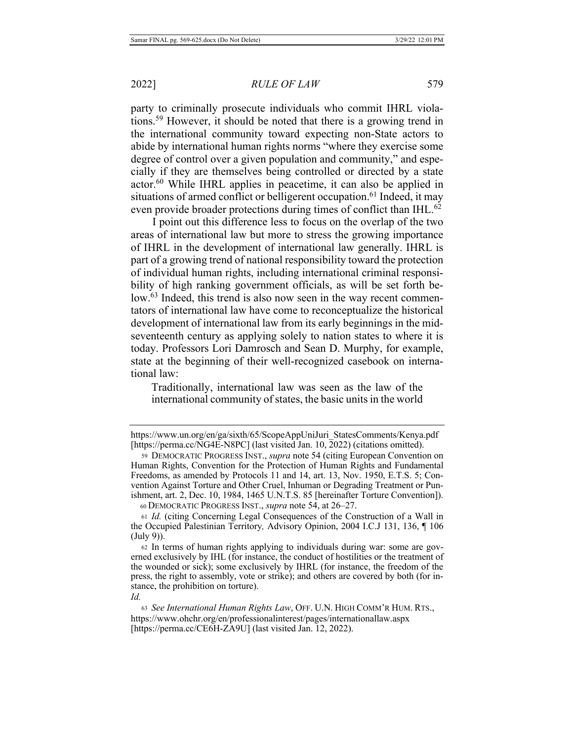party to criminally prosecute individuals who commit IHRL violations.[59] However, it should be noted that there is a growing trend in the international community toward expecting non-State actors to abide by international human rights norms "where they exercise some degree of control over a given population and community," and especially if they are themselves being controlled or directed by a state actor.[60] While IHRL applies in peacetime, it can also be applied in situations of armed conflict or belligerent occupation.[61] Indeed, it may even provide broader protections during times of conflict than IHL.[62]

I point out this difference less to focus on the overlap of the two areas of international law but more to stress the growing importance of IHRL in the development of international law generally. IHRL is part of a growing trend of national responsibility toward the protection of individual human rights, including international criminal responsibility of high ranking government officials, as will be set forth below.[63] Indeed, this trend is also now seen in the way recent commentators of international law have come to reconceptualize the historical development of international law from its early beginnings in the mid-seventeenth century as applying solely to nation states to where it is today. Professors Lori Damrosch and Sean D. Murphy, for example, state at the beginning of their well-recognized casebook on international law:

> Traditionally, international law was seen as the law of the international community of states, the basic units in the world

---

https://www.un.org/en/ga/sixth/65/ScopeAppUniJuri_StatesComments/Kenya.pdf [https://perma.cc/NG4E-N8PC] (last visited Jan. 10, 2022) (citations omitted).

[59] DEMOCRATIC PROGRESS INST., *supra* note 54 (citing European Convention on Human Rights, Convention for the Protection of Human Rights and Fundamental Freedoms, as amended by Protocols 11 and 14, art. 13, Nov. 1950, E.T.S. 5; Convention Against Torture and Other Cruel, Inhuman or Degrading Treatment or Punishment, art. 2, Dec. 10, 1984, 1465 U.N.T.S. 85 [hereinafter Torture Convention]).

[60] DEMOCRATIC PROGRESS INST., *supra* note 54, at 26–27.

[61] *Id.* (citing Concerning Legal Consequences of the Construction of a Wall in the Occupied Palestinian Territory*,* Advisory Opinion, 2004 I.C.J 131, 136, ¶ 106 (July 9)).

[62] In terms of human rights applying to individuals during war: some are governed exclusively by IHL (for instance, the conduct of hostilities or the treatment of the wounded or sick); some exclusively by IHRL (for instance, the freedom of the press, the right to assembly, vote or strike); and others are covered by both (for instance, the prohibition on torture).

*Id.*

[63] *See International Human Rights Law*, OFF. U.N. HIGH COMM'R HUM. RTS., https://www.ohchr.org/en/professionalinterest/pages/internationallaw.aspx [https://perma.cc/CE6H-ZA9U] (last visited Jan. 12, 2022).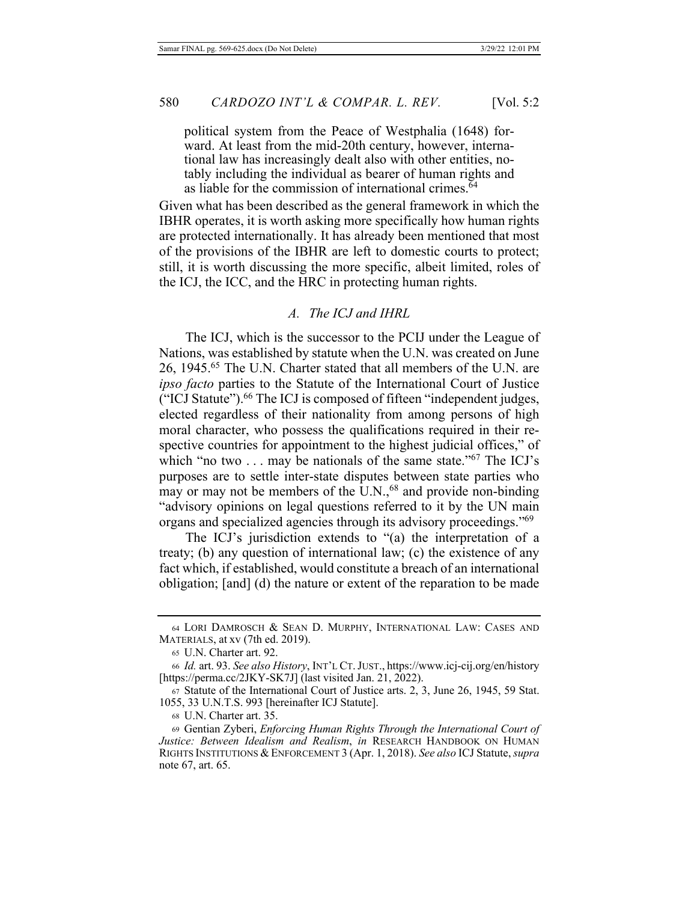political system from the Peace of Westphalia (1648) forward. At least from the mid-20th century, however, international law has increasingly dealt also with other entities, notably including the individual as bearer of human rights and as liable for the commission of international crimes.[64]

Given what has been described as the general framework in which the IBHR operates, it is worth asking more specifically how human rights are protected internationally. It has already been mentioned that most of the provisions of the IBHR are left to domestic courts to protect; still, it is worth discussing the more specific, albeit limited, roles of the ICJ, the ICC, and the HRC in protecting human rights.

### *A. The ICJ and IHRL*

The ICJ, which is the successor to the PCIJ under the League of Nations, was established by statute when the U.N. was created on June 26, 1945.[65] The U.N. Charter stated that all members of the U.N. are *ipso facto* parties to the Statute of the International Court of Justice ("ICJ Statute").[66] The ICJ is composed of fifteen "independent judges, elected regardless of their nationality from among persons of high moral character, who possess the qualifications required in their respective countries for appointment to the highest judicial offices," of which "no two . . . may be nationals of the same state."[67] The ICJ's purposes are to settle inter-state disputes between state parties who may or may not be members of the U.N.,[68] and provide non-binding "advisory opinions on legal questions referred to it by the UN main organs and specialized agencies through its advisory proceedings."[69]

The ICJ's jurisdiction extends to "(a) the interpretation of a treaty; (b) any question of international law; (c) the existence of any fact which, if established, would constitute a breach of an international obligation; [and] (d) the nature or extent of the reparation to be made

---

64 LORI DAMROSCH & SEAN D. MURPHY, INTERNATIONAL LAW: CASES AND MATERIALS, at xv (7th ed. 2019).

65 U.N. Charter art. 92.

66 *Id.* art. 93. *See also History*, INT'L CT. JUST., https://www.icj-cij.org/en/history [https://perma.cc/2JKY-SK7J] (last visited Jan. 21, 2022).

67 Statute of the International Court of Justice arts. 2, 3, June 26, 1945, 59 Stat. 1055, 33 U.N.T.S. 993 [hereinafter ICJ Statute].

68 U.N. Charter art. 35.

69 Gentian Zyberi, *Enforcing Human Rights Through the International Court of Justice: Between Idealism and Realism*, *in* RESEARCH HANDBOOK ON HUMAN RIGHTS INSTITUTIONS & ENFORCEMENT 3 (Apr. 1, 2018). *See also* ICJ Statute, *supra* note 67, art. 65.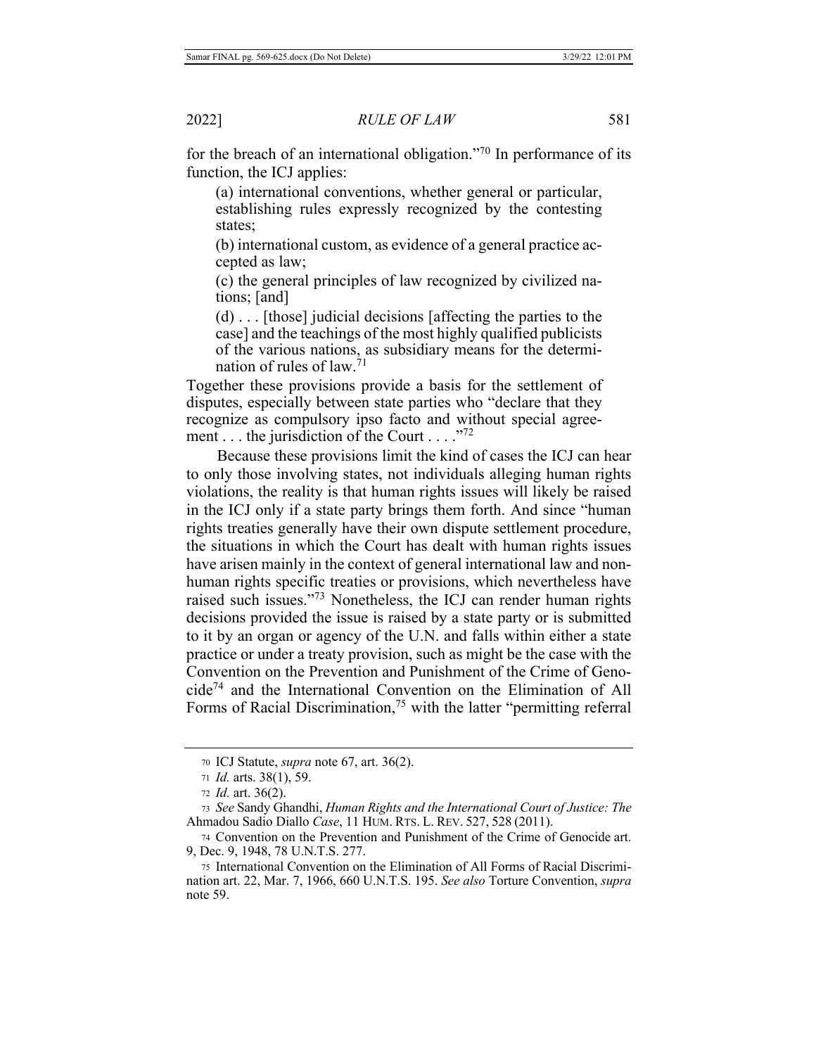for the breach of an international obligation."[70] In performance of its function, the ICJ applies:

> (a) international conventions, whether general or particular, establishing rules expressly recognized by the contesting states;
>
> (b) international custom, as evidence of a general practice accepted as law;
>
> (c) the general principles of law recognized by civilized nations; [and]
>
> (d) . . . [those] judicial decisions [affecting the parties to the case] and the teachings of the most highly qualified publicists of the various nations, as subsidiary means for the determination of rules of law.[71]

Together these provisions provide a basis for the settlement of disputes, especially between state parties who "declare that they recognize as compulsory ipso facto and without special agreement . . . the jurisdiction of the Court . . . ."[72]

Because these provisions limit the kind of cases the ICJ can hear to only those involving states, not individuals alleging human rights violations, the reality is that human rights issues will likely be raised in the ICJ only if a state party brings them forth. And since "human rights treaties generally have their own dispute settlement procedure, the situations in which the Court has dealt with human rights issues have arisen mainly in the context of general international law and non-human rights specific treaties or provisions, which nevertheless have raised such issues."[73] Nonetheless, the ICJ can render human rights decisions provided the issue is raised by a state party or is submitted to it by an organ or agency of the U.N. and falls within either a state practice or under a treaty provision, such as might be the case with the Convention on the Prevention and Punishment of the Crime of Genocide[74] and the International Convention on the Elimination of All Forms of Racial Discrimination,[75] with the latter "permitting referral

---

70 ICJ Statute, *supra* note 67, art. 36(2).

71 *Id.* arts. 38(1), 59.

72 *Id.* art. 36(2).

73 *See* Sandy Ghandhi, *Human Rights and the International Court of Justice: The* Ahmadou Sadio Diallo *Case*, 11 HUM. RTS. L. REV. 527, 528 (2011).

74 Convention on the Prevention and Punishment of the Crime of Genocide art. 9, Dec. 9, 1948, 78 U.N.T.S. 277.

75 International Convention on the Elimination of All Forms of Racial Discrimination art. 22, Mar. 7, 1966, 660 U.N.T.S. 195. *See also* Torture Convention, *supra* note 59.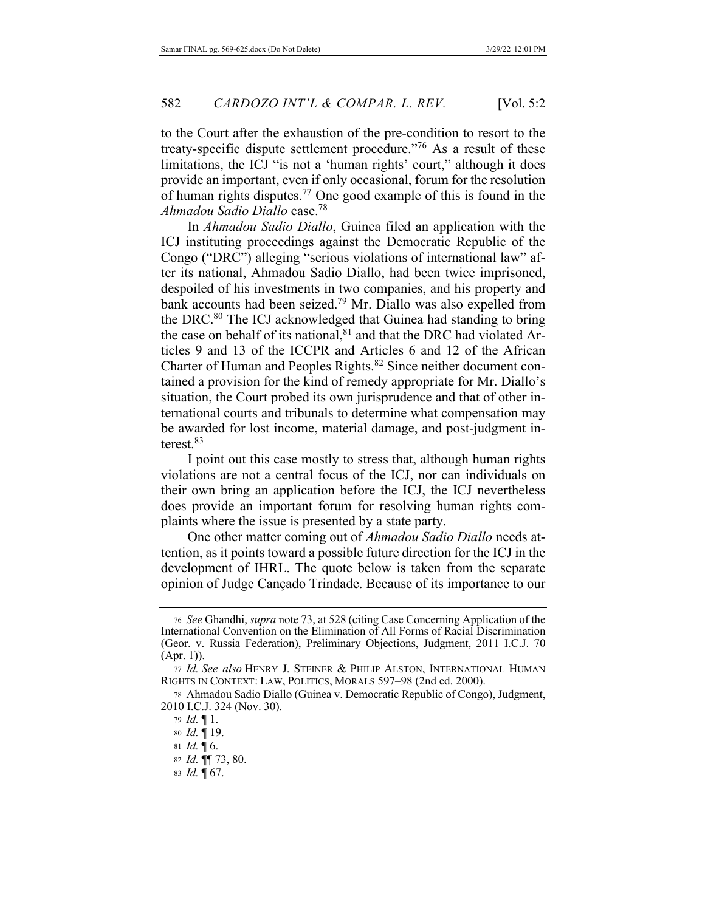to the Court after the exhaustion of the pre-condition to resort to the treaty-specific dispute settlement procedure."[76] As a result of these limitations, the ICJ "is not a 'human rights' court," although it does provide an important, even if only occasional, forum for the resolution of human rights disputes.[77] One good example of this is found in the *Ahmadou Sadio Diallo* case.[78]

In *Ahmadou Sadio Diallo*, Guinea filed an application with the ICJ instituting proceedings against the Democratic Republic of the Congo ("DRC") alleging "serious violations of international law" after its national, Ahmadou Sadio Diallo, had been twice imprisoned, despoiled of his investments in two companies, and his property and bank accounts had been seized.[79] Mr. Diallo was also expelled from the DRC.[80] The ICJ acknowledged that Guinea had standing to bring the case on behalf of its national,[81] and that the DRC had violated Articles 9 and 13 of the ICCPR and Articles 6 and 12 of the African Charter of Human and Peoples Rights.[82] Since neither document contained a provision for the kind of remedy appropriate for Mr. Diallo's situation, the Court probed its own jurisprudence and that of other international courts and tribunals to determine what compensation may be awarded for lost income, material damage, and post-judgment interest.[83]

I point out this case mostly to stress that, although human rights violations are not a central focus of the ICJ, nor can individuals on their own bring an application before the ICJ, the ICJ nevertheless does provide an important forum for resolving human rights complaints where the issue is presented by a state party.

One other matter coming out of *Ahmadou Sadio Diallo* needs attention, as it points toward a possible future direction for the ICJ in the development of IHRL. The quote below is taken from the separate opinion of Judge Cançado Trindade. Because of its importance to our

---

76 *See* Ghandhi, *supra* note 73, at 528 (citing Case Concerning Application of the International Convention on the Elimination of All Forms of Racial Discrimination (Geor. v. Russia Federation), Preliminary Objections, Judgment, 2011 I.C.J. 70 (Apr. 1)).

77 *Id. See also* HENRY J. STEINER & PHILIP ALSTON, INTERNATIONAL HUMAN RIGHTS IN CONTEXT: LAW, POLITICS, MORALS 597–98 (2nd ed. 2000).

78 Ahmadou Sadio Diallo (Guinea v. Democratic Republic of Congo), Judgment, 2010 I.C.J. 324 (Nov. 30).

79 *Id.* ¶ 1.

80 *Id.* ¶ 19.

81 *Id.* ¶ 6.

82 *Id.* ¶¶ 73, 80.

83 *Id.* ¶ 67.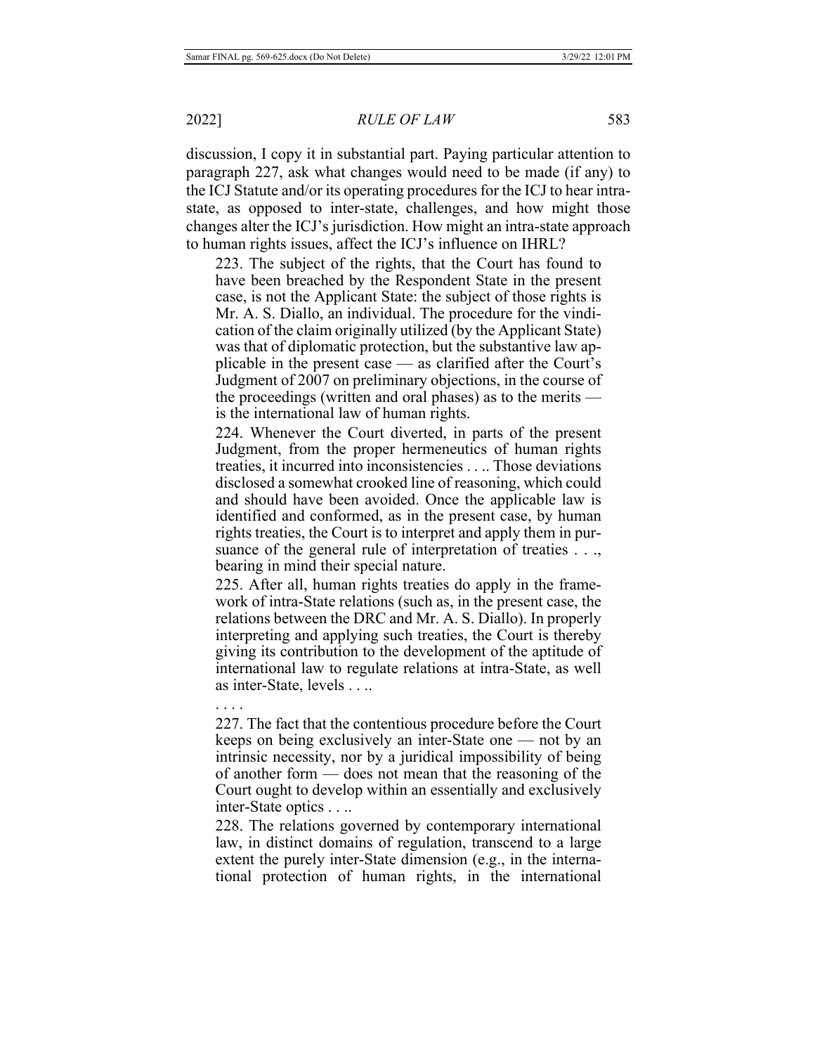discussion, I copy it in substantial part. Paying particular attention to paragraph 227, ask what changes would need to be made (if any) to the ICJ Statute and/or its operating procedures for the ICJ to hear intra-state, as opposed to inter-state, challenges, and how might those changes alter the ICJ's jurisdiction. How might an intra-state approach to human rights issues, affect the ICJ's influence on IHRL?

> 223. The subject of the rights, that the Court has found to have been breached by the Respondent State in the present case, is not the Applicant State: the subject of those rights is Mr. A. S. Diallo, an individual. The procedure for the vindication of the claim originally utilized (by the Applicant State) was that of diplomatic protection, but the substantive law applicable in the present case — as clarified after the Court's Judgment of 2007 on preliminary objections, in the course of the proceedings (written and oral phases) as to the merits — is the international law of human rights.
>
> 224. Whenever the Court diverted, in parts of the present Judgment, from the proper hermeneutics of human rights treaties, it incurred into inconsistencies . . .. Those deviations disclosed a somewhat crooked line of reasoning, which could and should have been avoided. Once the applicable law is identified and conformed, as in the present case, by human rights treaties, the Court is to interpret and apply them in pursuance of the general rule of interpretation of treaties . . ., bearing in mind their special nature.
>
> 225. After all, human rights treaties do apply in the framework of intra-State relations (such as, in the present case, the relations between the DRC and Mr. A. S. Diallo). In properly interpreting and applying such treaties, the Court is thereby giving its contribution to the development of the aptitude of international law to regulate relations at intra-State, as well as inter-State, levels . . ..
>
> . . . .
>
> 227. The fact that the contentious procedure before the Court keeps on being exclusively an inter-State one — not by an intrinsic necessity, nor by a juridical impossibility of being of another form — does not mean that the reasoning of the Court ought to develop within an essentially and exclusively inter-State optics . . ..
>
> 228. The relations governed by contemporary international law, in distinct domains of regulation, transcend to a large extent the purely inter-State dimension (e.g., in the international protection of human rights, in the international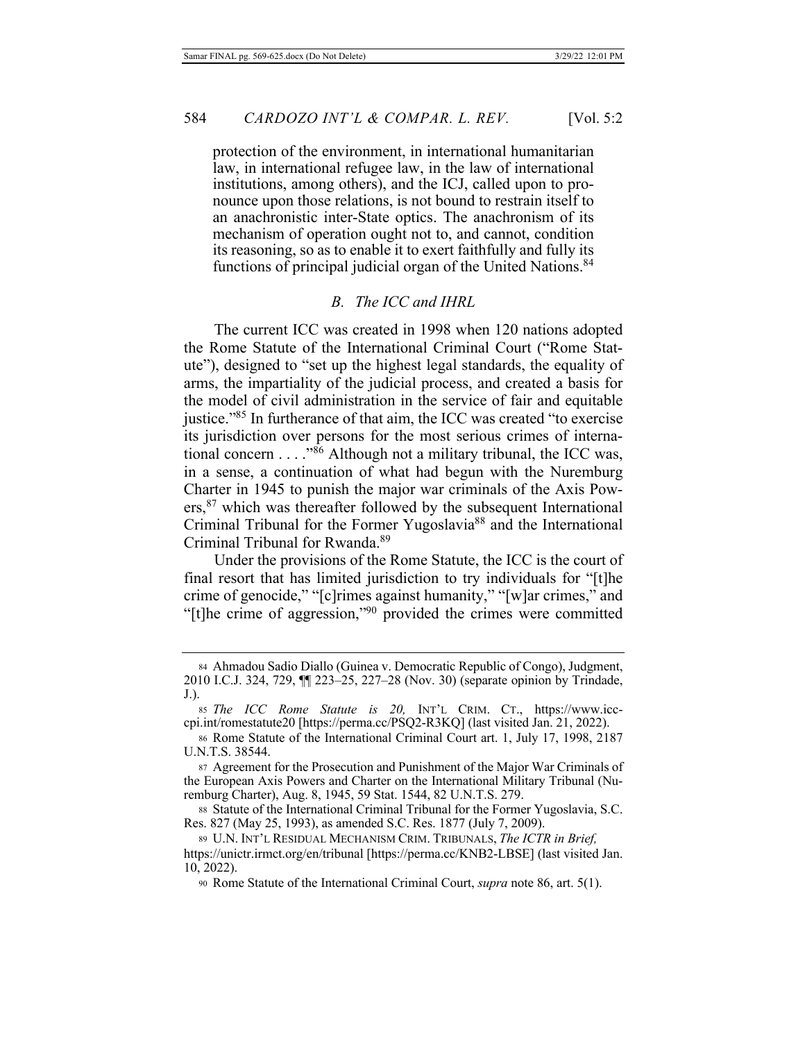> protection of the environment, in international humanitarian law, in international refugee law, in the law of international institutions, among others), and the ICJ, called upon to pronounce upon those relations, is not bound to restrain itself to an anachronistic inter-State optics. The anachronism of its mechanism of operation ought not to, and cannot, condition its reasoning, so as to enable it to exert faithfully and fully its functions of principal judicial organ of the United Nations.[84]

### *B. The ICC and IHRL*

The current ICC was created in 1998 when 120 nations adopted the Rome Statute of the International Criminal Court ("Rome Statute"), designed to "set up the highest legal standards, the equality of arms, the impartiality of the judicial process, and created a basis for the model of civil administration in the service of fair and equitable justice."[85] In furtherance of that aim, the ICC was created "to exercise its jurisdiction over persons for the most serious crimes of international concern . . . ."[86] Although not a military tribunal, the ICC was, in a sense, a continuation of what had begun with the Nuremburg Charter in 1945 to punish the major war criminals of the Axis Powers,[87] which was thereafter followed by the subsequent International Criminal Tribunal for the Former Yugoslavia[88] and the International Criminal Tribunal for Rwanda.[89]

Under the provisions of the Rome Statute, the ICC is the court of final resort that has limited jurisdiction to try individuals for "[t]he crime of genocide," "[c]rimes against humanity," "[w]ar crimes," and "[t]he crime of aggression,"[90] provided the crimes were committed

---

84 Ahmadou Sadio Diallo (Guinea v. Democratic Republic of Congo), Judgment, 2010 I.C.J. 324, 729, ¶¶ 223–25, 227–28 (Nov. 30) (separate opinion by Trindade, J.).

85 *The ICC Rome Statute is 20,* INT'L CRIM. CT., https://www.icc-cpi.int/romestatute20 [https://perma.cc/PSQ2-R3KQ] (last visited Jan. 21, 2022).

86 Rome Statute of the International Criminal Court art. 1, July 17, 1998, 2187 U.N.T.S. 38544.

87 Agreement for the Prosecution and Punishment of the Major War Criminals of the European Axis Powers and Charter on the International Military Tribunal (Nuremburg Charter), Aug. 8, 1945, 59 Stat. 1544, 82 U.N.T.S. 279.

88 Statute of the International Criminal Tribunal for the Former Yugoslavia, S.C. Res. 827 (May 25, 1993), as amended S.C. Res. 1877 (July 7, 2009).

89 U.N. INT'L RESIDUAL MECHANISM CRIM. TRIBUNALS, *The ICTR in Brief,* https://unictr.irmct.org/en/tribunal [https://perma.cc/KNB2-LBSE] (last visited Jan. 10, 2022).

90 Rome Statute of the International Criminal Court, *supra* note 86, art. 5(1).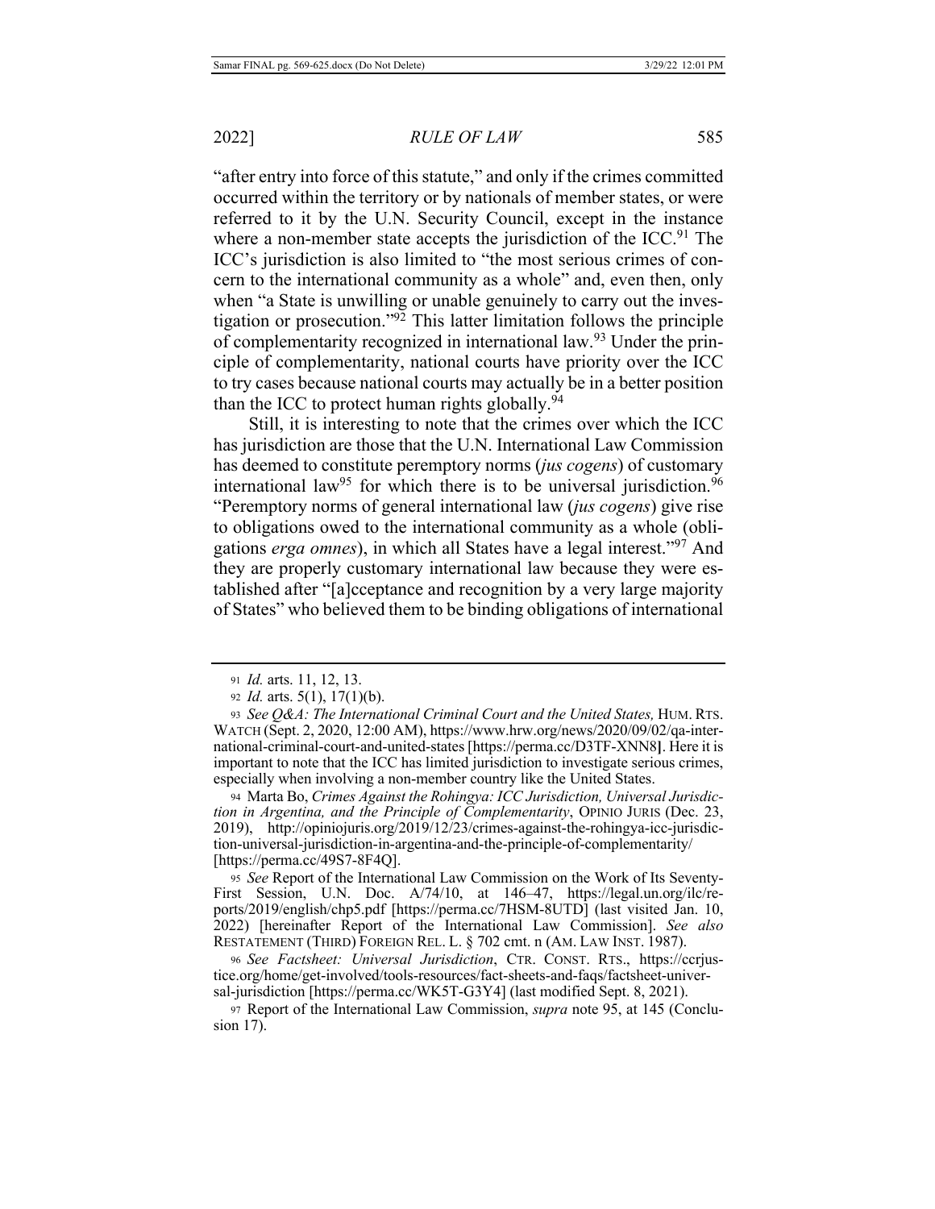"after entry into force of this statute," and only if the crimes committed occurred within the territory or by nationals of member states, or were referred to it by the U.N. Security Council, except in the instance where a non-member state accepts the jurisdiction of the ICC.[91] The ICC's jurisdiction is also limited to "the most serious crimes of concern to the international community as a whole" and, even then, only when "a State is unwilling or unable genuinely to carry out the investigation or prosecution."[92] This latter limitation follows the principle of complementarity recognized in international law.[93] Under the principle of complementarity, national courts have priority over the ICC to try cases because national courts may actually be in a better position than the ICC to protect human rights globally.[94]

Still, it is interesting to note that the crimes over which the ICC has jurisdiction are those that the U.N. International Law Commission has deemed to constitute peremptory norms (*jus cogens*) of customary international law[95] for which there is to be universal jurisdiction.[96] "Peremptory norms of general international law (*jus cogens*) give rise to obligations owed to the international community as a whole (obligations *erga omnes*), in which all States have a legal interest."[97] And they are properly customary international law because they were established after "[a]cceptance and recognition by a very large majority of States" who believed them to be binding obligations of international

---

91 *Id.* arts. 11, 12, 13.

92 *Id.* arts. 5(1), 17(1)(b).

93 *See Q&A: The International Criminal Court and the United States,* HUM. RTS. WATCH (Sept. 2, 2020, 12:00 AM), https://www.hrw.org/news/2020/09/02/qa-international-criminal-court-and-united-states [https://perma.cc/D3TF-XNN8]. Here it is important to note that the ICC has limited jurisdiction to investigate serious crimes, especially when involving a non-member country like the United States.

94 Marta Bo, *Crimes Against the Rohingya: ICC Jurisdiction, Universal Jurisdiction in Argentina, and the Principle of Complementarity*, OPINIO JURIS (Dec. 23, 2019), http://opiniojuris.org/2019/12/23/crimes-against-the-rohingya-icc-jurisdiction-universal-jurisdiction-in-argentina-and-the-principle-of-complementarity/ [https://perma.cc/49S7-8F4Q].

95 *See* Report of the International Law Commission on the Work of Its Seventy-First Session, U.N. Doc. A/74/10, at 146–47, https://legal.un.org/ilc/reports/2019/english/chp5.pdf [https://perma.cc/7HSM-8UTD] (last visited Jan. 10, 2022) [hereinafter Report of the International Law Commission]. *See also* RESTATEMENT (THIRD) FOREIGN REL. L. § 702 cmt. n (AM. LAW INST. 1987).

96 *See Factsheet: Universal Jurisdiction*, CTR. CONST. RTS., https://ccrjustice.org/home/get-involved/tools-resources/fact-sheets-and-faqs/factsheet-universal-jurisdiction [https://perma.cc/WK5T-G3Y4] (last modified Sept. 8, 2021).

97 Report of the International Law Commission, *supra* note 95, at 145 (Conclusion 17).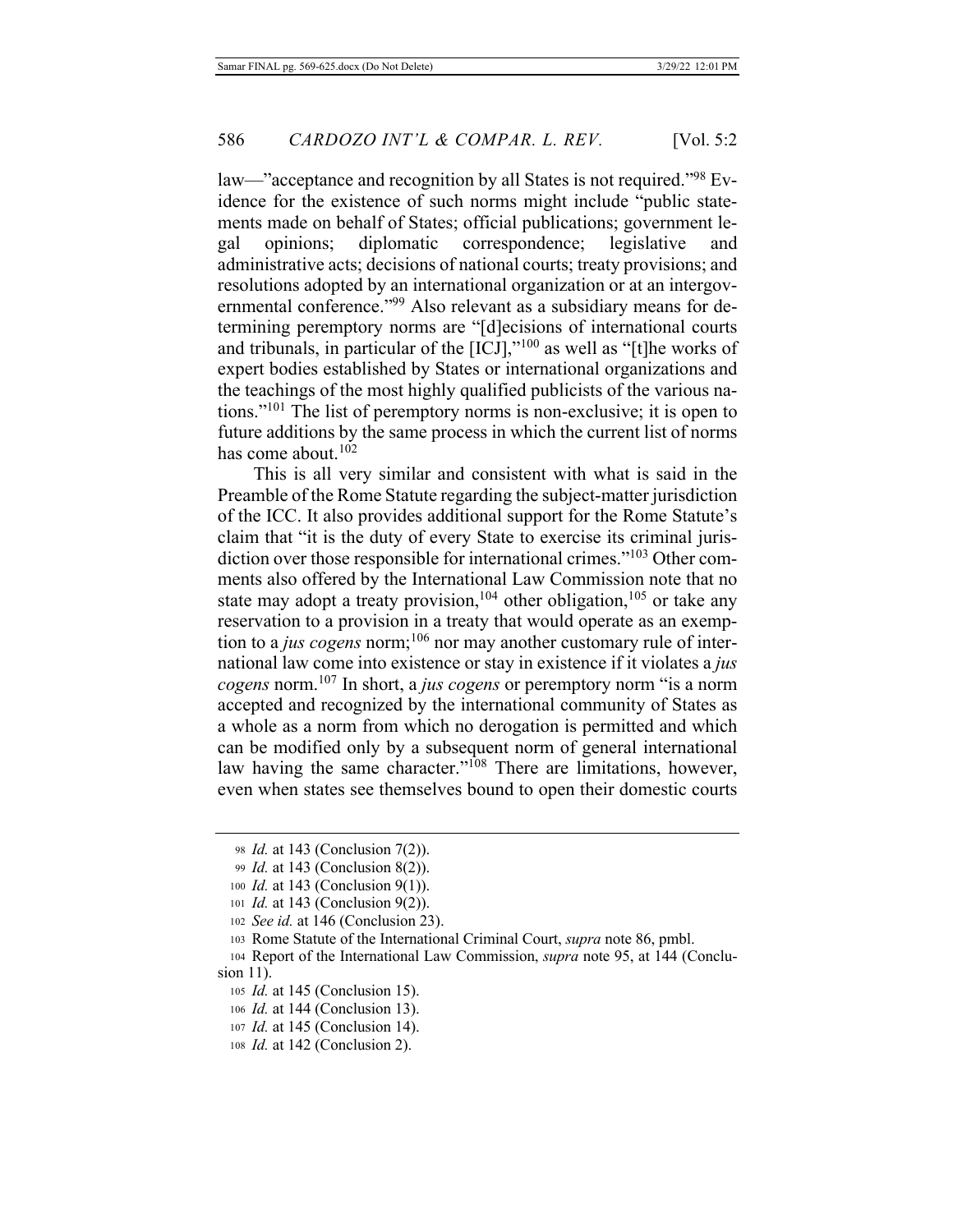law—"acceptance and recognition by all States is not required."[98] Evidence for the existence of such norms might include "public statements made on behalf of States; official publications; government legal opinions; diplomatic correspondence; legislative and administrative acts; decisions of national courts; treaty provisions; and resolutions adopted by an international organization or at an intergovernmental conference."[99] Also relevant as a subsidiary means for determining peremptory norms are "[d]ecisions of international courts and tribunals, in particular of the [ICJ],"[100] as well as "[t]he works of expert bodies established by States or international organizations and the teachings of the most highly qualified publicists of the various nations."[101] The list of peremptory norms is non-exclusive; it is open to future additions by the same process in which the current list of norms has come about.[102]

This is all very similar and consistent with what is said in the Preamble of the Rome Statute regarding the subject-matter jurisdiction of the ICC. It also provides additional support for the Rome Statute's claim that "it is the duty of every State to exercise its criminal jurisdiction over those responsible for international crimes."[103] Other comments also offered by the International Law Commission note that no state may adopt a treaty provision,[104] other obligation,[105] or take any reservation to a provision in a treaty that would operate as an exemption to a *jus cogens* norm;[106] nor may another customary rule of international law come into existence or stay in existence if it violates a *jus cogens* norm.[107] In short, a *jus cogens* or peremptory norm "is a norm accepted and recognized by the international community of States as a whole as a norm from which no derogation is permitted and which can be modified only by a subsequent norm of general international law having the same character."[108] There are limitations, however, even when states see themselves bound to open their domestic courts

---

98 *Id.* at 143 (Conclusion 7(2)).

99 *Id.* at 143 (Conclusion 8(2)).

100 *Id.* at 143 (Conclusion 9(1)).

101 *Id.* at 143 (Conclusion 9(2)).

102 *See id.* at 146 (Conclusion 23).

103 Rome Statute of the International Criminal Court, *supra* note 86, pmbl.

104 Report of the International Law Commission, *supra* note 95, at 144 (Conclusion 11).

105 *Id.* at 145 (Conclusion 15).

106 *Id.* at 144 (Conclusion 13).

107 *Id.* at 145 (Conclusion 14).

108 *Id.* at 142 (Conclusion 2).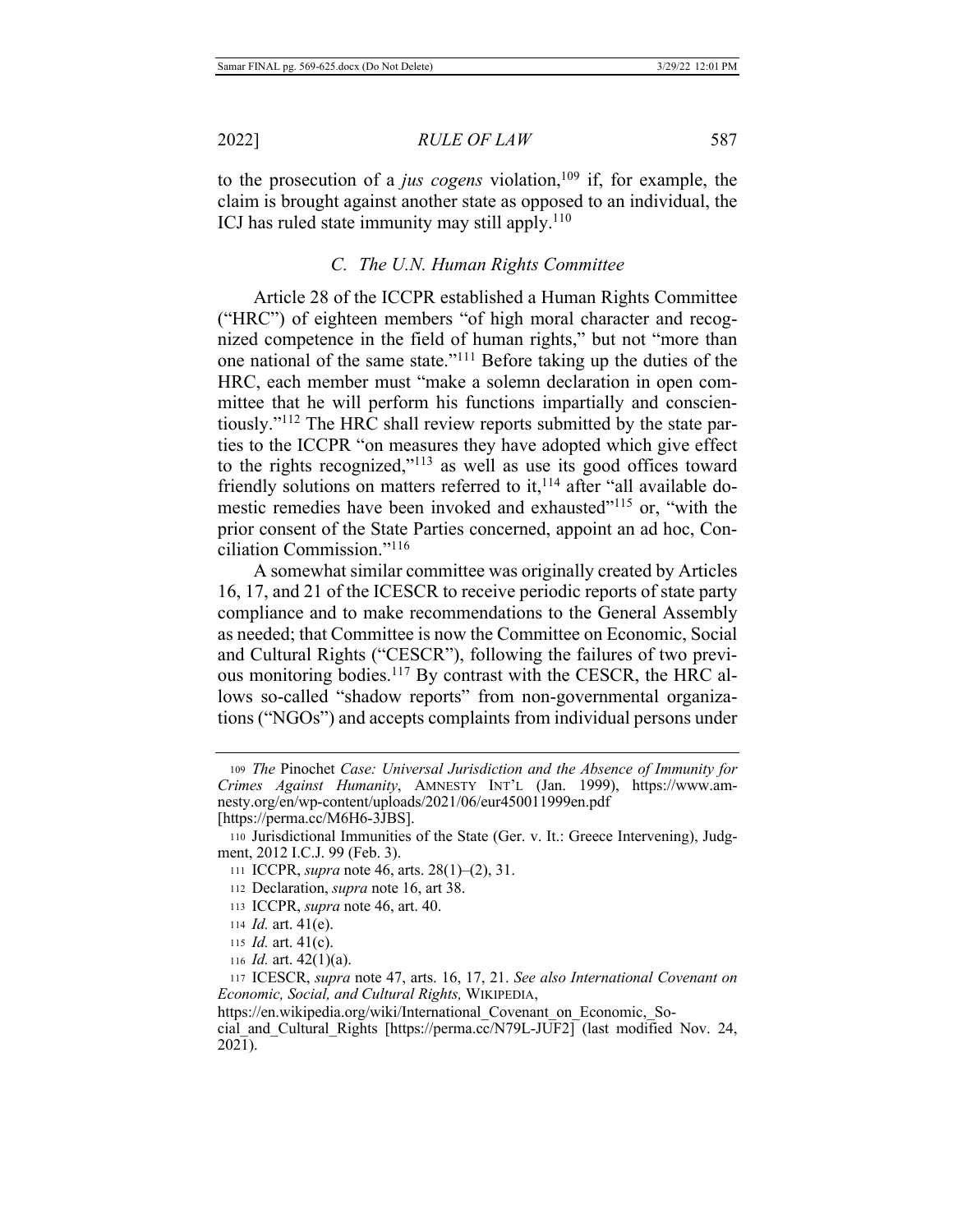to the prosecution of a *jus cogens* violation,[109] if, for example, the claim is brought against another state as opposed to an individual, the ICJ has ruled state immunity may still apply.[110]

### C. The U.N. Human Rights Committee

Article 28 of the ICCPR established a Human Rights Committee ("HRC") of eighteen members "of high moral character and recognized competence in the field of human rights," but not "more than one national of the same state."[111] Before taking up the duties of the HRC, each member must "make a solemn declaration in open committee that he will perform his functions impartially and conscientiously."[112] The HRC shall review reports submitted by the state parties to the ICCPR "on measures they have adopted which give effect to the rights recognized,"[113] as well as use its good offices toward friendly solutions on matters referred to it,[114] after "all available domestic remedies have been invoked and exhausted"[115] or, "with the prior consent of the State Parties concerned, appoint an ad hoc, Conciliation Commission."[116]

A somewhat similar committee was originally created by Articles 16, 17, and 21 of the ICESCR to receive periodic reports of state party compliance and to make recommendations to the General Assembly as needed; that Committee is now the Committee on Economic, Social and Cultural Rights ("CESCR"), following the failures of two previous monitoring bodies.[117] By contrast with the CESCR, the HRC allows so-called "shadow reports" from non-governmental organizations ("NGOs") and accepts complaints from individual persons under

---

[109] *The* Pinochet *Case: Universal Jurisdiction and the Absence of Immunity for Crimes Against Humanity*, AMNESTY INT'L (Jan. 1999), https://www.amnesty.org/en/wp-content/uploads/2021/06/eur450011999en.pdf [https://perma.cc/M6H6-3JBS].

[110] Jurisdictional Immunities of the State (Ger. v. It.: Greece Intervening), Judgment, 2012 I.C.J. 99 (Feb. 3).

[111] ICCPR, *supra* note 46, arts. 28(1)–(2), 31.

[112] Declaration, *supra* note 16, art 38.

[113] ICCPR, *supra* note 46, art. 40.

[114] *Id.* art. 41(e).

[115] *Id.* art. 41(c).

[116] *Id.* art. 42(1)(a).

[117] ICESCR, *supra* note 47, arts. 16, 17, 21. *See also International Covenant on Economic, Social, and Cultural Rights,* WIKIPEDIA, https://en.wikipedia.org/wiki/International_Covenant_on_Economic,_Social_and_Cultural_Rights [https://perma.cc/N79L-JUF2] (last modified Nov. 24, 2021).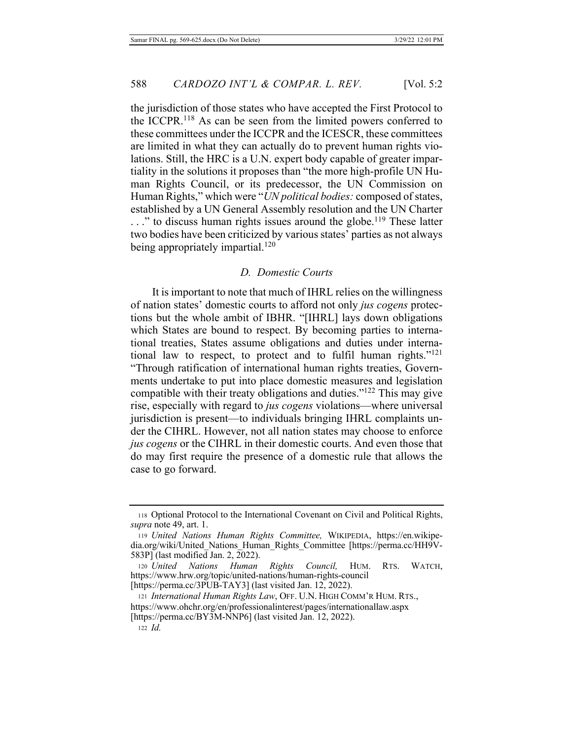the jurisdiction of those states who have accepted the First Protocol to the ICCPR.[118] As can be seen from the limited powers conferred to these committees under the ICCPR and the ICESCR, these committees are limited in what they can actually do to prevent human rights violations. Still, the HRC is a U.N. expert body capable of greater impartiality in the solutions it proposes than "the more high-profile UN Human Rights Council, or its predecessor, the UN Commission on Human Rights," which were "*UN political bodies:* composed of states, established by a UN General Assembly resolution and the UN Charter . . ." to discuss human rights issues around the globe.[119] These latter two bodies have been criticized by various states' parties as not always being appropriately impartial.[120]

### *D. Domestic Courts*

It is important to note that much of IHRL relies on the willingness of nation states' domestic courts to afford not only *jus cogens* protections but the whole ambit of IBHR. "[IHRL] lays down obligations which States are bound to respect. By becoming parties to international treaties, States assume obligations and duties under international law to respect, to protect and to fulfil human rights."[121] "Through ratification of international human rights treaties, Governments undertake to put into place domestic measures and legislation compatible with their treaty obligations and duties."[122] This may give rise, especially with regard to *jus cogens* violations—where universal jurisdiction is present—to individuals bringing IHRL complaints under the CIHRL. However, not all nation states may choose to enforce *jus cogens* or the CIHRL in their domestic courts. And even those that do may first require the presence of a domestic rule that allows the case to go forward.

---

118 Optional Protocol to the International Covenant on Civil and Political Rights, *supra* note 49, art. 1.

119 *United Nations Human Rights Committee,* WIKIPEDIA, https://en.wikipedia.org/wiki/United_Nations_Human_Rights_Committee [https://perma.cc/HH9V-583P] (last modified Jan. 2, 2022).

120 *United Nations Human Rights Council,* HUM. RTS. WATCH, https://www.hrw.org/topic/united-nations/human-rights-council [https://perma.cc/3PUB-TAY3] (last visited Jan. 12, 2022).

121 *International Human Rights Law*, OFF. U.N. HIGH COMM'R HUM. RTS., https://www.ohchr.org/en/professionalinterest/pages/internationallaw.aspx [https://perma.cc/BY3M-NNP6] (last visited Jan. 12, 2022).

122 *Id.*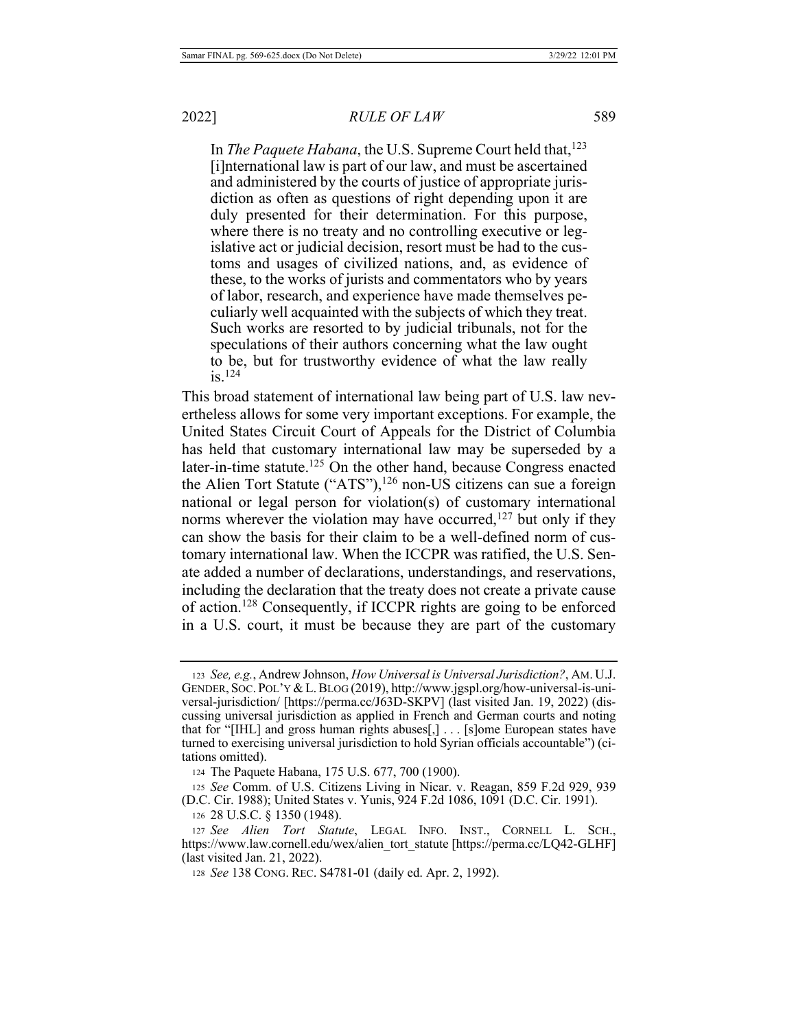In *The Paquete Habana*, the U.S. Supreme Court held that,[123]

> [i]nternational law is part of our law, and must be ascertained and administered by the courts of justice of appropriate jurisdiction as often as questions of right depending upon it are duly presented for their determination. For this purpose, where there is no treaty and no controlling executive or legislative act or judicial decision, resort must be had to the customs and usages of civilized nations, and, as evidence of these, to the works of jurists and commentators who by years of labor, research, and experience have made themselves peculiarly well acquainted with the subjects of which they treat. Such works are resorted to by judicial tribunals, not for the speculations of their authors concerning what the law ought to be, but for trustworthy evidence of what the law really is.[124]

This broad statement of international law being part of U.S. law nevertheless allows for some very important exceptions. For example, the United States Circuit Court of Appeals for the District of Columbia has held that customary international law may be superseded by a later-in-time statute.[125] On the other hand, because Congress enacted the Alien Tort Statute ("ATS"),[126] non-US citizens can sue a foreign national or legal person for violation(s) of customary international norms wherever the violation may have occurred,[127] but only if they can show the basis for their claim to be a well-defined norm of customary international law. When the ICCPR was ratified, the U.S. Senate added a number of declarations, understandings, and reservations, including the declaration that the treaty does not create a private cause of action.[128] Consequently, if ICCPR rights are going to be enforced in a U.S. court, it must be because they are part of the customary

---

[123] *See, e.g.*, Andrew Johnson, *How Universal is Universal Jurisdiction?*, AM. U.J. GENDER, SOC. POL'Y & L. BLOG (2019), http://www.jgspl.org/how-universal-is-universal-jurisdiction/ [https://perma.cc/J63D-SKPV] (last visited Jan. 19, 2022) (discussing universal jurisdiction as applied in French and German courts and noting that for "[IHL] and gross human rights abuses[,] . . . [s]ome European states have turned to exercising universal jurisdiction to hold Syrian officials accountable") (citations omitted).

[124] The Paquete Habana, 175 U.S. 677, 700 (1900).

[125] *See* Comm. of U.S. Citizens Living in Nicar. v. Reagan, 859 F.2d 929, 939 (D.C. Cir. 1988); United States v. Yunis, 924 F.2d 1086, 1091 (D.C. Cir. 1991).

[126] 28 U.S.C. § 1350 (1948).

[127] *See Alien Tort Statute*, LEGAL INFO. INST., CORNELL L. SCH., https://www.law.cornell.edu/wex/alien_tort_statute [https://perma.cc/LQ42-GLHF] (last visited Jan. 21, 2022).

[128] *See* 138 CONG. REC. S4781-01 (daily ed. Apr. 2, 1992).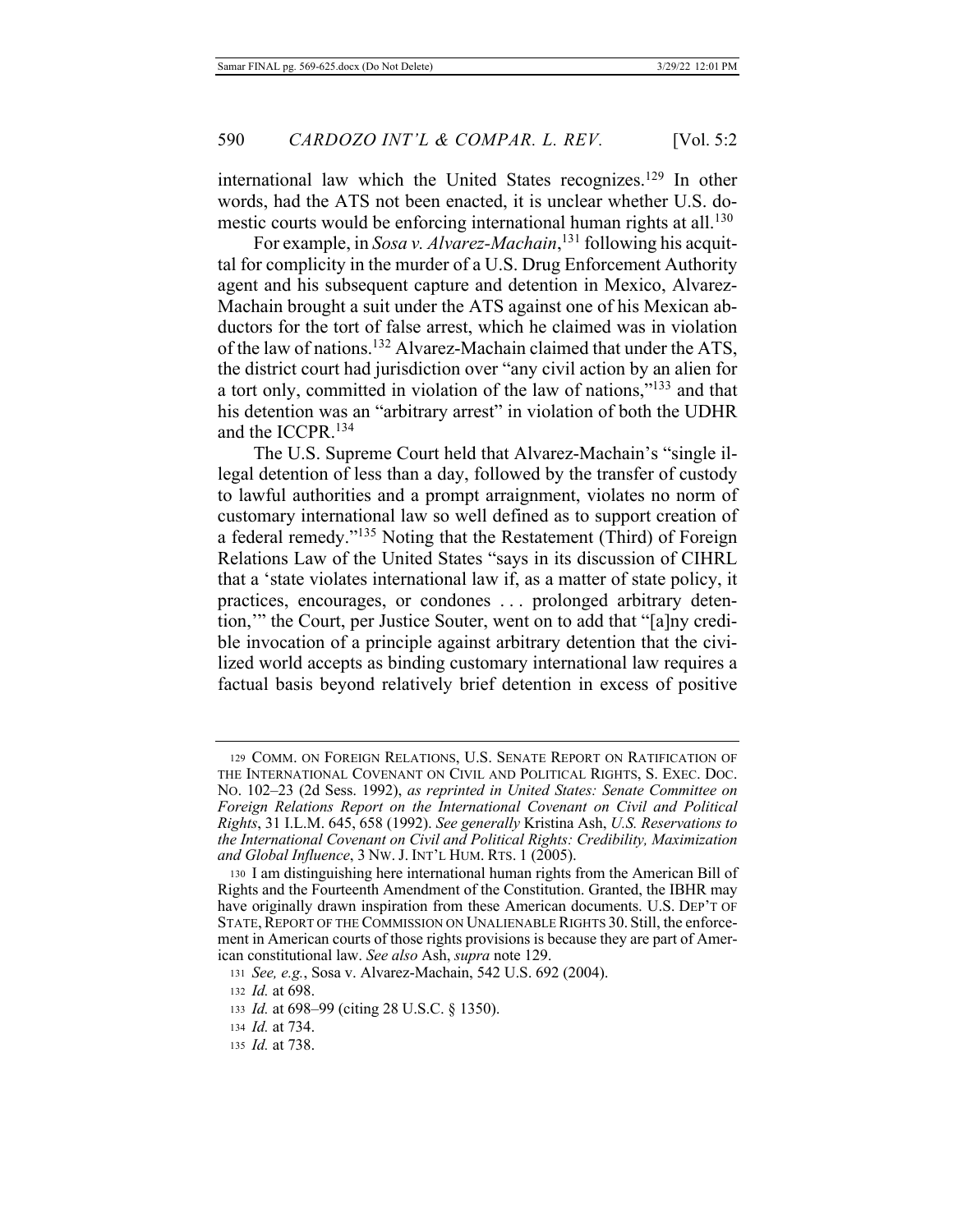international law which the United States recognizes.[129] In other words, had the ATS not been enacted, it is unclear whether U.S. domestic courts would be enforcing international human rights at all.[130]

For example, in *Sosa v. Alvarez-Machain*,[131] following his acquittal for complicity in the murder of a U.S. Drug Enforcement Authority agent and his subsequent capture and detention in Mexico, Alvarez-Machain brought a suit under the ATS against one of his Mexican abductors for the tort of false arrest, which he claimed was in violation of the law of nations.[132] Alvarez-Machain claimed that under the ATS, the district court had jurisdiction over "any civil action by an alien for a tort only, committed in violation of the law of nations,"[133] and that his detention was an "arbitrary arrest" in violation of both the UDHR and the ICCPR.[134]

The U.S. Supreme Court held that Alvarez-Machain's "single illegal detention of less than a day, followed by the transfer of custody to lawful authorities and a prompt arraignment, violates no norm of customary international law so well defined as to support creation of a federal remedy."[135] Noting that the Restatement (Third) of Foreign Relations Law of the United States "says in its discussion of CIHRL that a 'state violates international law if, as a matter of state policy, it practices, encourages, or condones . . . prolonged arbitrary detention,'" the Court, per Justice Souter, went on to add that "[a]ny credible invocation of a principle against arbitrary detention that the civilized world accepts as binding customary international law requires a factual basis beyond relatively brief detention in excess of positive

---

129 COMM. ON FOREIGN RELATIONS, U.S. SENATE REPORT ON RATIFICATION OF THE INTERNATIONAL COVENANT ON CIVIL AND POLITICAL RIGHTS, S. EXEC. DOC. NO. 102–23 (2d Sess. 1992), *as reprinted in United States: Senate Committee on Foreign Relations Report on the International Covenant on Civil and Political Rights*, 31 I.L.M. 645, 658 (1992). *See generally* Kristina Ash, *U.S. Reservations to the International Covenant on Civil and Political Rights: Credibility, Maximization and Global Influence*, 3 NW. J. INT'L HUM. RTS. 1 (2005).

130 I am distinguishing here international human rights from the American Bill of Rights and the Fourteenth Amendment of the Constitution. Granted, the IBHR may have originally drawn inspiration from these American documents. U.S. DEP'T OF STATE, REPORT OF THE COMMISSION ON UNALIENABLE RIGHTS 30. Still, the enforcement in American courts of those rights provisions is because they are part of American constitutional law. *See also* Ash, *supra* note 129.

131 *See, e.g.*, Sosa v. Alvarez-Machain, 542 U.S. 692 (2004).

132 *Id.* at 698.

133 *Id.* at 698–99 (citing 28 U.S.C. § 1350).

134 *Id.* at 734.

135 *Id.* at 738.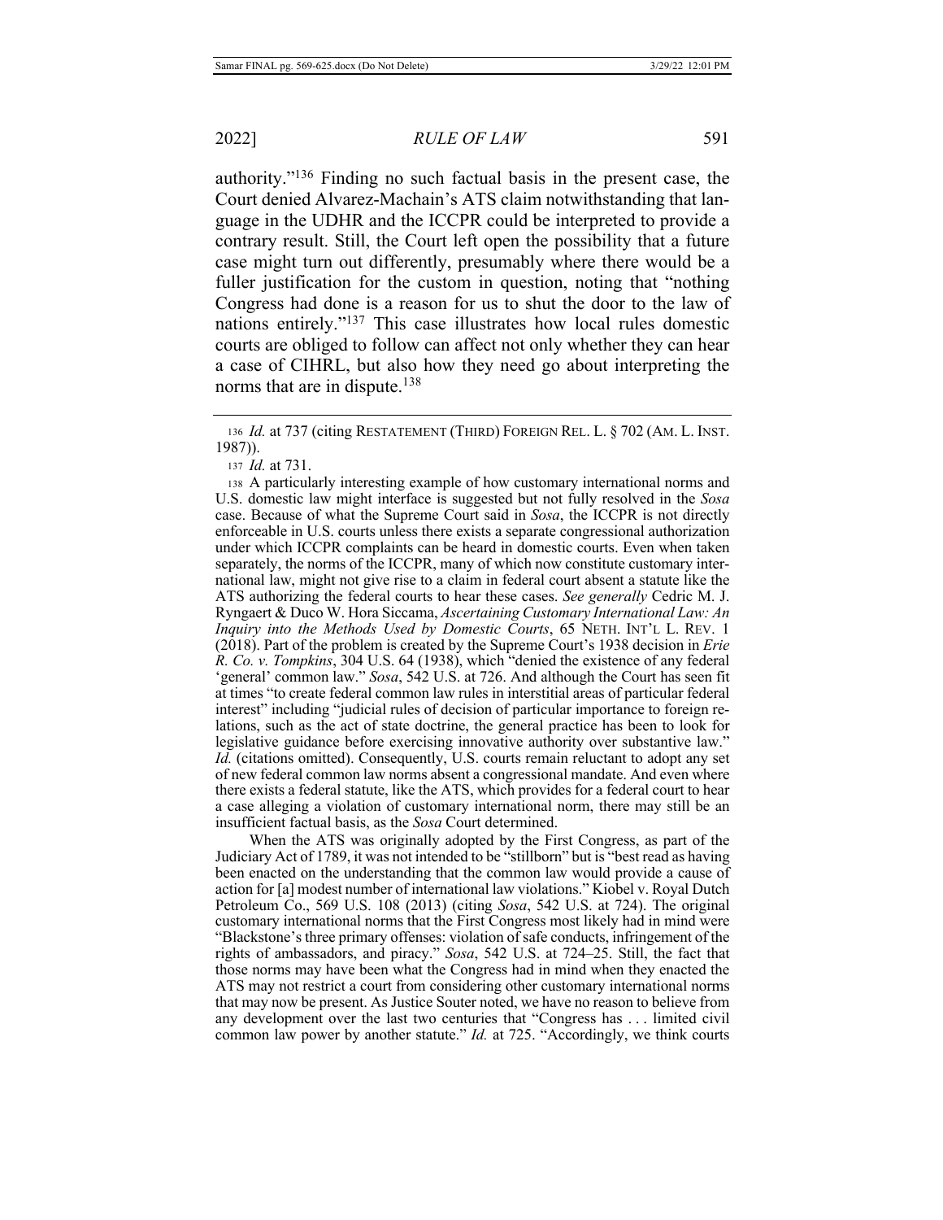authority."[136] Finding no such factual basis in the present case, the Court denied Alvarez-Machain's ATS claim notwithstanding that language in the UDHR and the ICCPR could be interpreted to provide a contrary result. Still, the Court left open the possibility that a future case might turn out differently, presumably where there would be a fuller justification for the custom in question, noting that "nothing Congress had done is a reason for us to shut the door to the law of nations entirely."[137] This case illustrates how local rules domestic courts are obliged to follow can affect not only whether they can hear a case of CIHRL, but also how they need go about interpreting the norms that are in dispute.[138]

---

136 *Id.* at 737 (citing RESTATEMENT (THIRD) FOREIGN REL. L. § 702 (AM. L. INST. 1987)).

137 *Id.* at 731.

138 A particularly interesting example of how customary international norms and U.S. domestic law might interface is suggested but not fully resolved in the *Sosa* case. Because of what the Supreme Court said in *Sosa*, the ICCPR is not directly enforceable in U.S. courts unless there exists a separate congressional authorization under which ICCPR complaints can be heard in domestic courts. Even when taken separately, the norms of the ICCPR, many of which now constitute customary international law, might not give rise to a claim in federal court absent a statute like the ATS authorizing the federal courts to hear these cases. *See generally* Cedric M. J. Ryngaert & Duco W. Hora Siccama, *Ascertaining Customary International Law: An Inquiry into the Methods Used by Domestic Courts*, 65 NETH. INT'L L. REV. 1 (2018). Part of the problem is created by the Supreme Court's 1938 decision in *Erie R. Co. v. Tompkins*, 304 U.S. 64 (1938), which "denied the existence of any federal 'general' common law." *Sosa*, 542 U.S. at 726. And although the Court has seen fit at times "to create federal common law rules in interstitial areas of particular federal interest" including "judicial rules of decision of particular importance to foreign relations, such as the act of state doctrine, the general practice has been to look for legislative guidance before exercising innovative authority over substantive law." *Id.* (citations omitted). Consequently, U.S. courts remain reluctant to adopt any set of new federal common law norms absent a congressional mandate. And even where there exists a federal statute, like the ATS, which provides for a federal court to hear a case alleging a violation of customary international norm, there may still be an insufficient factual basis, as the *Sosa* Court determined.

When the ATS was originally adopted by the First Congress, as part of the Judiciary Act of 1789, it was not intended to be "stillborn" but is "best read as having been enacted on the understanding that the common law would provide a cause of action for [a] modest number of international law violations." Kiobel v. Royal Dutch Petroleum Co., 569 U.S. 108 (2013) (citing *Sosa*, 542 U.S. at 724). The original customary international norms that the First Congress most likely had in mind were "Blackstone's three primary offenses: violation of safe conducts, infringement of the rights of ambassadors, and piracy." *Sosa*, 542 U.S. at 724–25. Still, the fact that those norms may have been what the Congress had in mind when they enacted the ATS may not restrict a court from considering other customary international norms that may now be present. As Justice Souter noted, we have no reason to believe from any development over the last two centuries that "Congress has . . . limited civil common law power by another statute." *Id.* at 725. "Accordingly, we think courts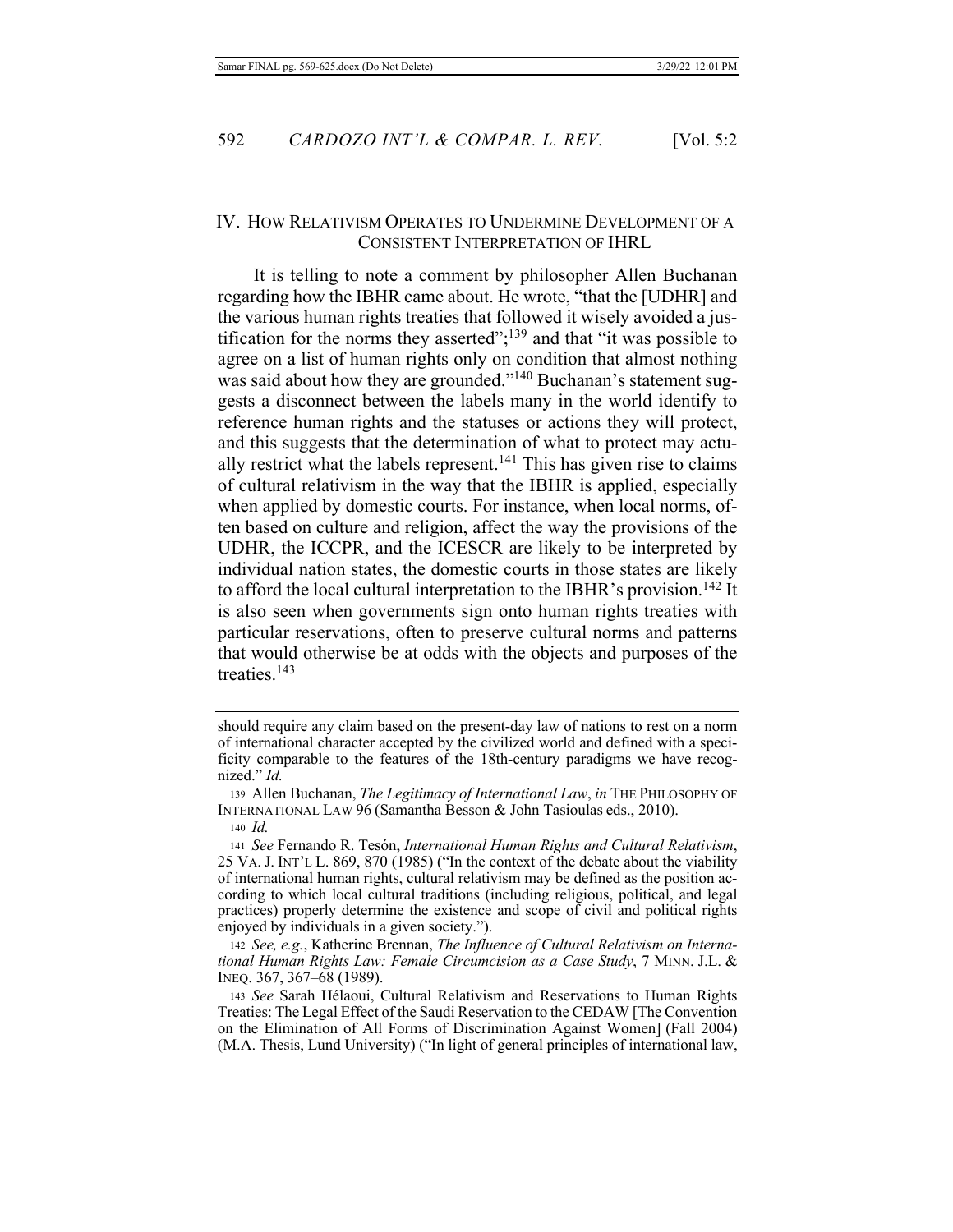## IV. HOW RELATIVISM OPERATES TO UNDERMINE DEVELOPMENT OF A CONSISTENT INTERPRETATION OF IHRL

It is telling to note a comment by philosopher Allen Buchanan regarding how the IBHR came about. He wrote, "that the [UDHR] and the various human rights treaties that followed it wisely avoided a justification for the norms they asserted";[139] and that "it was possible to agree on a list of human rights only on condition that almost nothing was said about how they are grounded."[140] Buchanan's statement suggests a disconnect between the labels many in the world identify to reference human rights and the statuses or actions they will protect, and this suggests that the determination of what to protect may actually restrict what the labels represent.[141] This has given rise to claims of cultural relativism in the way that the IBHR is applied, especially when applied by domestic courts. For instance, when local norms, often based on culture and religion, affect the way the provisions of the UDHR, the ICCPR, and the ICESCR are likely to be interpreted by individual nation states, the domestic courts in those states are likely to afford the local cultural interpretation to the IBHR's provision.[142] It is also seen when governments sign onto human rights treaties with particular reservations, often to preserve cultural norms and patterns that would otherwise be at odds with the objects and purposes of the treaties.[143]

---

should require any claim based on the present-day law of nations to rest on a norm of international character accepted by the civilized world and defined with a specificity comparable to the features of the 18th-century paradigms we have recognized." *Id.*

139 Allen Buchanan, *The Legitimacy of International Law*, *in* THE PHILOSOPHY OF INTERNATIONAL LAW 96 (Samantha Besson & John Tasioulas eds., 2010).

140 *Id.*

141 *See* Fernando R. Tesón, *International Human Rights and Cultural Relativism*, 25 VA. J. INT'L L. 869, 870 (1985) ("In the context of the debate about the viability of international human rights, cultural relativism may be defined as the position according to which local cultural traditions (including religious, political, and legal practices) properly determine the existence and scope of civil and political rights enjoyed by individuals in a given society.").

142 *See, e.g.*, Katherine Brennan, *The Influence of Cultural Relativism on International Human Rights Law: Female Circumcision as a Case Study*, 7 MINN. J.L. & INEQ. 367, 367–68 (1989).

143 *See* Sarah Hélaoui, Cultural Relativism and Reservations to Human Rights Treaties: The Legal Effect of the Saudi Reservation to the CEDAW [The Convention on the Elimination of All Forms of Discrimination Against Women] (Fall 2004) (M.A. Thesis, Lund University) ("In light of general principles of international law,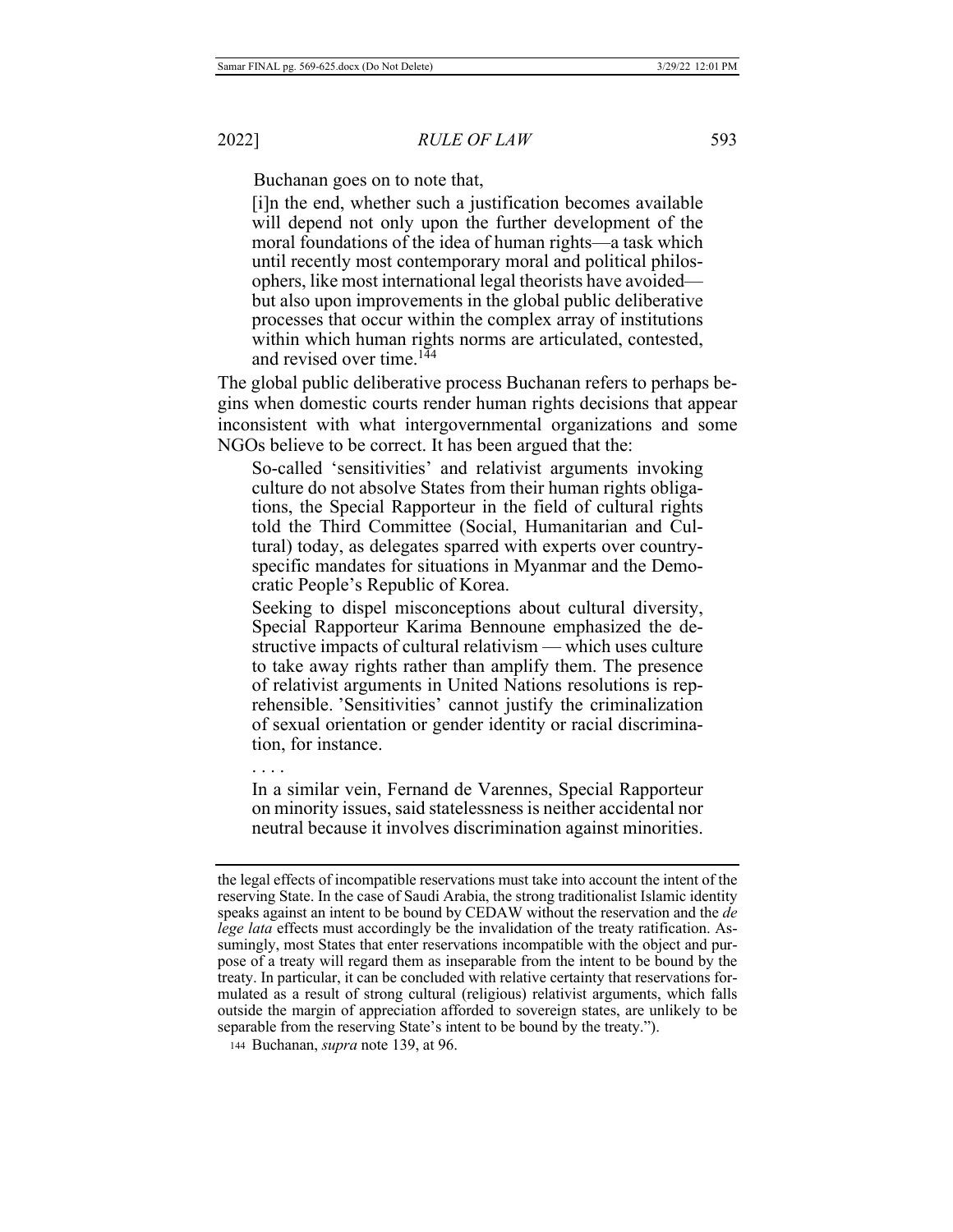Buchanan goes on to note that,

> [i]n the end, whether such a justification becomes available will depend not only upon the further development of the moral foundations of the idea of human rights—a task which until recently most contemporary moral and political philosophers, like most international legal theorists have avoided—but also upon improvements in the global public deliberative processes that occur within the complex array of institutions within which human rights norms are articulated, contested, and revised over time.[144]

The global public deliberative process Buchanan refers to perhaps begins when domestic courts render human rights decisions that appear inconsistent with what intergovernmental organizations and some NGOs believe to be correct. It has been argued that the:

> So-called 'sensitivities' and relativist arguments invoking culture do not absolve States from their human rights obligations, the Special Rapporteur in the field of cultural rights told the Third Committee (Social, Humanitarian and Cultural) today, as delegates sparred with experts over country-specific mandates for situations in Myanmar and the Democratic People's Republic of Korea.
>
> Seeking to dispel misconceptions about cultural diversity, Special Rapporteur Karima Bennoune emphasized the destructive impacts of cultural relativism — which uses culture to take away rights rather than amplify them. The presence of relativist arguments in United Nations resolutions is reprehensible. 'Sensitivities' cannot justify the criminalization of sexual orientation or gender identity or racial discrimination, for instance.
>
> . . . .
>
> In a similar vein, Fernand de Varennes, Special Rapporteur on minority issues, said statelessness is neither accidental nor neutral because it involves discrimination against minorities.

---

the legal effects of incompatible reservations must take into account the intent of the reserving State. In the case of Saudi Arabia, the strong traditionalist Islamic identity speaks against an intent to be bound by CEDAW without the reservation and the *de lege lata* effects must accordingly be the invalidation of the treaty ratification. Assumingly, most States that enter reservations incompatible with the object and purpose of a treaty will regard them as inseparable from the intent to be bound by the treaty. In particular, it can be concluded with relative certainty that reservations formulated as a result of strong cultural (religious) relativist arguments, which falls outside the margin of appreciation afforded to sovereign states, are unlikely to be separable from the reserving State's intent to be bound by the treaty.").

144 Buchanan, *supra* note 139, at 96.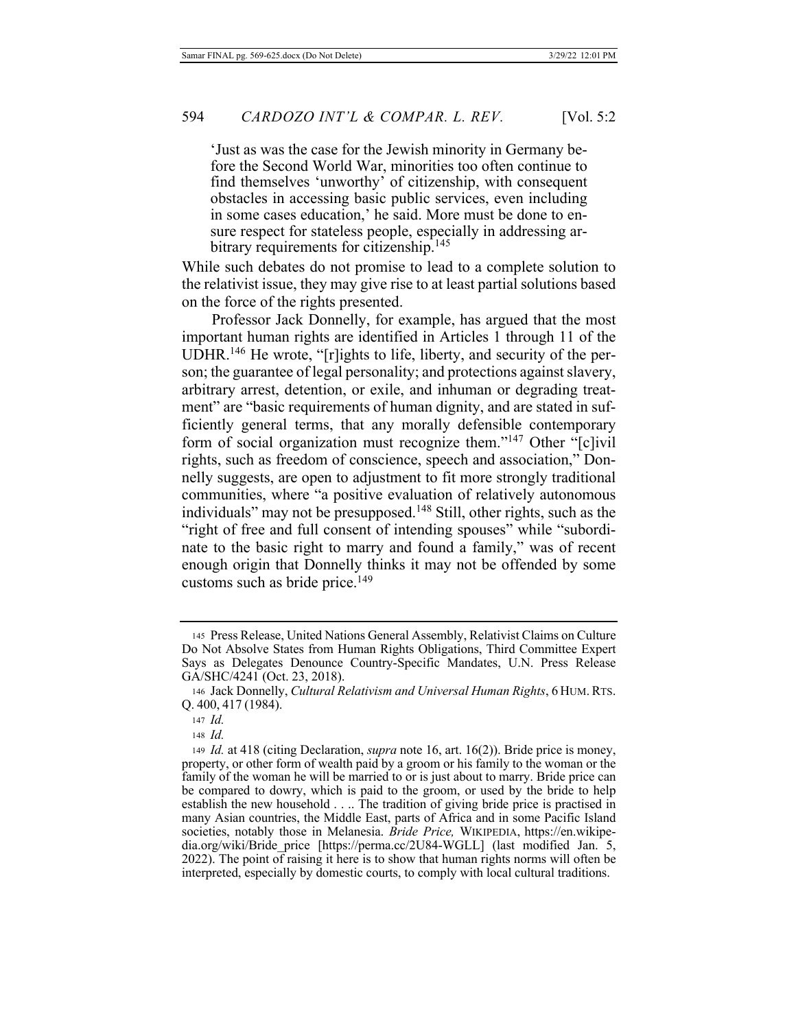> 'Just as was the case for the Jewish minority in Germany before the Second World War, minorities too often continue to find themselves 'unworthy' of citizenship, with consequent obstacles in accessing basic public services, even including in some cases education,' he said. More must be done to ensure respect for stateless people, especially in addressing arbitrary requirements for citizenship.[145]

While such debates do not promise to lead to a complete solution to the relativist issue, they may give rise to at least partial solutions based on the force of the rights presented.

Professor Jack Donnelly, for example, has argued that the most important human rights are identified in Articles 1 through 11 of the UDHR.[146] He wrote, "[r]ights to life, liberty, and security of the person; the guarantee of legal personality; and protections against slavery, arbitrary arrest, detention, or exile, and inhuman or degrading treatment" are "basic requirements of human dignity, and are stated in sufficiently general terms, that any morally defensible contemporary form of social organization must recognize them."[147] Other "[c]ivil rights, such as freedom of conscience, speech and association," Donnelly suggests, are open to adjustment to fit more strongly traditional communities, where "a positive evaluation of relatively autonomous individuals" may not be presupposed.[148] Still, other rights, such as the "right of free and full consent of intending spouses" while "subordinate to the basic right to marry and found a family," was of recent enough origin that Donnelly thinks it may not be offended by some customs such as bride price.[149]

---

145 Press Release, United Nations General Assembly, Relativist Claims on Culture Do Not Absolve States from Human Rights Obligations, Third Committee Expert Says as Delegates Denounce Country-Specific Mandates, U.N. Press Release GA/SHC/4241 (Oct. 23, 2018).

146 Jack Donnelly, *Cultural Relativism and Universal Human Rights*, 6 HUM. RTS. Q. 400, 417 (1984).

147 *Id.*

148 *Id.*

149 *Id.* at 418 (citing Declaration, *supra* note 16, art. 16(2)). Bride price is money, property, or other form of wealth paid by a groom or his family to the woman or the family of the woman he will be married to or is just about to marry. Bride price can be compared to dowry, which is paid to the groom, or used by the bride to help establish the new household . . .. The tradition of giving bride price is practised in many Asian countries, the Middle East, parts of Africa and in some Pacific Island societies, notably those in Melanesia. *Bride Price,* WIKIPEDIA, https://en.wikipedia.org/wiki/Bride_price [https://perma.cc/2U84-WGLL] (last modified Jan. 5, 2022). The point of raising it here is to show that human rights norms will often be interpreted, especially by domestic courts, to comply with local cultural traditions.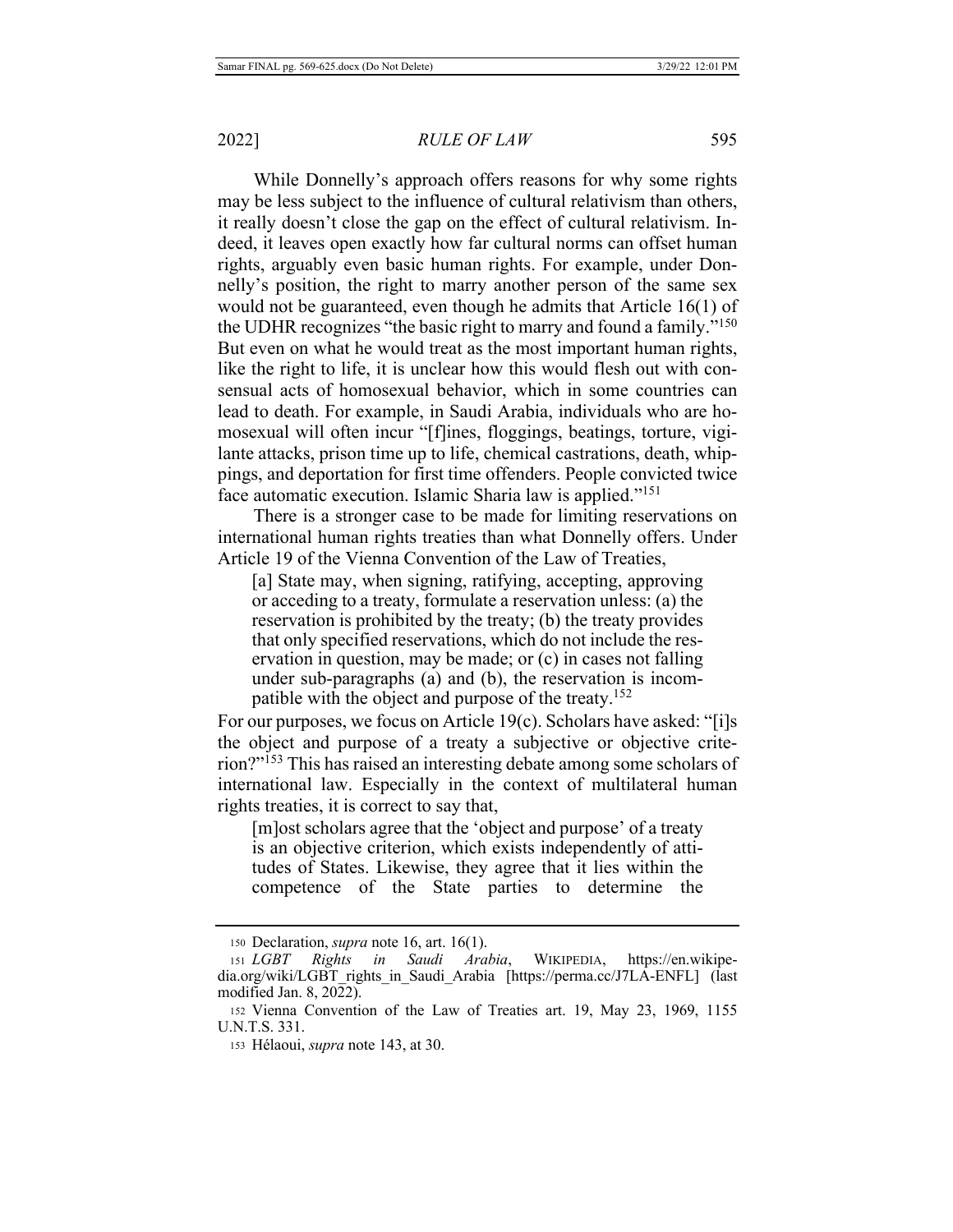While Donnelly's approach offers reasons for why some rights may be less subject to the influence of cultural relativism than others, it really doesn't close the gap on the effect of cultural relativism. Indeed, it leaves open exactly how far cultural norms can offset human rights, arguably even basic human rights. For example, under Donnelly's position, the right to marry another person of the same sex would not be guaranteed, even though he admits that Article 16(1) of the UDHR recognizes "the basic right to marry and found a family."[150] But even on what he would treat as the most important human rights, like the right to life, it is unclear how this would flesh out with consensual acts of homosexual behavior, which in some countries can lead to death. For example, in Saudi Arabia, individuals who are homosexual will often incur "[f]ines, floggings, beatings, torture, vigilante attacks, prison time up to life, chemical castrations, death, whippings, and deportation for first time offenders. People convicted twice face automatic execution. Islamic Sharia law is applied."[151]

There is a stronger case to be made for limiting reservations on international human rights treaties than what Donnelly offers. Under Article 19 of the Vienna Convention of the Law of Treaties,

> [a] State may, when signing, ratifying, accepting, approving or acceding to a treaty, formulate a reservation unless: (a) the reservation is prohibited by the treaty; (b) the treaty provides that only specified reservations, which do not include the reservation in question, may be made; or (c) in cases not falling under sub-paragraphs (a) and (b), the reservation is incompatible with the object and purpose of the treaty.[152]

For our purposes, we focus on Article 19(c). Scholars have asked: "[i]s the object and purpose of a treaty a subjective or objective criterion?"[153] This has raised an interesting debate among some scholars of international law. Especially in the context of multilateral human rights treaties, it is correct to say that,

> [m]ost scholars agree that the 'object and purpose' of a treaty is an objective criterion, which exists independently of attitudes of States. Likewise, they agree that it lies within the competence of the State parties to determine the

---

150 Declaration, *supra* note 16, art. 16(1).

151 *LGBT Rights in Saudi Arabia*, WIKIPEDIA, https://en.wikipedia.org/wiki/LGBT_rights_in_Saudi_Arabia [https://perma.cc/J7LA-ENFL] (last modified Jan. 8, 2022).

152 Vienna Convention of the Law of Treaties art. 19, May 23, 1969, 1155 U.N.T.S. 331.

153 Hélaoui, *supra* note 143, at 30.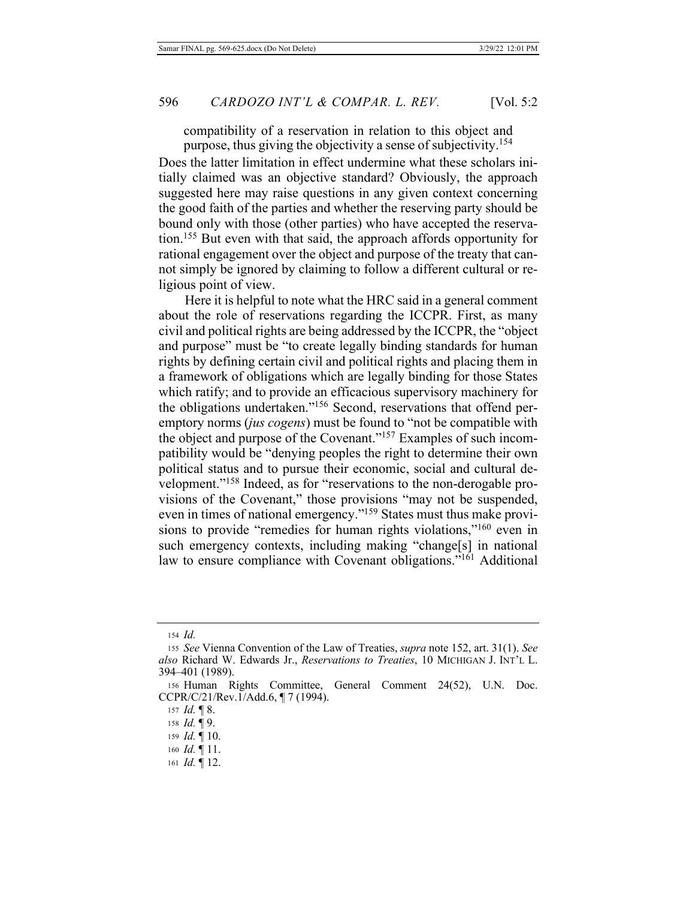compatibility of a reservation in relation to this object and purpose, thus giving the objectivity a sense of subjectivity.[154]

Does the latter limitation in effect undermine what these scholars initially claimed was an objective standard? Obviously, the approach suggested here may raise questions in any given context concerning the good faith of the parties and whether the reserving party should be bound only with those (other parties) who have accepted the reservation.[155] But even with that said, the approach affords opportunity for rational engagement over the object and purpose of the treaty that cannot simply be ignored by claiming to follow a different cultural or religious point of view.

Here it is helpful to note what the HRC said in a general comment about the role of reservations regarding the ICCPR. First, as many civil and political rights are being addressed by the ICCPR, the "object and purpose" must be "to create legally binding standards for human rights by defining certain civil and political rights and placing them in a framework of obligations which are legally binding for those States which ratify; and to provide an efficacious supervisory machinery for the obligations undertaken."[156] Second, reservations that offend peremptory norms (*jus cogens*) must be found to "not be compatible with the object and purpose of the Covenant."[157] Examples of such incompatibility would be "denying peoples the right to determine their own political status and to pursue their economic, social and cultural development."[158] Indeed, as for "reservations to the non-derogable provisions of the Covenant," those provisions "may not be suspended, even in times of national emergency."[159] States must thus make provisions to provide "remedies for human rights violations,"[160] even in such emergency contexts, including making "change[s] in national law to ensure compliance with Covenant obligations."[161] Additional

---

154 *Id.*

155 *See* Vienna Convention of the Law of Treaties, *supra* note 152, art. 31(1). *See also* Richard W. Edwards Jr., *Reservations to Treaties*, 10 MICHIGAN J. INT'L L. 394–401 (1989).

156 Human Rights Committee, General Comment 24(52), U.N. Doc. CCPR/C/21/Rev.1/Add.6, ¶ 7 (1994).

157 *Id.* ¶ 8.

158 *Id.* ¶ 9.

159 *Id.* ¶ 10.

160 *Id.* ¶ 11.

161 *Id.* ¶ 12.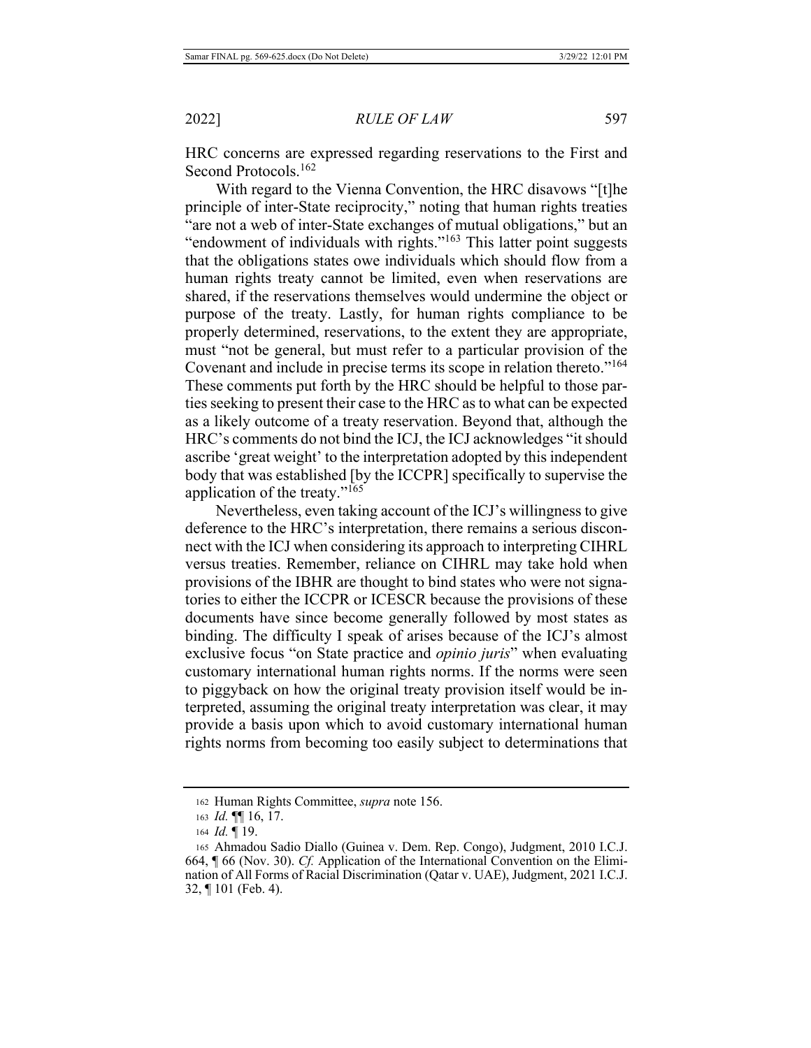HRC concerns are expressed regarding reservations to the First and Second Protocols.[162]

With regard to the Vienna Convention, the HRC disavows "[t]he principle of inter-State reciprocity," noting that human rights treaties "are not a web of inter-State exchanges of mutual obligations," but an "endowment of individuals with rights."[163] This latter point suggests that the obligations states owe individuals which should flow from a human rights treaty cannot be limited, even when reservations are shared, if the reservations themselves would undermine the object or purpose of the treaty. Lastly, for human rights compliance to be properly determined, reservations, to the extent they are appropriate, must "not be general, but must refer to a particular provision of the Covenant and include in precise terms its scope in relation thereto."[164] These comments put forth by the HRC should be helpful to those parties seeking to present their case to the HRC as to what can be expected as a likely outcome of a treaty reservation. Beyond that, although the HRC's comments do not bind the ICJ, the ICJ acknowledges "it should ascribe 'great weight' to the interpretation adopted by this independent body that was established [by the ICCPR] specifically to supervise the application of the treaty."[165]

Nevertheless, even taking account of the ICJ's willingness to give deference to the HRC's interpretation, there remains a serious disconnect with the ICJ when considering its approach to interpreting CIHRL versus treaties. Remember, reliance on CIHRL may take hold when provisions of the IBHR are thought to bind states who were not signatories to either the ICCPR or ICESCR because the provisions of these documents have since become generally followed by most states as binding. The difficulty I speak of arises because of the ICJ's almost exclusive focus "on State practice and *opinio juris*" when evaluating customary international human rights norms. If the norms were seen to piggyback on how the original treaty provision itself would be interpreted, assuming the original treaty interpretation was clear, it may provide a basis upon which to avoid customary international human rights norms from becoming too easily subject to determinations that

---

162 Human Rights Committee, *supra* note 156.

163 *Id.* ¶¶ 16, 17.

164 *Id.* ¶ 19.

165 Ahmadou Sadio Diallo (Guinea v. Dem. Rep. Congo), Judgment, 2010 I.C.J. 664, ¶ 66 (Nov. 30). *Cf.* Application of the International Convention on the Elimination of All Forms of Racial Discrimination (Qatar v. UAE), Judgment, 2021 I.C.J. 32, ¶ 101 (Feb. 4).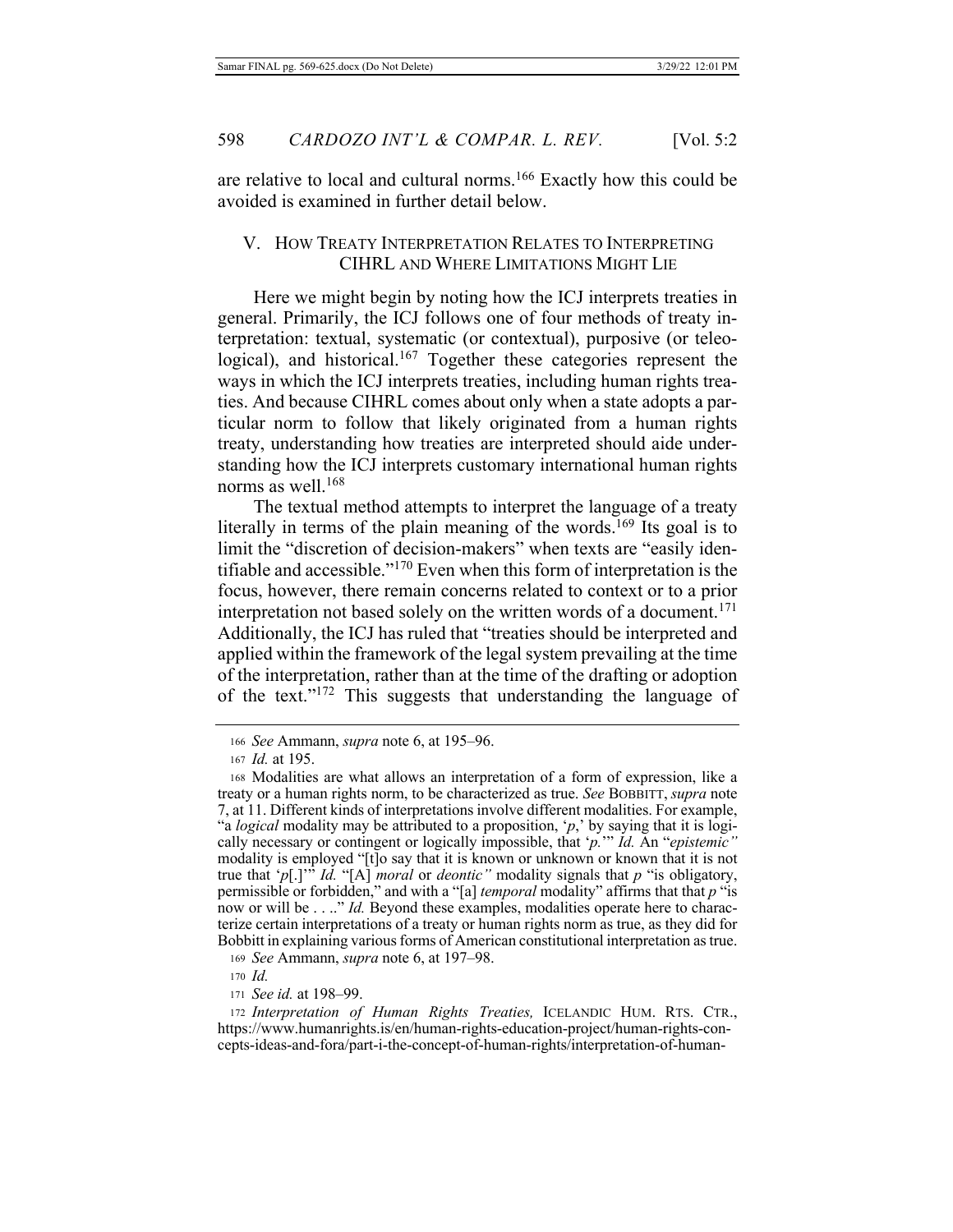are relative to local and cultural norms.[166] Exactly how this could be avoided is examined in further detail below.

## V. How Treaty Interpretation Relates to Interpreting CIHRL and Where Limitations Might Lie

Here we might begin by noting how the ICJ interprets treaties in general. Primarily, the ICJ follows one of four methods of treaty interpretation: textual, systematic (or contextual), purposive (or teleological), and historical.[167] Together these categories represent the ways in which the ICJ interprets treaties, including human rights treaties. And because CIHRL comes about only when a state adopts a particular norm to follow that likely originated from a human rights treaty, understanding how treaties are interpreted should aide understanding how the ICJ interprets customary international human rights norms as well.[168]

The textual method attempts to interpret the language of a treaty literally in terms of the plain meaning of the words.[169] Its goal is to limit the "discretion of decision-makers" when texts are "easily identifiable and accessible."[170] Even when this form of interpretation is the focus, however, there remain concerns related to context or to a prior interpretation not based solely on the written words of a document.[171] Additionally, the ICJ has ruled that "treaties should be interpreted and applied within the framework of the legal system prevailing at the time of the interpretation, rather than at the time of the drafting or adoption of the text."[172] This suggests that understanding the language of

---

166 *See* Ammann, *supra* note 6, at 195–96.

167 *Id.* at 195.

168 Modalities are what allows an interpretation of a form of expression, like a treaty or a human rights norm, to be characterized as true. *See* BOBBITT, *supra* note 7, at 11. Different kinds of interpretations involve different modalities. For example, "a *logical* modality may be attributed to a proposition, '*p*,' by saying that it is logically necessary or contingent or logically impossible, that '*p*.'" *Id.* An "*epistemic"* modality is employed "[t]o say that it is known or unknown or known that it is not true that '*p*[.]'" *Id.* "[A] *moral* or *deontic"* modality signals that *p* "is obligatory, permissible or forbidden," and with a "[a] *temporal* modality" affirms that that *p* "is now or will be . . .." *Id.* Beyond these examples, modalities operate here to characterize certain interpretations of a treaty or human rights norm as true, as they did for Bobbitt in explaining various forms of American constitutional interpretation as true.

169 *See* Ammann, *supra* note 6, at 197–98.

170 *Id.*

171 *See id.* at 198–99.

172 *Interpretation of Human Rights Treaties,* ICELANDIC HUM. RTS. CTR., https://www.humanrights.is/en/human-rights-education-project/human-rights-concepts-ideas-and-fora/part-i-the-concept-of-human-rights/interpretation-of-human-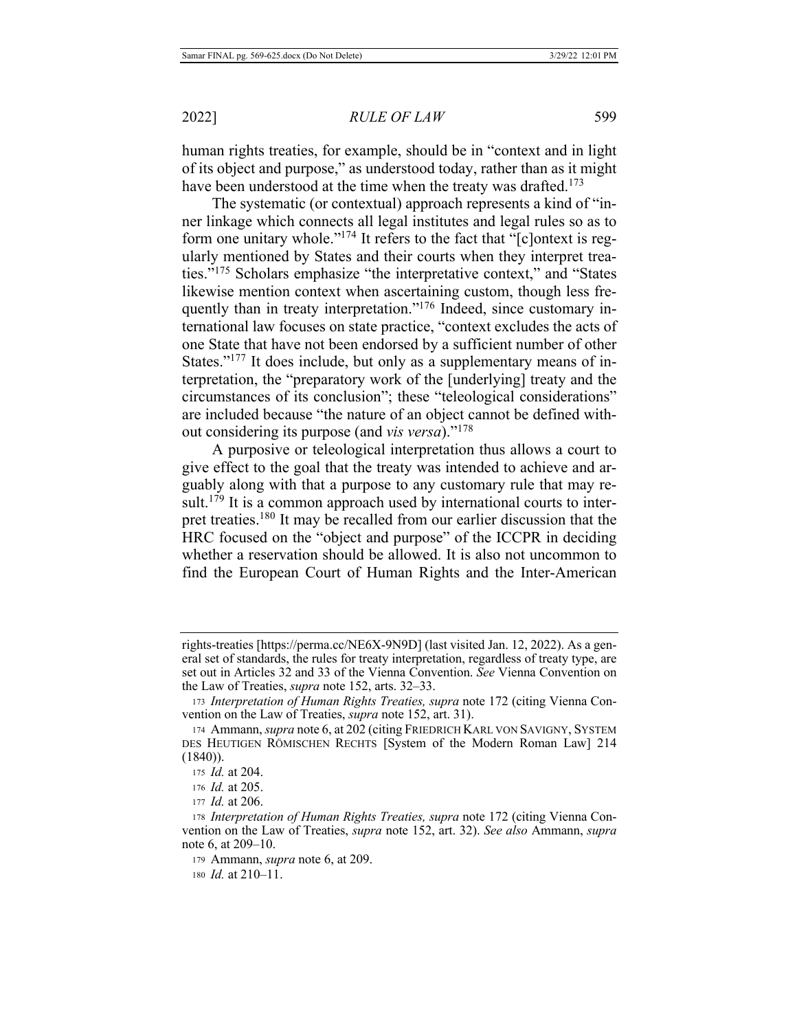human rights treaties, for example, should be in "context and in light of its object and purpose," as understood today, rather than as it might have been understood at the time when the treaty was drafted.[173]

The systematic (or contextual) approach represents a kind of "inner linkage which connects all legal institutes and legal rules so as to form one unitary whole."[174] It refers to the fact that "[c]ontext is regularly mentioned by States and their courts when they interpret treaties."[175] Scholars emphasize "the interpretative context," and "States likewise mention context when ascertaining custom, though less frequently than in treaty interpretation."[176] Indeed, since customary international law focuses on state practice, "context excludes the acts of one State that have not been endorsed by a sufficient number of other States."[177] It does include, but only as a supplementary means of interpretation, the "preparatory work of the [underlying] treaty and the circumstances of its conclusion"; these "teleological considerations" are included because "the nature of an object cannot be defined without considering its purpose (and *vis versa*)."[178]

A purposive or teleological interpretation thus allows a court to give effect to the goal that the treaty was intended to achieve and arguably along with that a purpose to any customary rule that may result.[179] It is a common approach used by international courts to interpret treaties.[180] It may be recalled from our earlier discussion that the HRC focused on the "object and purpose" of the ICCPR in deciding whether a reservation should be allowed. It is also not uncommon to find the European Court of Human Rights and the Inter-American

---

rights-treaties [https://perma.cc/NE6X-9N9D] (last visited Jan. 12, 2022). As a general set of standards, the rules for treaty interpretation, regardless of treaty type, are set out in Articles 32 and 33 of the Vienna Convention. *See* Vienna Convention on the Law of Treaties, *supra* note 152, arts. 32–33.

173 *Interpretation of Human Rights Treaties, supra* note 172 (citing Vienna Convention on the Law of Treaties, *supra* note 152, art. 31).

174 Ammann, *supra* note 6, at 202 (citing FRIEDRICH KARL VON SAVIGNY, SYSTEM DES HEUTIGEN RÖMISCHEN RECHTS [System of the Modern Roman Law] 214 (1840)).

175 *Id.* at 204.

176 *Id.* at 205.

177 *Id.* at 206.

178 *Interpretation of Human Rights Treaties, supra* note 172 (citing Vienna Convention on the Law of Treaties, *supra* note 152, art. 32). *See also* Ammann, *supra* note 6, at 209–10.

179 Ammann, *supra* note 6, at 209.

180 *Id.* at 210–11.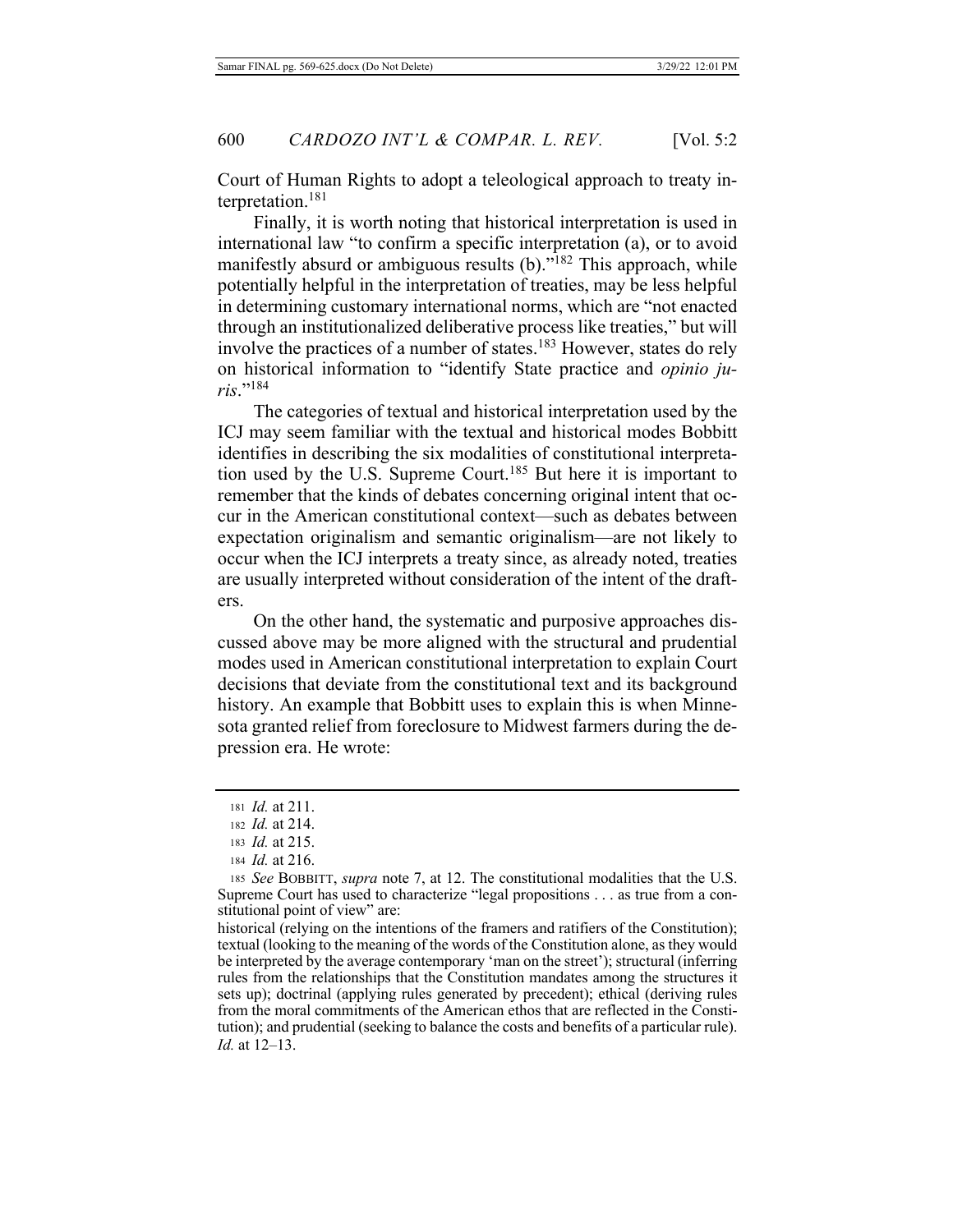Court of Human Rights to adopt a teleological approach to treaty interpretation.[181]

Finally, it is worth noting that historical interpretation is used in international law "to confirm a specific interpretation (a), or to avoid manifestly absurd or ambiguous results (b)."[182] This approach, while potentially helpful in the interpretation of treaties, may be less helpful in determining customary international norms, which are "not enacted through an institutionalized deliberative process like treaties," but will involve the practices of a number of states.[183] However, states do rely on historical information to "identify State practice and *opinio juris*."[184]

The categories of textual and historical interpretation used by the ICJ may seem familiar with the textual and historical modes Bobbitt identifies in describing the six modalities of constitutional interpretation used by the U.S. Supreme Court.[185] But here it is important to remember that the kinds of debates concerning original intent that occur in the American constitutional context—such as debates between expectation originalism and semantic originalism—are not likely to occur when the ICJ interprets a treaty since, as already noted, treaties are usually interpreted without consideration of the intent of the drafters.

On the other hand, the systematic and purposive approaches discussed above may be more aligned with the structural and prudential modes used in American constitutional interpretation to explain Court decisions that deviate from the constitutional text and its background history. An example that Bobbitt uses to explain this is when Minnesota granted relief from foreclosure to Midwest farmers during the depression era. He wrote:

---

181 *Id.* at 211.

182 *Id.* at 214.

183 *Id.* at 215.

184 *Id.* at 216.

185 *See* BOBBITT, *supra* note 7, at 12. The constitutional modalities that the U.S. Supreme Court has used to characterize "legal propositions . . . as true from a constitutional point of view" are:

historical (relying on the intentions of the framers and ratifiers of the Constitution); textual (looking to the meaning of the words of the Constitution alone, as they would be interpreted by the average contemporary 'man on the street'); structural (inferring rules from the relationships that the Constitution mandates among the structures it sets up); doctrinal (applying rules generated by precedent); ethical (deriving rules from the moral commitments of the American ethos that are reflected in the Constitution); and prudential (seeking to balance the costs and benefits of a particular rule). *Id.* at 12–13.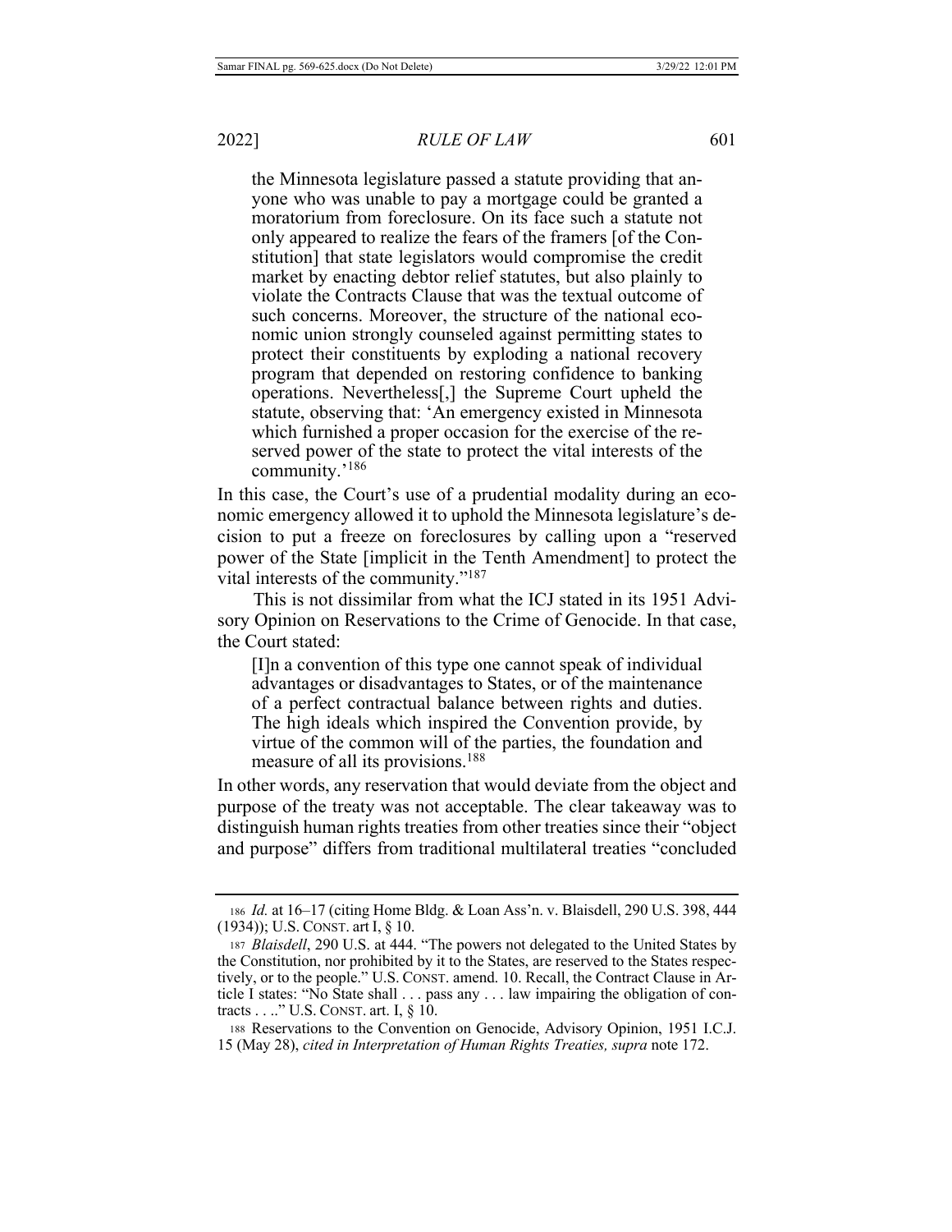> the Minnesota legislature passed a statute providing that anyone who was unable to pay a mortgage could be granted a moratorium from foreclosure. On its face such a statute not only appeared to realize the fears of the framers [of the Constitution] that state legislators would compromise the credit market by enacting debtor relief statutes, but also plainly to violate the Contracts Clause that was the textual outcome of such concerns. Moreover, the structure of the national economic union strongly counseled against permitting states to protect their constituents by exploding a national recovery program that depended on restoring confidence to banking operations. Nevertheless[,] the Supreme Court upheld the statute, observing that: 'An emergency existed in Minnesota which furnished a proper occasion for the exercise of the reserved power of the state to protect the vital interests of the community.'[186]

In this case, the Court's use of a prudential modality during an economic emergency allowed it to uphold the Minnesota legislature's decision to put a freeze on foreclosures by calling upon a "reserved power of the State [implicit in the Tenth Amendment] to protect the vital interests of the community."[187]

This is not dissimilar from what the ICJ stated in its 1951 Advisory Opinion on Reservations to the Crime of Genocide. In that case, the Court stated:

> [I]n a convention of this type one cannot speak of individual advantages or disadvantages to States, or of the maintenance of a perfect contractual balance between rights and duties. The high ideals which inspired the Convention provide, by virtue of the common will of the parties, the foundation and measure of all its provisions.[188]

In other words, any reservation that would deviate from the object and purpose of the treaty was not acceptable. The clear takeaway was to distinguish human rights treaties from other treaties since their "object and purpose" differs from traditional multilateral treaties "concluded

---

186 *Id.* at 16–17 (citing Home Bldg. & Loan Ass'n. v. Blaisdell, 290 U.S. 398, 444 (1934)); U.S. CONST. art I, § 10.

187 *Blaisdell*, 290 U.S. at 444. "The powers not delegated to the United States by the Constitution, nor prohibited by it to the States, are reserved to the States respectively, or to the people." U.S. CONST. amend. 10. Recall, the Contract Clause in Article I states: "No State shall . . . pass any . . . law impairing the obligation of contracts . . .." U.S. CONST. art. I, § 10.

188 Reservations to the Convention on Genocide, Advisory Opinion, 1951 I.C.J. 15 (May 28), *cited in Interpretation of Human Rights Treaties, supra* note 172.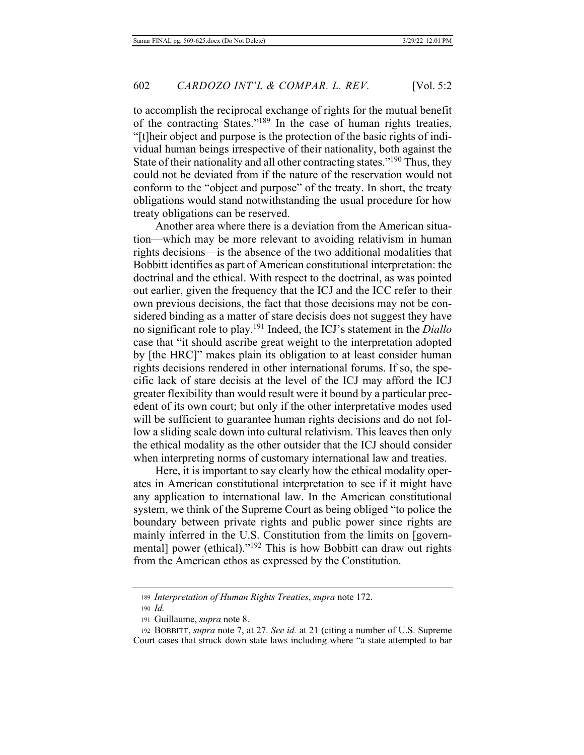to accomplish the reciprocal exchange of rights for the mutual benefit of the contracting States."[189] In the case of human rights treaties, "[t]heir object and purpose is the protection of the basic rights of individual human beings irrespective of their nationality, both against the State of their nationality and all other contracting states."[190] Thus, they could not be deviated from if the nature of the reservation would not conform to the "object and purpose" of the treaty. In short, the treaty obligations would stand notwithstanding the usual procedure for how treaty obligations can be reserved.

Another area where there is a deviation from the American situation—which may be more relevant to avoiding relativism in human rights decisions—is the absence of the two additional modalities that Bobbitt identifies as part of American constitutional interpretation: the doctrinal and the ethical. With respect to the doctrinal, as was pointed out earlier, given the frequency that the ICJ and the ICC refer to their own previous decisions, the fact that those decisions may not be considered binding as a matter of stare decisis does not suggest they have no significant role to play.[191] Indeed, the ICJ's statement in the *Diallo* case that "it should ascribe great weight to the interpretation adopted by [the HRC]" makes plain its obligation to at least consider human rights decisions rendered in other international forums. If so, the specific lack of stare decisis at the level of the ICJ may afford the ICJ greater flexibility than would result were it bound by a particular precedent of its own court; but only if the other interpretative modes used will be sufficient to guarantee human rights decisions and do not follow a sliding scale down into cultural relativism. This leaves then only the ethical modality as the other outsider that the ICJ should consider when interpreting norms of customary international law and treaties.

Here, it is important to say clearly how the ethical modality operates in American constitutional interpretation to see if it might have any application to international law. In the American constitutional system, we think of the Supreme Court as being obliged "to police the boundary between private rights and public power since rights are mainly inferred in the U.S. Constitution from the limits on [governmental] power (ethical)."[192] This is how Bobbitt can draw out rights from the American ethos as expressed by the Constitution.

---

189 *Interpretation of Human Rights Treaties*, *supra* note 172.

190 *Id.*

191 Guillaume, *supra* note 8.

192 BOBBITT, *supra* note 7, at 27. *See id.* at 21 (citing a number of U.S. Supreme Court cases that struck down state laws including where "a state attempted to bar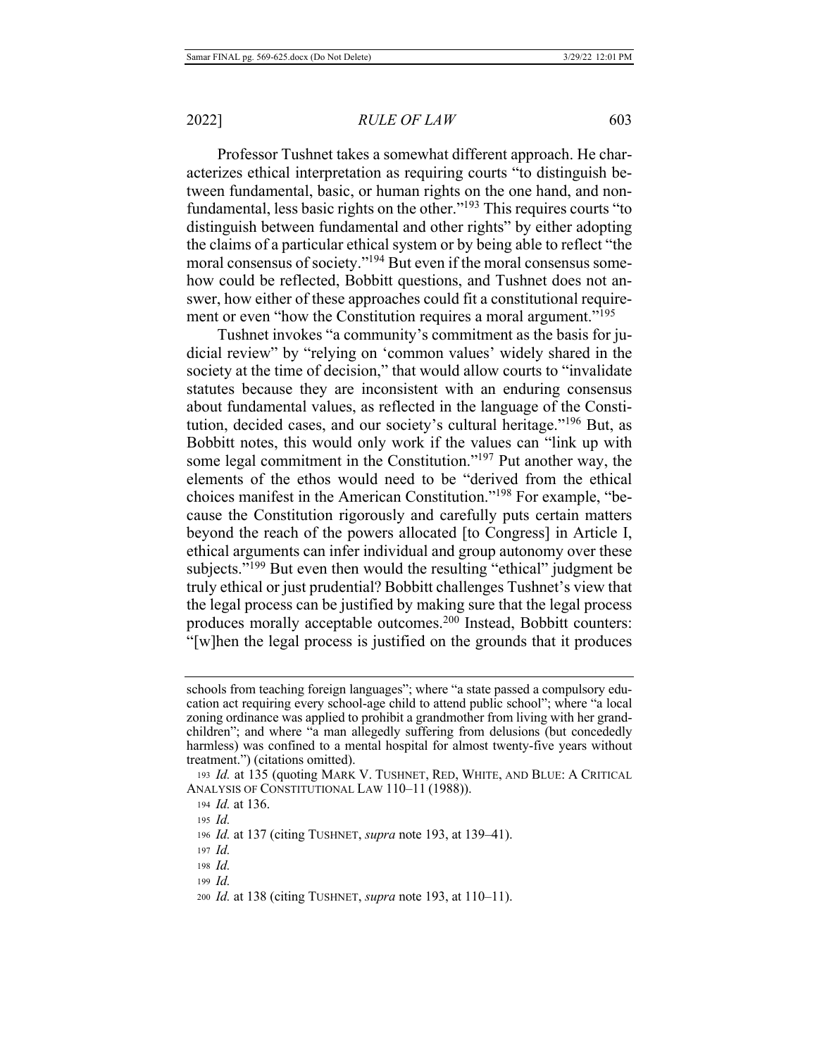Professor Tushnet takes a somewhat different approach. He characterizes ethical interpretation as requiring courts "to distinguish between fundamental, basic, or human rights on the one hand, and non-fundamental, less basic rights on the other."[193] This requires courts "to distinguish between fundamental and other rights" by either adopting the claims of a particular ethical system or by being able to reflect "the moral consensus of society."[194] But even if the moral consensus somehow could be reflected, Bobbitt questions, and Tushnet does not answer, how either of these approaches could fit a constitutional requirement or even "how the Constitution requires a moral argument."[195]

Tushnet invokes "a community's commitment as the basis for judicial review" by "relying on 'common values' widely shared in the society at the time of decision," that would allow courts to "invalidate statutes because they are inconsistent with an enduring consensus about fundamental values, as reflected in the language of the Constitution, decided cases, and our society's cultural heritage."[196] But, as Bobbitt notes, this would only work if the values can "link up with some legal commitment in the Constitution."[197] Put another way, the elements of the ethos would need to be "derived from the ethical choices manifest in the American Constitution."[198] For example, "because the Constitution rigorously and carefully puts certain matters beyond the reach of the powers allocated [to Congress] in Article I, ethical arguments can infer individual and group autonomy over these subjects."[199] But even then would the resulting "ethical" judgment be truly ethical or just prudential? Bobbitt challenges Tushnet's view that the legal process can be justified by making sure that the legal process produces morally acceptable outcomes.[200] Instead, Bobbitt counters: "[w]hen the legal process is justified on the grounds that it produces

---

schools from teaching foreign languages"; where "a state passed a compulsory education act requiring every school-age child to attend public school"; where "a local zoning ordinance was applied to prohibit a grandmother from living with her grandchildren"; and where "a man allegedly suffering from delusions (but concededly harmless) was confined to a mental hospital for almost twenty-five years without treatment.") (citations omitted).

193 *Id.* at 135 (quoting MARK V. TUSHNET, RED, WHITE, AND BLUE: A CRITICAL ANALYSIS OF CONSTITUTIONAL LAW 110–11 (1988)).

194 *Id.* at 136.

195 *Id.*

196 *Id.* at 137 (citing TUSHNET, *supra* note 193, at 139–41).

197 *Id.*

198 *Id.*

199 *Id.*

200 *Id.* at 138 (citing TUSHNET, *supra* note 193, at 110–11).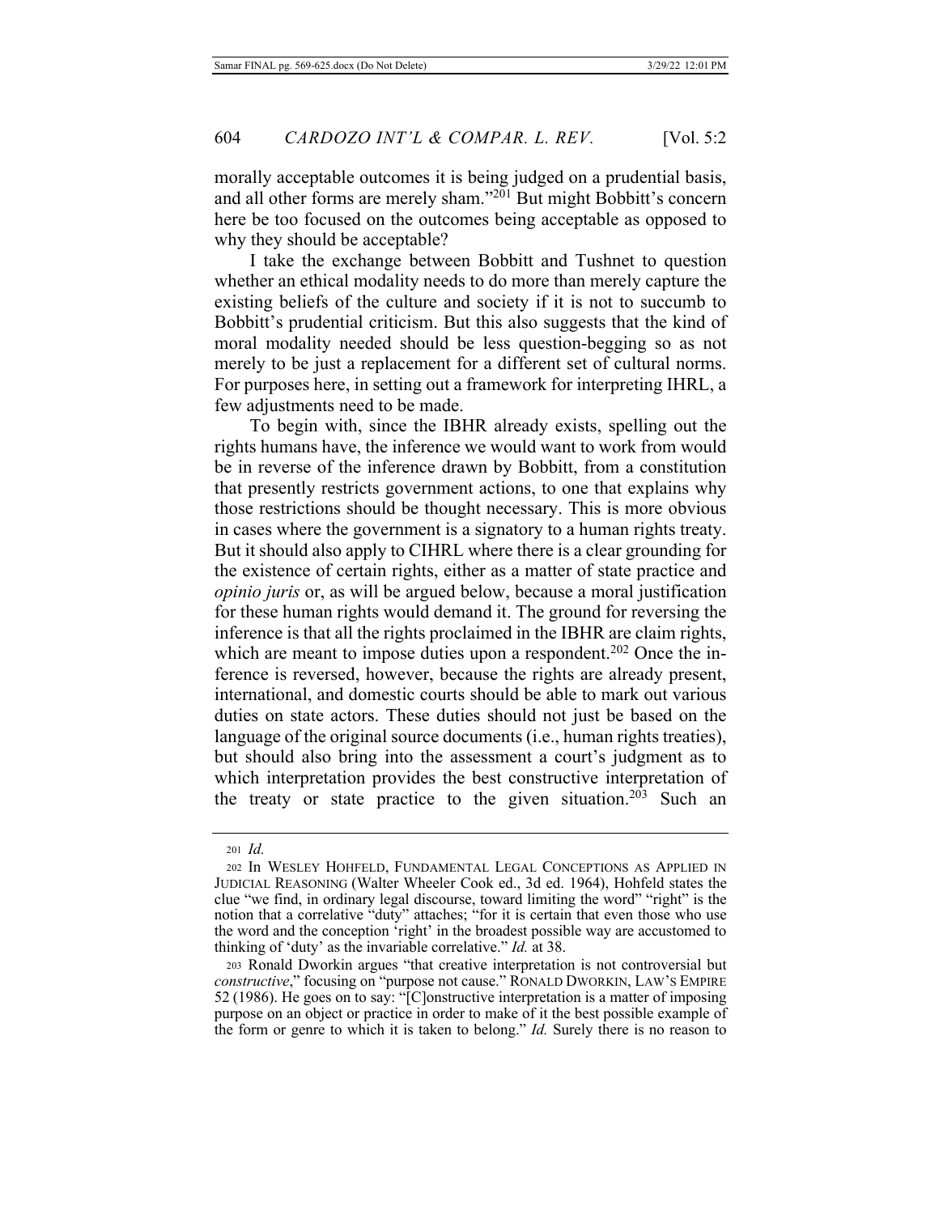morally acceptable outcomes it is being judged on a prudential basis, and all other forms are merely sham."[201] But might Bobbitt's concern here be too focused on the outcomes being acceptable as opposed to why they should be acceptable?

I take the exchange between Bobbitt and Tushnet to question whether an ethical modality needs to do more than merely capture the existing beliefs of the culture and society if it is not to succumb to Bobbitt's prudential criticism. But this also suggests that the kind of moral modality needed should be less question-begging so as not merely to be just a replacement for a different set of cultural norms. For purposes here, in setting out a framework for interpreting IHRL, a few adjustments need to be made.

To begin with, since the IBHR already exists, spelling out the rights humans have, the inference we would want to work from would be in reverse of the inference drawn by Bobbitt, from a constitution that presently restricts government actions, to one that explains why those restrictions should be thought necessary. This is more obvious in cases where the government is a signatory to a human rights treaty. But it should also apply to CIHRL where there is a clear grounding for the existence of certain rights, either as a matter of state practice and *opinio juris* or, as will be argued below, because a moral justification for these human rights would demand it. The ground for reversing the inference is that all the rights proclaimed in the IBHR are claim rights, which are meant to impose duties upon a respondent.[202] Once the inference is reversed, however, because the rights are already present, international, and domestic courts should be able to mark out various duties on state actors. These duties should not just be based on the language of the original source documents (i.e., human rights treaties), but should also bring into the assessment a court's judgment as to which interpretation provides the best constructive interpretation of the treaty or state practice to the given situation.[203] Such an

---

201 *Id.*

202 In WESLEY HOHFELD, FUNDAMENTAL LEGAL CONCEPTIONS AS APPLIED IN JUDICIAL REASONING (Walter Wheeler Cook ed., 3d ed. 1964), Hohfeld states the clue "we find, in ordinary legal discourse, toward limiting the word" "right" is the notion that a correlative "duty" attaches; "for it is certain that even those who use the word and the conception 'right' in the broadest possible way are accustomed to thinking of 'duty' as the invariable correlative." *Id.* at 38.

203 Ronald Dworkin argues "that creative interpretation is not controversial but *constructive*," focusing on "purpose not cause." RONALD DWORKIN, LAW'S EMPIRE 52 (1986). He goes on to say: "[C]onstructive interpretation is a matter of imposing purpose on an object or practice in order to make of it the best possible example of the form or genre to which it is taken to belong." *Id.* Surely there is no reason to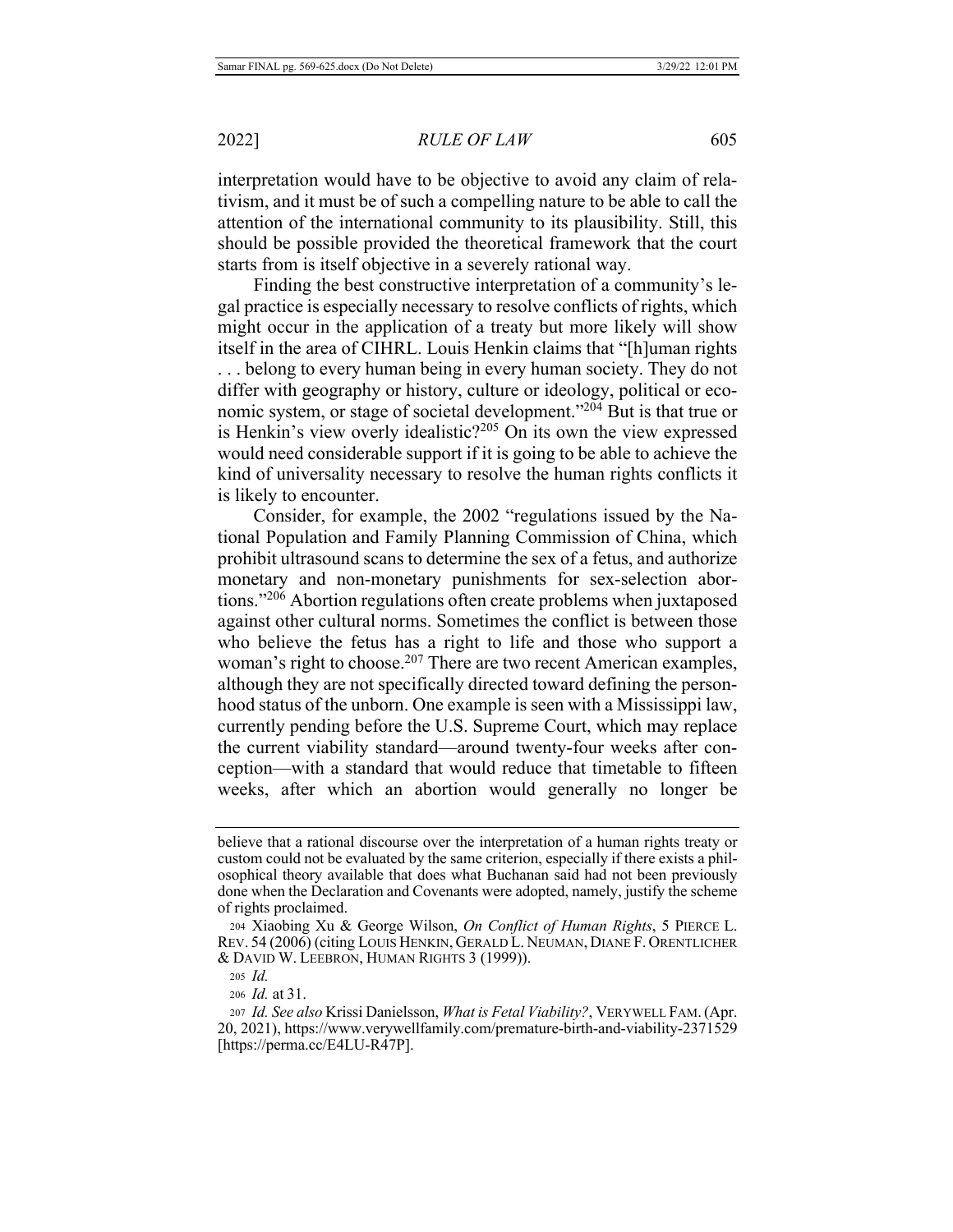interpretation would have to be objective to avoid any claim of relativism, and it must be of such a compelling nature to be able to call the attention of the international community to its plausibility. Still, this should be possible provided the theoretical framework that the court starts from is itself objective in a severely rational way.

Finding the best constructive interpretation of a community's legal practice is especially necessary to resolve conflicts of rights, which might occur in the application of a treaty but more likely will show itself in the area of CIHRL. Louis Henkin claims that "[h]uman rights . . . belong to every human being in every human society. They do not differ with geography or history, culture or ideology, political or economic system, or stage of societal development."[204] But is that true or is Henkin's view overly idealistic?[205] On its own the view expressed would need considerable support if it is going to be able to achieve the kind of universality necessary to resolve the human rights conflicts it is likely to encounter.

Consider, for example, the 2002 "regulations issued by the National Population and Family Planning Commission of China, which prohibit ultrasound scans to determine the sex of a fetus, and authorize monetary and non-monetary punishments for sex-selection abortions."[206] Abortion regulations often create problems when juxtaposed against other cultural norms. Sometimes the conflict is between those who believe the fetus has a right to life and those who support a woman's right to choose.[207] There are two recent American examples, although they are not specifically directed toward defining the personhood status of the unborn. One example is seen with a Mississippi law, currently pending before the U.S. Supreme Court, which may replace the current viability standard—around twenty-four weeks after conception—with a standard that would reduce that timetable to fifteen weeks, after which an abortion would generally no longer be

---

believe that a rational discourse over the interpretation of a human rights treaty or custom could not be evaluated by the same criterion, especially if there exists a philosophical theory available that does what Buchanan said had not been previously done when the Declaration and Covenants were adopted, namely, justify the scheme of rights proclaimed.

204 Xiaobing Xu & George Wilson, *On Conflict of Human Rights*, 5 PIERCE L. REV. 54 (2006) (citing LOUIS HENKIN, GERALD L. NEUMAN, DIANE F. ORENTLICHER & DAVID W. LEEBRON, HUMAN RIGHTS 3 (1999)).

205 *Id.*

206 *Id.* at 31.

207 *Id. See also* Krissi Danielsson, *What is Fetal Viability?*, VERYWELL FAM. (Apr. 20, 2021), https://www.verywellfamily.com/premature-birth-and-viability-2371529 [https://perma.cc/E4LU-R47P].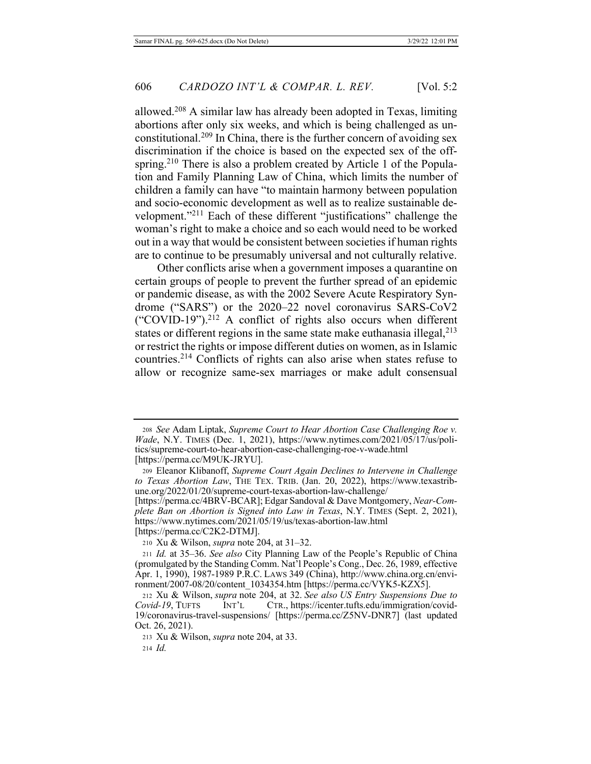allowed.[208] A similar law has already been adopted in Texas, limiting abortions after only six weeks, and which is being challenged as unconstitutional.[209] In China, there is the further concern of avoiding sex discrimination if the choice is based on the expected sex of the offspring.[210] There is also a problem created by Article 1 of the Population and Family Planning Law of China, which limits the number of children a family can have "to maintain harmony between population and socio-economic development as well as to realize sustainable development."[211] Each of these different "justifications" challenge the woman's right to make a choice and so each would need to be worked out in a way that would be consistent between societies if human rights are to continue to be presumably universal and not culturally relative.

Other conflicts arise when a government imposes a quarantine on certain groups of people to prevent the further spread of an epidemic or pandemic disease, as with the 2002 Severe Acute Respiratory Syndrome ("SARS") or the 2020–22 novel coronavirus SARS-CoV2 ("COVID-19").[212] A conflict of rights also occurs when different states or different regions in the same state make euthanasia illegal,[213] or restrict the rights or impose different duties on women, as in Islamic countries.[214] Conflicts of rights can also arise when states refuse to allow or recognize same-sex marriages or make adult consensual

---

208 *See* Adam Liptak, *Supreme Court to Hear Abortion Case Challenging Roe v. Wade*, N.Y. TIMES (Dec. 1, 2021), https://www.nytimes.com/2021/05/17/us/politics/supreme-court-to-hear-abortion-case-challenging-roe-v-wade.html [https://perma.cc/M9UK-JRYU].

209 Eleanor Klibanoff, *Supreme Court Again Declines to Intervene in Challenge to Texas Abortion Law*, THE TEX. TRIB. (Jan. 20, 2022), https://www.texastribune.org/2022/01/20/supreme-court-texas-abortion-law-challenge/ [https://perma.cc/4BRV-BCAR]; Edgar Sandoval & Dave Montgomery, *Near-Complete Ban on Abortion is Signed into Law in Texas*, N.Y. TIMES (Sept. 2, 2021), https://www.nytimes.com/2021/05/19/us/texas-abortion-law.html [https://perma.cc/C2K2-DTMJ].

210 Xu & Wilson, *supra* note 204, at 31–32.

211 *Id.* at 35–36. *See also* City Planning Law of the People's Republic of China (promulgated by the Standing Comm. Nat'l People's Cong., Dec. 26, 1989, effective Apr. 1, 1990), 1987-1989 P.R.C. LAWS 349 (China), http://www.china.org.cn/environment/2007-08/20/content_1034354.htm [https://perma.cc/VYK5-KZX5].

212 Xu & Wilson, *supra* note 204, at 32. *See also US Entry Suspensions Due to Covid-19*, TUFTS INT'L CTR., https://icenter.tufts.edu/immigration/covid-19/coronavirus-travel-suspensions/ [https://perma.cc/Z5NV-DNR7] (last updated Oct. 26, 2021).

213 Xu & Wilson, *supra* note 204, at 33.

214 *Id.*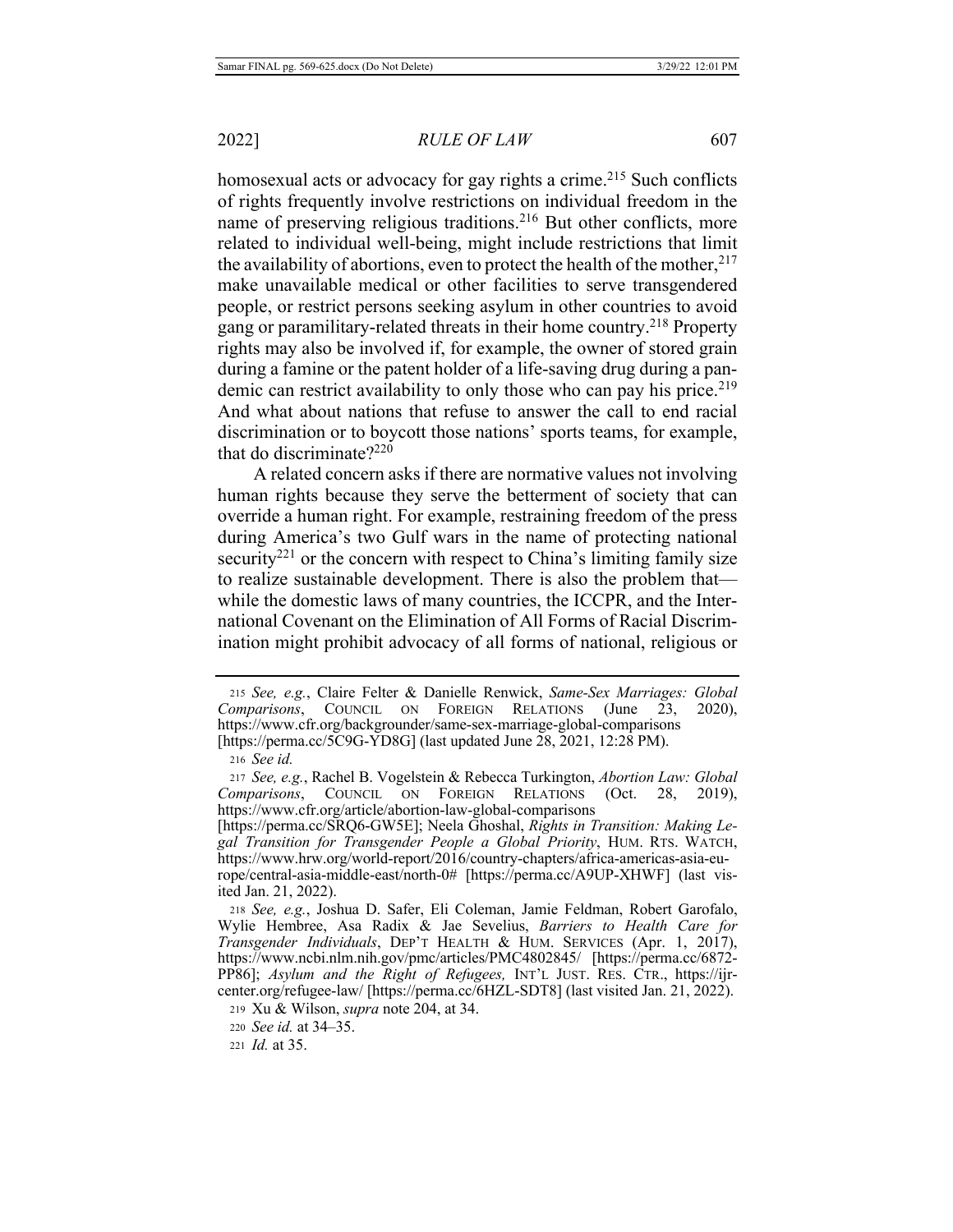homosexual acts or advocacy for gay rights a crime.[215] Such conflicts of rights frequently involve restrictions on individual freedom in the name of preserving religious traditions.[216] But other conflicts, more related to individual well-being, might include restrictions that limit the availability of abortions, even to protect the health of the mother,[217] make unavailable medical or other facilities to serve transgendered people, or restrict persons seeking asylum in other countries to avoid gang or paramilitary-related threats in their home country.[218] Property rights may also be involved if, for example, the owner of stored grain during a famine or the patent holder of a life-saving drug during a pandemic can restrict availability to only those who can pay his price.[219] And what about nations that refuse to answer the call to end racial discrimination or to boycott those nations' sports teams, for example, that do discriminate?[220]

A related concern asks if there are normative values not involving human rights because they serve the betterment of society that can override a human right. For example, restraining freedom of the press during America's two Gulf wars in the name of protecting national security[221] or the concern with respect to China's limiting family size to realize sustainable development. There is also the problem that—while the domestic laws of many countries, the ICCPR, and the International Covenant on the Elimination of All Forms of Racial Discrimination might prohibit advocacy of all forms of national, religious or

---

[215] *See, e.g.*, Claire Felter & Danielle Renwick, *Same-Sex Marriages: Global Comparisons*, COUNCIL ON FOREIGN RELATIONS (June 23, 2020), https://www.cfr.org/backgrounder/same-sex-marriage-global-comparisons [https://perma.cc/5C9G-YD8G] (last updated June 28, 2021, 12:28 PM).

[216] *See id.*

[217] *See, e.g.*, Rachel B. Vogelstein & Rebecca Turkington, *Abortion Law: Global Comparisons*, COUNCIL ON FOREIGN RELATIONS (Oct. 28, 2019), https://www.cfr.org/article/abortion-law-global-comparisons [https://perma.cc/SRQ6-GW5E]; Neela Ghoshal, *Rights in Transition: Making Legal Transition for Transgender People a Global Priority*, HUM. RTS. WATCH, https://www.hrw.org/world-report/2016/country-chapters/africa-americas-asia-europe/central-asia-middle-east/north-0# [https://perma.cc/A9UP-XHWF] (last visited Jan. 21, 2022).

[218] *See, e.g.*, Joshua D. Safer, Eli Coleman, Jamie Feldman, Robert Garofalo, Wylie Hembree, Asa Radix & Jae Sevelius, *Barriers to Health Care for Transgender Individuals*, DEP'T HEALTH & HUM. SERVICES (Apr. 1, 2017), https://www.ncbi.nlm.nih.gov/pmc/articles/PMC4802845/ [https://perma.cc/6872-PP86]; *Asylum and the Right of Refugees,* INT'L JUST. RES. CTR., https://ijrcenter.org/refugee-law/ [https://perma.cc/6HZL-SDT8] (last visited Jan. 21, 2022).

[219] Xu & Wilson, *supra* note 204, at 34.

[220] *See id.* at 34–35.

[221] *Id.* at 35.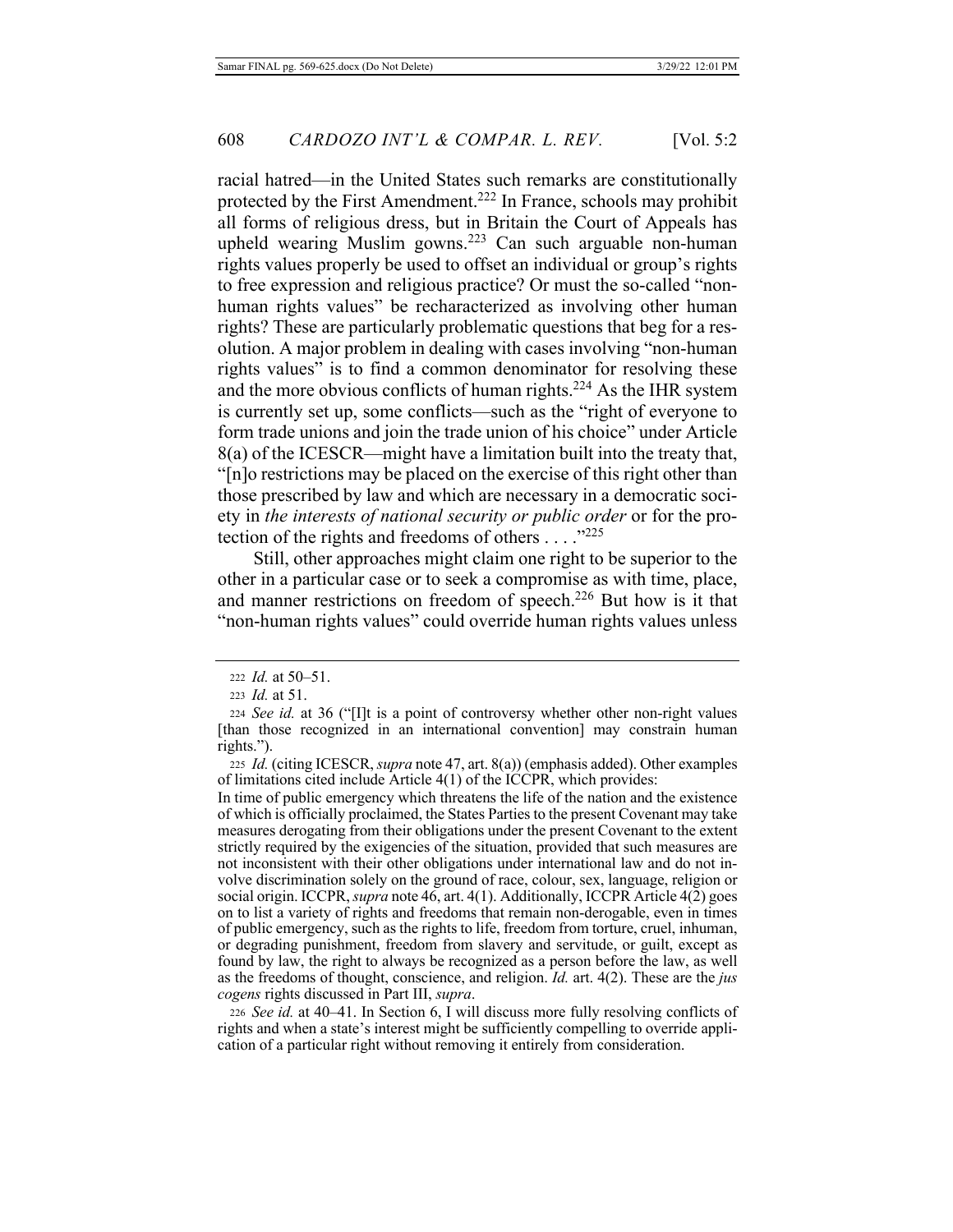racial hatred—in the United States such remarks are constitutionally protected by the First Amendment.[222] In France, schools may prohibit all forms of religious dress, but in Britain the Court of Appeals has upheld wearing Muslim gowns.[223] Can such arguable non-human rights values properly be used to offset an individual or group's rights to free expression and religious practice? Or must the so-called "non-human rights values" be recharacterized as involving other human rights? These are particularly problematic questions that beg for a resolution. A major problem in dealing with cases involving "non-human rights values" is to find a common denominator for resolving these and the more obvious conflicts of human rights.[224] As the IHR system is currently set up, some conflicts—such as the "right of everyone to form trade unions and join the trade union of his choice" under Article 8(a) of the ICESCR—might have a limitation built into the treaty that, "[n]o restrictions may be placed on the exercise of this right other than those prescribed by law and which are necessary in a democratic society in *the interests of national security or public order* or for the protection of the rights and freedoms of others . . . ."[225]

Still, other approaches might claim one right to be superior to the other in a particular case or to seek a compromise as with time, place, and manner restrictions on freedom of speech.[226] But how is it that "non-human rights values" could override human rights values unless

---

222 *Id.* at 50–51.

223 *Id.* at 51.

224 *See id.* at 36 ("[I]t is a point of controversy whether other non-right values [than those recognized in an international convention] may constrain human rights.").

225 *Id.* (citing ICESCR, *supra* note 47, art. 8(a)) (emphasis added). Other examples of limitations cited include Article 4(1) of the ICCPR, which provides:

In time of public emergency which threatens the life of the nation and the existence of which is officially proclaimed, the States Parties to the present Covenant may take measures derogating from their obligations under the present Covenant to the extent strictly required by the exigencies of the situation, provided that such measures are not inconsistent with their other obligations under international law and do not involve discrimination solely on the ground of race, colour, sex, language, religion or social origin. ICCPR, *supra* note 46, art. 4(1). Additionally, ICCPR Article 4(2) goes on to list a variety of rights and freedoms that remain non-derogable, even in times of public emergency, such as the rights to life, freedom from torture, cruel, inhuman, or degrading punishment, freedom from slavery and servitude, or guilt, except as found by law, the right to always be recognized as a person before the law, as well as the freedoms of thought, conscience, and religion. *Id.* art. 4(2). These are the *jus cogens* rights discussed in Part III, *supra*.

226 *See id.* at 40–41. In Section 6, I will discuss more fully resolving conflicts of rights and when a state's interest might be sufficiently compelling to override application of a particular right without removing it entirely from consideration.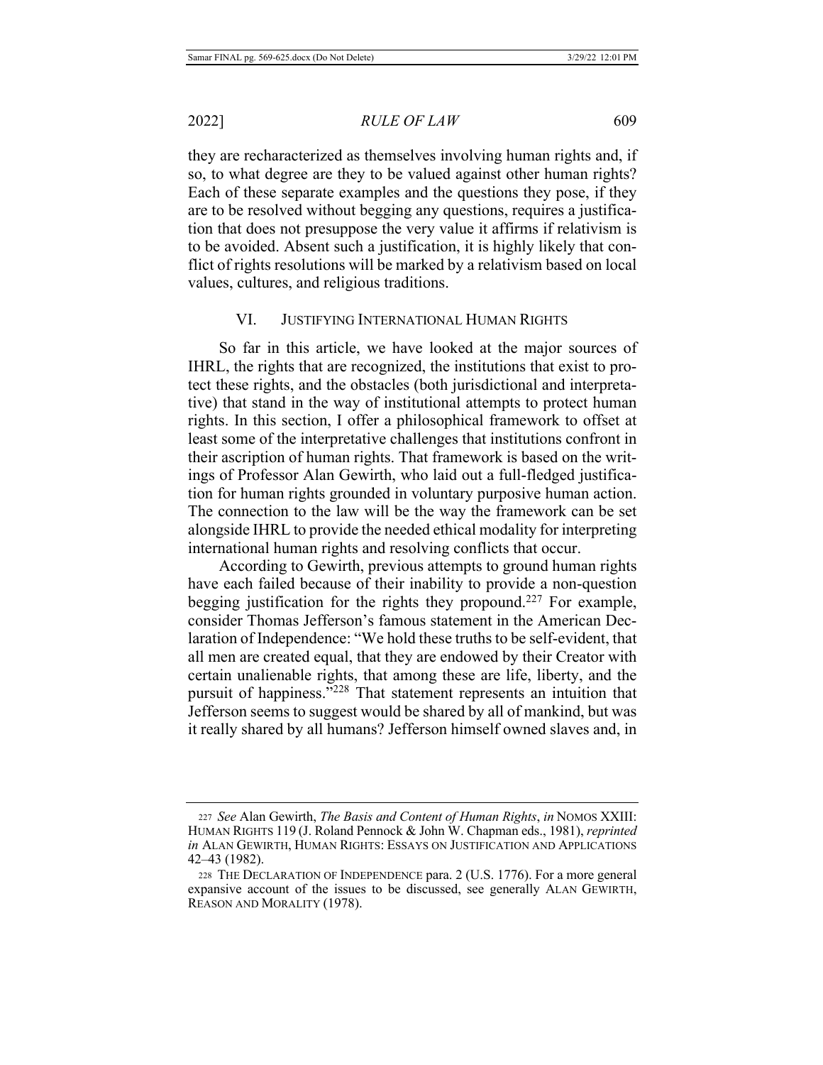they are recharacterized as themselves involving human rights and, if so, to what degree are they to be valued against other human rights? Each of these separate examples and the questions they pose, if they are to be resolved without begging any questions, requires a justification that does not presuppose the very value it affirms if relativism is to be avoided. Absent such a justification, it is highly likely that conflict of rights resolutions will be marked by a relativism based on local values, cultures, and religious traditions.

## VI. JUSTIFYING INTERNATIONAL HUMAN RIGHTS

So far in this article, we have looked at the major sources of IHRL, the rights that are recognized, the institutions that exist to protect these rights, and the obstacles (both jurisdictional and interpretative) that stand in the way of institutional attempts to protect human rights. In this section, I offer a philosophical framework to offset at least some of the interpretative challenges that institutions confront in their ascription of human rights. That framework is based on the writings of Professor Alan Gewirth, who laid out a full-fledged justification for human rights grounded in voluntary purposive human action. The connection to the law will be the way the framework can be set alongside IHRL to provide the needed ethical modality for interpreting international human rights and resolving conflicts that occur.

According to Gewirth, previous attempts to ground human rights have each failed because of their inability to provide a non-question begging justification for the rights they propound.[227] For example, consider Thomas Jefferson's famous statement in the American Declaration of Independence: "We hold these truths to be self-evident, that all men are created equal, that they are endowed by their Creator with certain unalienable rights, that among these are life, liberty, and the pursuit of happiness."[228] That statement represents an intuition that Jefferson seems to suggest would be shared by all of mankind, but was it really shared by all humans? Jefferson himself owned slaves and, in

---

227 *See* Alan Gewirth, *The Basis and Content of Human Rights*, *in* NOMOS XXIII: HUMAN RIGHTS 119 (J. Roland Pennock & John W. Chapman eds., 1981), *reprinted in* ALAN GEWIRTH, HUMAN RIGHTS: ESSAYS ON JUSTIFICATION AND APPLICATIONS 42–43 (1982).

228 THE DECLARATION OF INDEPENDENCE para. 2 (U.S. 1776). For a more general expansive account of the issues to be discussed, see generally ALAN GEWIRTH, REASON AND MORALITY (1978).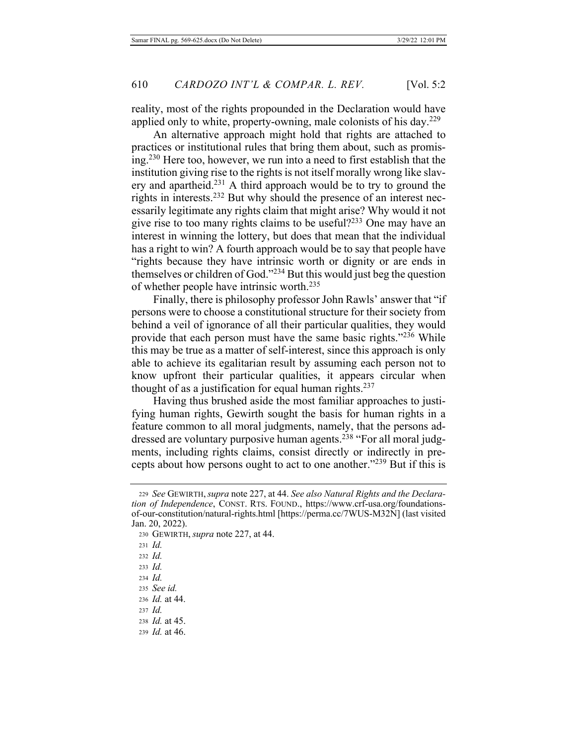reality, most of the rights propounded in the Declaration would have applied only to white, property-owning, male colonists of his day.[229]

An alternative approach might hold that rights are attached to practices or institutional rules that bring them about, such as promising.[230] Here too, however, we run into a need to first establish that the institution giving rise to the rights is not itself morally wrong like slavery and apartheid.[231] A third approach would be to try to ground the rights in interests.[232] But why should the presence of an interest necessarily legitimate any rights claim that might arise? Why would it not give rise to too many rights claims to be useful?[233] One may have an interest in winning the lottery, but does that mean that the individual has a right to win? A fourth approach would be to say that people have "rights because they have intrinsic worth or dignity or are ends in themselves or children of God."[234] But this would just beg the question of whether people have intrinsic worth.[235]

Finally, there is philosophy professor John Rawls' answer that "if persons were to choose a constitutional structure for their society from behind a veil of ignorance of all their particular qualities, they would provide that each person must have the same basic rights."[236] While this may be true as a matter of self-interest, since this approach is only able to achieve its egalitarian result by assuming each person not to know upfront their particular qualities, it appears circular when thought of as a justification for equal human rights.[237]

Having thus brushed aside the most familiar approaches to justifying human rights, Gewirth sought the basis for human rights in a feature common to all moral judgments, namely, that the persons addressed are voluntary purposive human agents.[238] "For all moral judgments, including rights claims, consist directly or indirectly in precepts about how persons ought to act to one another."[239] But if this is

---

229 *See* GEWIRTH, *supra* note 227, at 44. *See also Natural Rights and the Declaration of Independence*, CONST. RTS. FOUND., https://www.crf-usa.org/foundations-of-our-constitution/natural-rights.html [https://perma.cc/7WUS-M32N] (last visited Jan. 20, 2022).

230 GEWIRTH, *supra* note 227, at 44.

231 *Id.*

232 *Id.*

233 *Id.*

234 *Id.*

235 *See id.*

236 *Id.* at 44.

237 *Id.*

238 *Id.* at 45.

239 *Id.* at 46.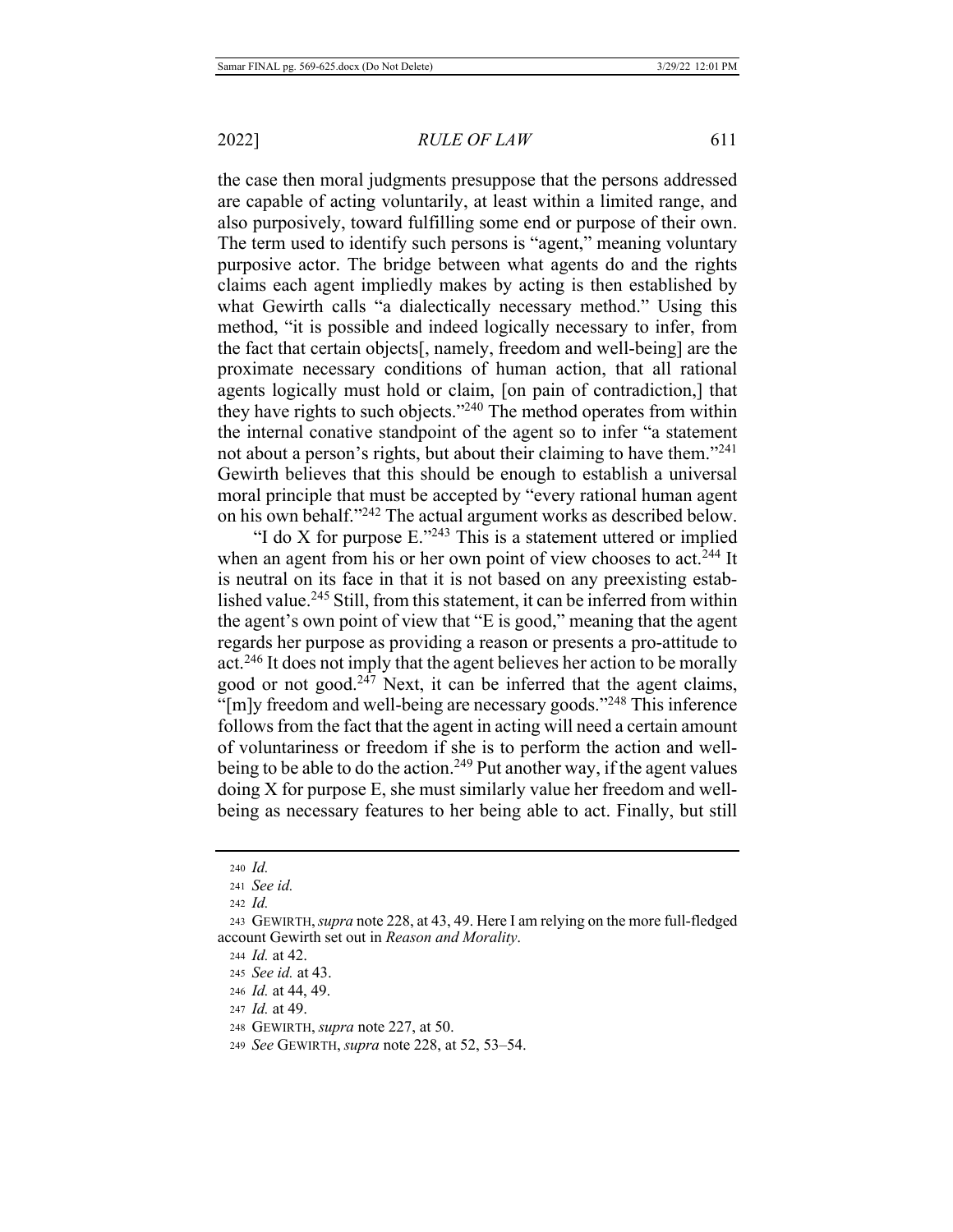the case then moral judgments presuppose that the persons addressed are capable of acting voluntarily, at least within a limited range, and also purposively, toward fulfilling some end or purpose of their own. The term used to identify such persons is "agent," meaning voluntary purposive actor. The bridge between what agents do and the rights claims each agent impliedly makes by acting is then established by what Gewirth calls "a dialectically necessary method." Using this method, "it is possible and indeed logically necessary to infer, from the fact that certain objects[, namely, freedom and well-being] are the proximate necessary conditions of human action, that all rational agents logically must hold or claim, [on pain of contradiction,] that they have rights to such objects."[240] The method operates from within the internal conative standpoint of the agent so to infer "a statement not about a person's rights, but about their claiming to have them."[241] Gewirth believes that this should be enough to establish a universal moral principle that must be accepted by "every rational human agent on his own behalf."[242] The actual argument works as described below.

"I do X for purpose E."[243] This is a statement uttered or implied when an agent from his or her own point of view chooses to act.[244] It is neutral on its face in that it is not based on any preexisting established value.[245] Still, from this statement, it can be inferred from within the agent's own point of view that "E is good," meaning that the agent regards her purpose as providing a reason or presents a pro-attitude to act.[246] It does not imply that the agent believes her action to be morally good or not good.[247] Next, it can be inferred that the agent claims, "[m]y freedom and well-being are necessary goods."[248] This inference follows from the fact that the agent in acting will need a certain amount of voluntariness or freedom if she is to perform the action and well-being to be able to do the action.[249] Put another way, if the agent values doing X for purpose E, she must similarly value her freedom and well-being as necessary features to her being able to act. Finally, but still

---

240 *Id.*

241 *See id.*

242 *Id.*

243 GEWIRTH, *supra* note 228, at 43, 49. Here I am relying on the more full-fledged account Gewirth set out in *Reason and Morality*.

244 *Id.* at 42.

245 *See id.* at 43.

246 *Id.* at 44, 49.

247 *Id.* at 49.

248 GEWIRTH, *supra* note 227, at 50.

249 *See* GEWIRTH, *supra* note 228, at 52, 53–54.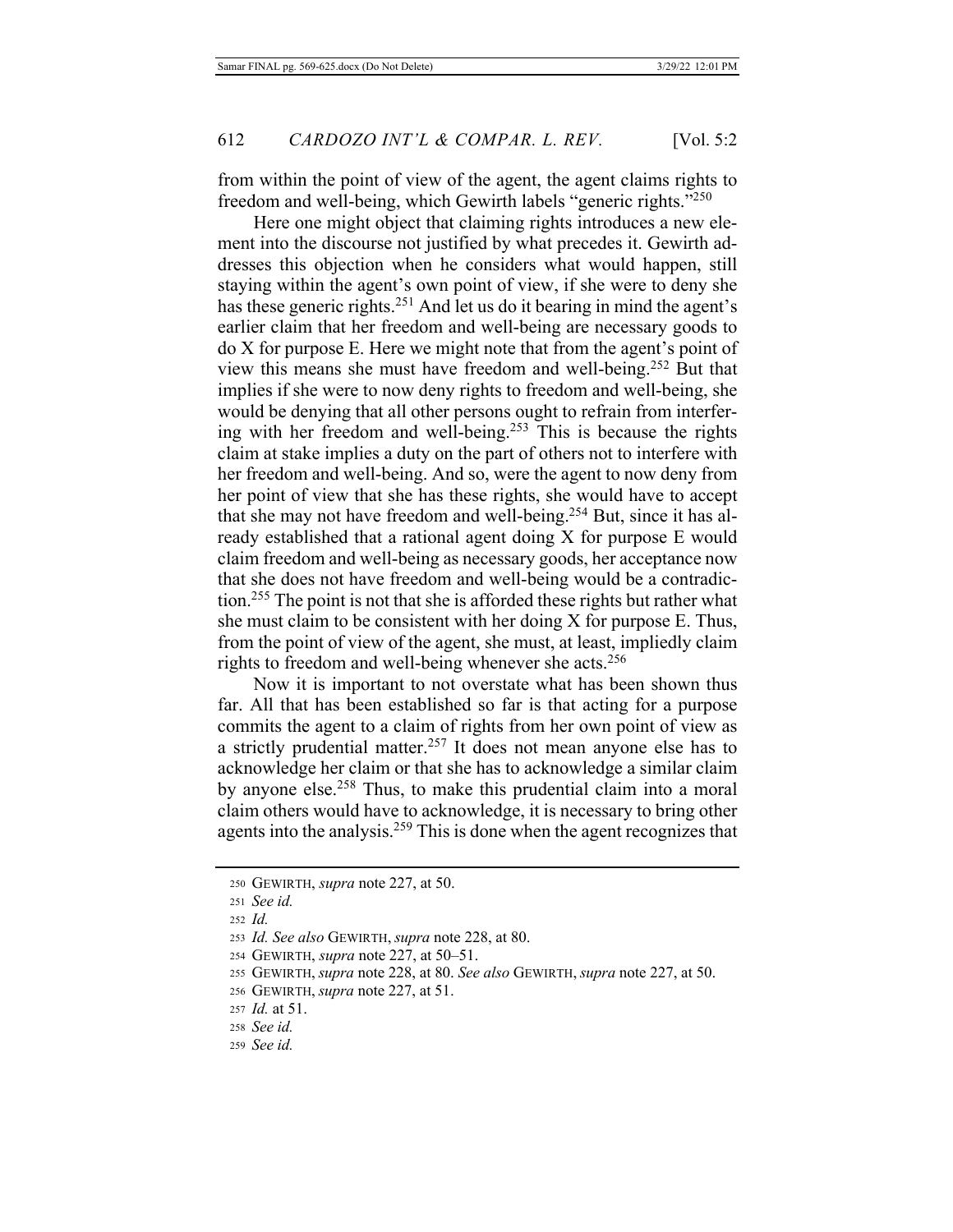from within the point of view of the agent, the agent claims rights to freedom and well-being, which Gewirth labels "generic rights."[250]

Here one might object that claiming rights introduces a new element into the discourse not justified by what precedes it. Gewirth addresses this objection when he considers what would happen, still staying within the agent's own point of view, if she were to deny she has these generic rights.[251] And let us do it bearing in mind the agent's earlier claim that her freedom and well-being are necessary goods to do X for purpose E. Here we might note that from the agent's point of view this means she must have freedom and well-being.[252] But that implies if she were to now deny rights to freedom and well-being, she would be denying that all other persons ought to refrain from interfering with her freedom and well-being.[253] This is because the rights claim at stake implies a duty on the part of others not to interfere with her freedom and well-being. And so, were the agent to now deny from her point of view that she has these rights, she would have to accept that she may not have freedom and well-being.[254] But, since it has already established that a rational agent doing X for purpose E would claim freedom and well-being as necessary goods, her acceptance now that she does not have freedom and well-being would be a contradiction.[255] The point is not that she is afforded these rights but rather what she must claim to be consistent with her doing X for purpose E. Thus, from the point of view of the agent, she must, at least, impliedly claim rights to freedom and well-being whenever she acts.[256]

Now it is important to not overstate what has been shown thus far. All that has been established so far is that acting for a purpose commits the agent to a claim of rights from her own point of view as a strictly prudential matter.[257] It does not mean anyone else has to acknowledge her claim or that she has to acknowledge a similar claim by anyone else.[258] Thus, to make this prudential claim into a moral claim others would have to acknowledge, it is necessary to bring other agents into the analysis.[259] This is done when the agent recognizes that

---

250 GEWIRTH, *supra* note 227, at 50.

251 *See id.*

252 *Id.*

253 *Id. See also* GEWIRTH, *supra* note 228, at 80.

254 GEWIRTH, *supra* note 227, at 50–51.

255 GEWIRTH, *supra* note 228, at 80. *See also* GEWIRTH, *supra* note 227, at 50.

256 GEWIRTH, *supra* note 227, at 51.

257 *Id.* at 51.

258 *See id.*

259 *See id.*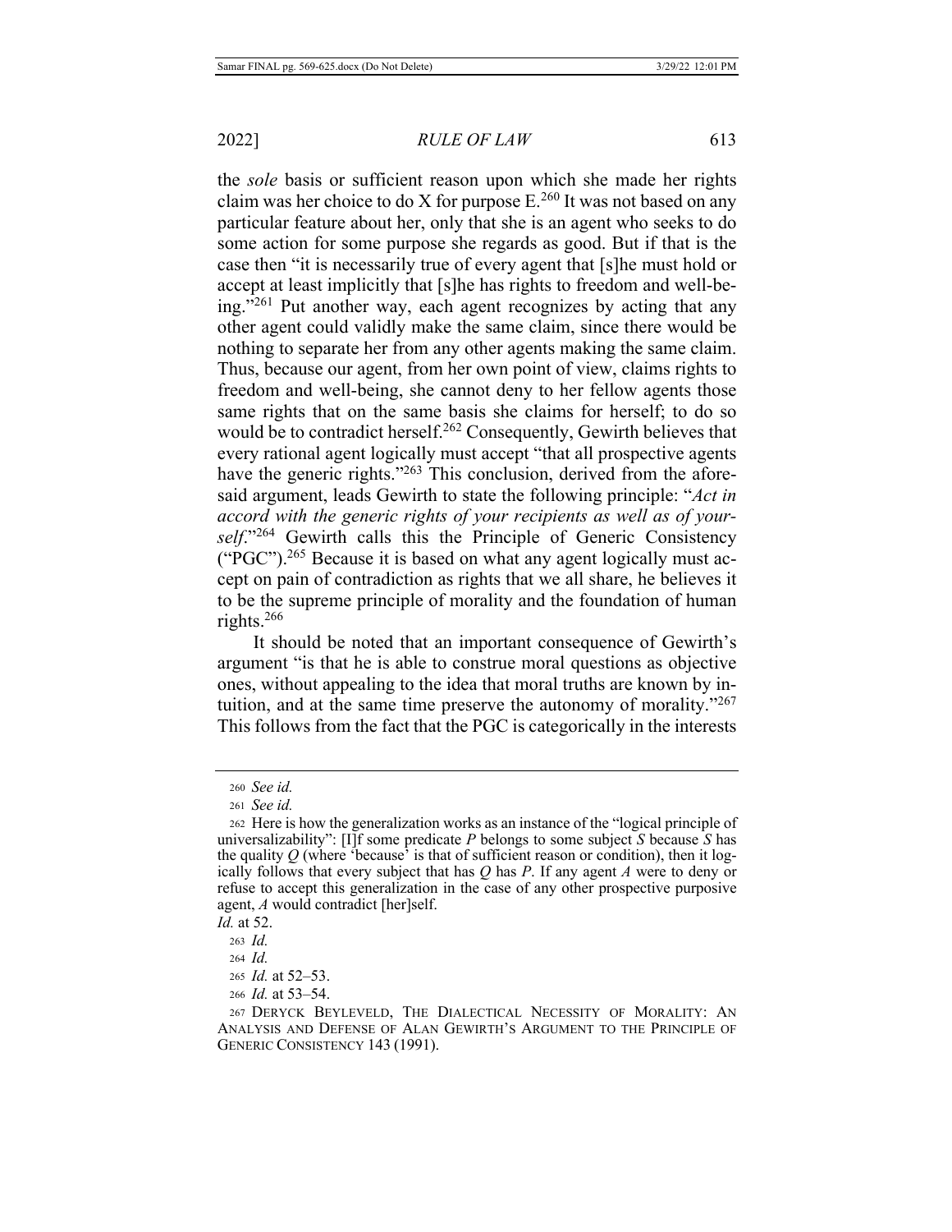the *sole* basis or sufficient reason upon which she made her rights claim was her choice to do X for purpose E.[260] It was not based on any particular feature about her, only that she is an agent who seeks to do some action for some purpose she regards as good. But if that is the case then "it is necessarily true of every agent that [s]he must hold or accept at least implicitly that [s]he has rights to freedom and well-being."[261] Put another way, each agent recognizes by acting that any other agent could validly make the same claim, since there would be nothing to separate her from any other agents making the same claim. Thus, because our agent, from her own point of view, claims rights to freedom and well-being, she cannot deny to her fellow agents those same rights that on the same basis she claims for herself; to do so would be to contradict herself.[262] Consequently, Gewirth believes that every rational agent logically must accept "that all prospective agents have the generic rights."[263] This conclusion, derived from the aforesaid argument, leads Gewirth to state the following principle: "*Act in accord with the generic rights of your recipients as well as of yourself*."[264] Gewirth calls this the Principle of Generic Consistency ("PGC").[265] Because it is based on what any agent logically must accept on pain of contradiction as rights that we all share, he believes it to be the supreme principle of morality and the foundation of human rights.[266]

It should be noted that an important consequence of Gewirth's argument "is that he is able to construe moral questions as objective ones, without appealing to the idea that moral truths are known by intuition, and at the same time preserve the autonomy of morality."[267] This follows from the fact that the PGC is categorically in the interests

---

260 *See id.*

261 *See id.*

262 Here is how the generalization works as an instance of the "logical principle of universalizability": [I]f some predicate *P* belongs to some subject *S* because *S* has the quality *Q* (where 'because' is that of sufficient reason or condition), then it logically follows that every subject that has *Q* has *P*. If any agent *A* were to deny or refuse to accept this generalization in the case of any other prospective purposive agent, *A* would contradict [her]self.

*Id.* at 52.

263 *Id.*

264 *Id.*

265 *Id.* at 52–53.

266 *Id.* at 53–54.

267 DERYCK BEYLEVELD, THE DIALECTICAL NECESSITY OF MORALITY: AN ANALYSIS AND DEFENSE OF ALAN GEWIRTH'S ARGUMENT TO THE PRINCIPLE OF GENERIC CONSISTENCY 143 (1991).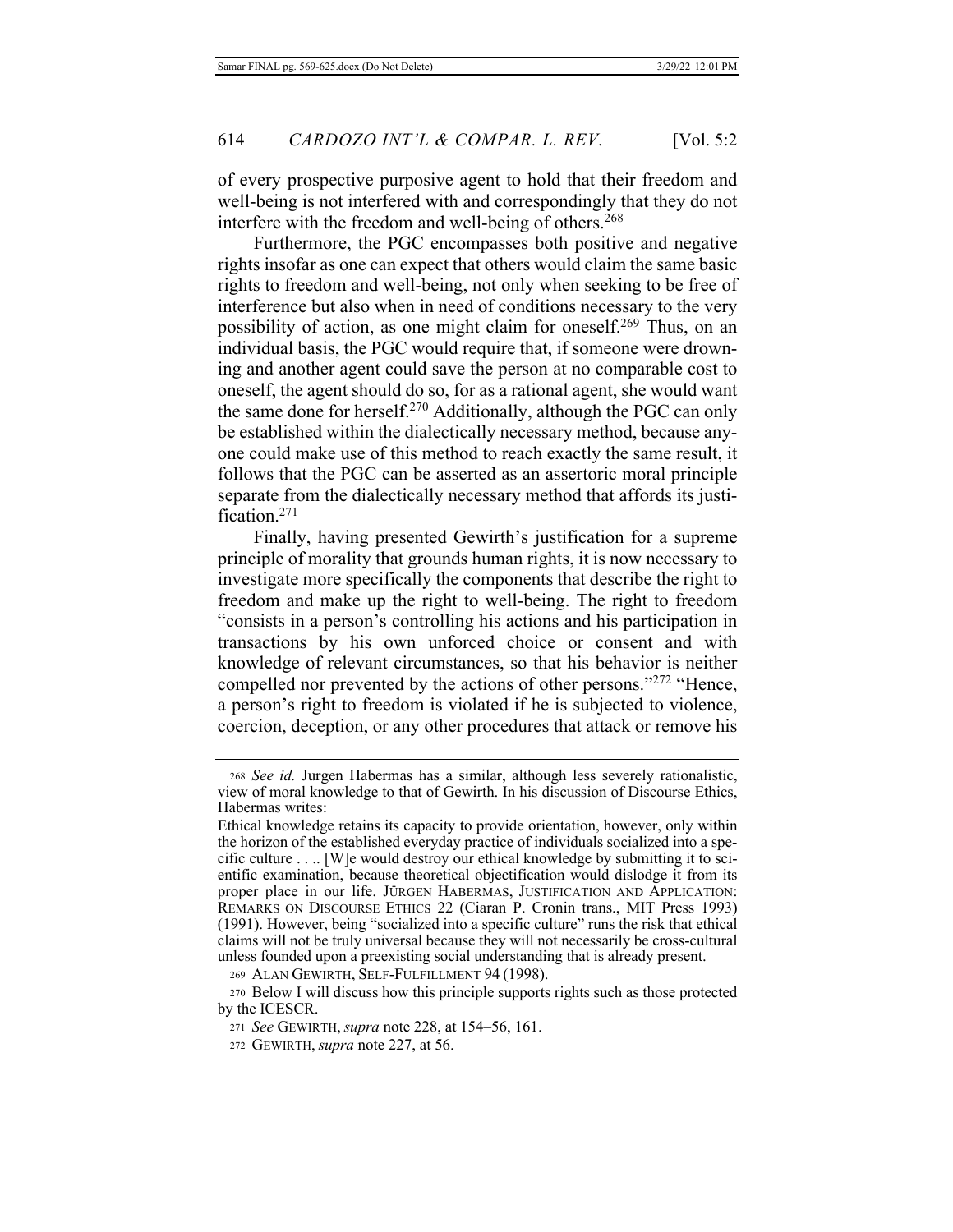of every prospective purposive agent to hold that their freedom and well-being is not interfered with and correspondingly that they do not interfere with the freedom and well-being of others.[268]

Furthermore, the PGC encompasses both positive and negative rights insofar as one can expect that others would claim the same basic rights to freedom and well-being, not only when seeking to be free of interference but also when in need of conditions necessary to the very possibility of action, as one might claim for oneself.[269] Thus, on an individual basis, the PGC would require that, if someone were drowning and another agent could save the person at no comparable cost to oneself, the agent should do so, for as a rational agent, she would want the same done for herself.[270] Additionally, although the PGC can only be established within the dialectically necessary method, because anyone could make use of this method to reach exactly the same result, it follows that the PGC can be asserted as an assertoric moral principle separate from the dialectically necessary method that affords its justification.[271]

Finally, having presented Gewirth's justification for a supreme principle of morality that grounds human rights, it is now necessary to investigate more specifically the components that describe the right to freedom and make up the right to well-being. The right to freedom "consists in a person's controlling his actions and his participation in transactions by his own unforced choice or consent and with knowledge of relevant circumstances, so that his behavior is neither compelled nor prevented by the actions of other persons."[272] "Hence, a person's right to freedom is violated if he is subjected to violence, coercion, deception, or any other procedures that attack or remove his

---

[268] *See id.* Jurgen Habermas has a similar, although less severely rationalistic, view of moral knowledge to that of Gewirth. In his discussion of Discourse Ethics, Habermas writes:

Ethical knowledge retains its capacity to provide orientation, however, only within the horizon of the established everyday practice of individuals socialized into a specific culture . . .. [W]e would destroy our ethical knowledge by submitting it to scientific examination, because theoretical objectification would dislodge it from its proper place in our life. JÜRGEN HABERMAS, JUSTIFICATION AND APPLICATION: REMARKS ON DISCOURSE ETHICS 22 (Ciaran P. Cronin trans., MIT Press 1993) (1991). However, being "socialized into a specific culture" runs the risk that ethical claims will not be truly universal because they will not necessarily be cross-cultural unless founded upon a preexisting social understanding that is already present.

[269] ALAN GEWIRTH, SELF-FULFILLMENT 94 (1998).

[270] Below I will discuss how this principle supports rights such as those protected by the ICESCR.

[271] *See* GEWIRTH, *supra* note 228, at 154–56, 161.

[272] GEWIRTH, *supra* note 227, at 56.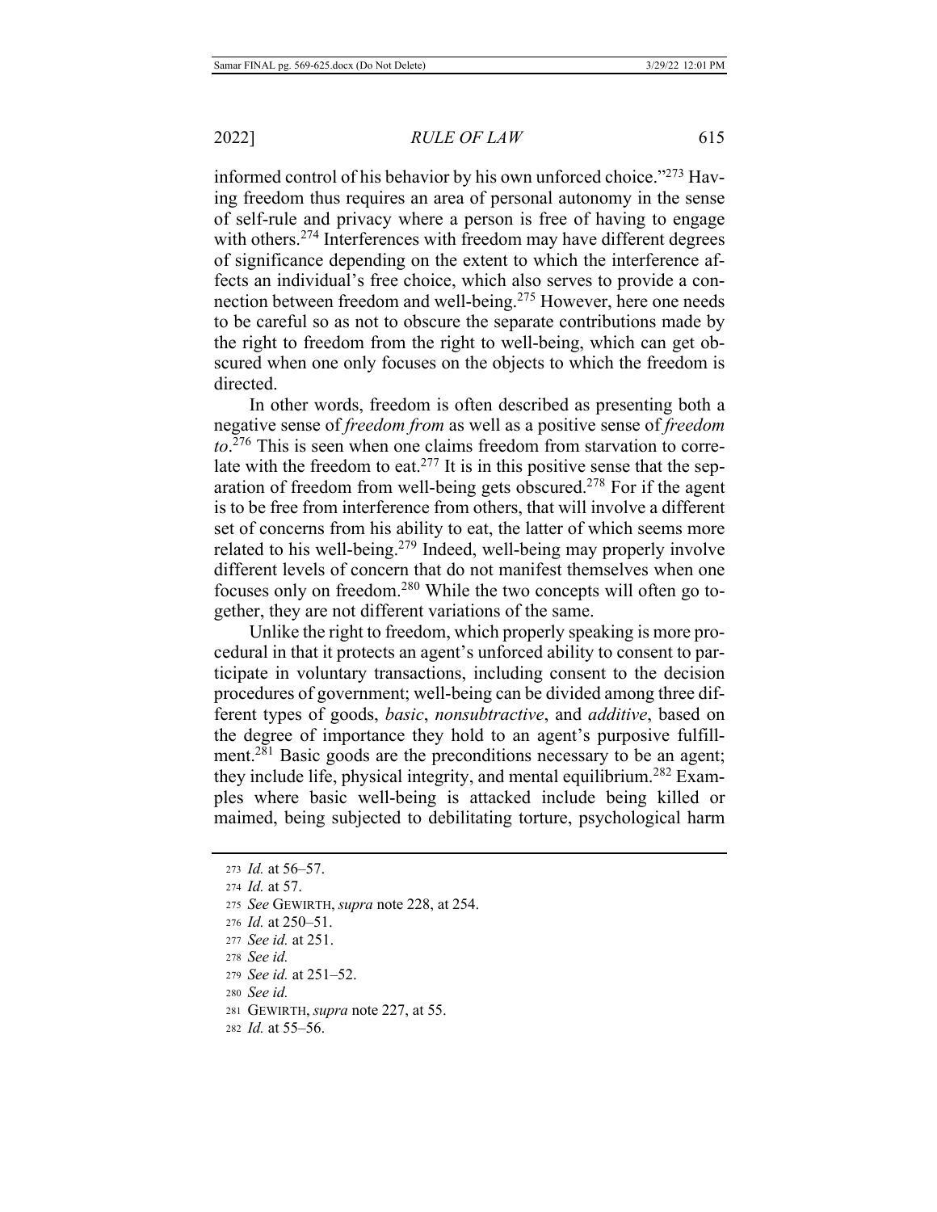informed control of his behavior by his own unforced choice."[273] Having freedom thus requires an area of personal autonomy in the sense of self-rule and privacy where a person is free of having to engage with others.[274] Interferences with freedom may have different degrees of significance depending on the extent to which the interference affects an individual's free choice, which also serves to provide a connection between freedom and well-being.[275] However, here one needs to be careful so as not to obscure the separate contributions made by the right to freedom from the right to well-being, which can get obscured when one only focuses on the objects to which the freedom is directed.

In other words, freedom is often described as presenting both a negative sense of *freedom from* as well as a positive sense of *freedom to*.[276] This is seen when one claims freedom from starvation to correlate with the freedom to eat.[277] It is in this positive sense that the separation of freedom from well-being gets obscured.[278] For if the agent is to be free from interference from others, that will involve a different set of concerns from his ability to eat, the latter of which seems more related to his well-being.[279] Indeed, well-being may properly involve different levels of concern that do not manifest themselves when one focuses only on freedom.[280] While the two concepts will often go together, they are not different variations of the same.

Unlike the right to freedom, which properly speaking is more procedural in that it protects an agent's unforced ability to consent to participate in voluntary transactions, including consent to the decision procedures of government; well-being can be divided among three different types of goods, *basic*, *nonsubtractive*, and *additive*, based on the degree of importance they hold to an agent's purposive fulfillment.[281] Basic goods are the preconditions necessary to be an agent; they include life, physical integrity, and mental equilibrium.[282] Examples where basic well-being is attacked include being killed or maimed, being subjected to debilitating torture, psychological harm

---

273 *Id.* at 56–57.

274 *Id.* at 57.

275 *See* GEWIRTH, *supra* note 228, at 254.

276 *Id.* at 250–51.

277 *See id.* at 251.

278 *See id.*

279 *See id.* at 251–52.

280 *See id.*

281 GEWIRTH, *supra* note 227, at 55.

282 *Id.* at 55–56.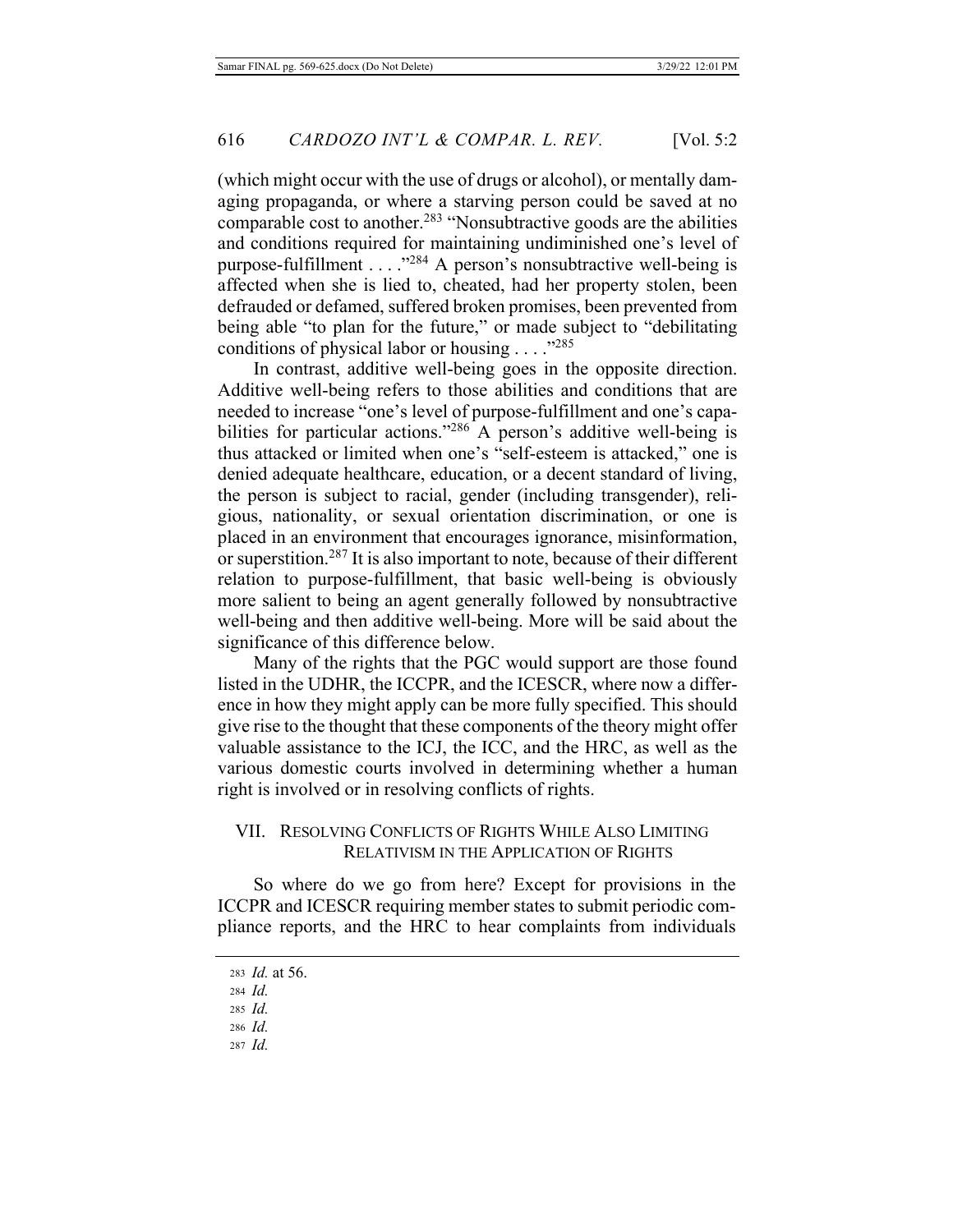(which might occur with the use of drugs or alcohol), or mentally damaging propaganda, or where a starving person could be saved at no comparable cost to another.[283] "Nonsubtractive goods are the abilities and conditions required for maintaining undiminished one's level of purpose-fulfillment . . . ."[284] A person's nonsubtractive well-being is affected when she is lied to, cheated, had her property stolen, been defrauded or defamed, suffered broken promises, been prevented from being able "to plan for the future," or made subject to "debilitating conditions of physical labor or housing . . . ."[285]

In contrast, additive well-being goes in the opposite direction. Additive well-being refers to those abilities and conditions that are needed to increase "one's level of purpose-fulfillment and one's capabilities for particular actions."[286] A person's additive well-being is thus attacked or limited when one's "self-esteem is attacked," one is denied adequate healthcare, education, or a decent standard of living, the person is subject to racial, gender (including transgender), religious, nationality, or sexual orientation discrimination, or one is placed in an environment that encourages ignorance, misinformation, or superstition.[287] It is also important to note, because of their different relation to purpose-fulfillment, that basic well-being is obviously more salient to being an agent generally followed by nonsubtractive well-being and then additive well-being. More will be said about the significance of this difference below.

Many of the rights that the PGC would support are those found listed in the UDHR, the ICCPR, and the ICESCR, where now a difference in how they might apply can be more fully specified. This should give rise to the thought that these components of the theory might offer valuable assistance to the ICJ, the ICC, and the HRC, as well as the various domestic courts involved in determining whether a human right is involved or in resolving conflicts of rights.

## VII. Resolving Conflicts of Rights While Also Limiting Relativism in the Application of Rights

So where do we go from here? Except for provisions in the ICCPR and ICESCR requiring member states to submit periodic compliance reports, and the HRC to hear complaints from individuals

---

283 *Id.* at 56.

284 *Id.*

285 *Id.*

286 *Id.*

287 *Id.*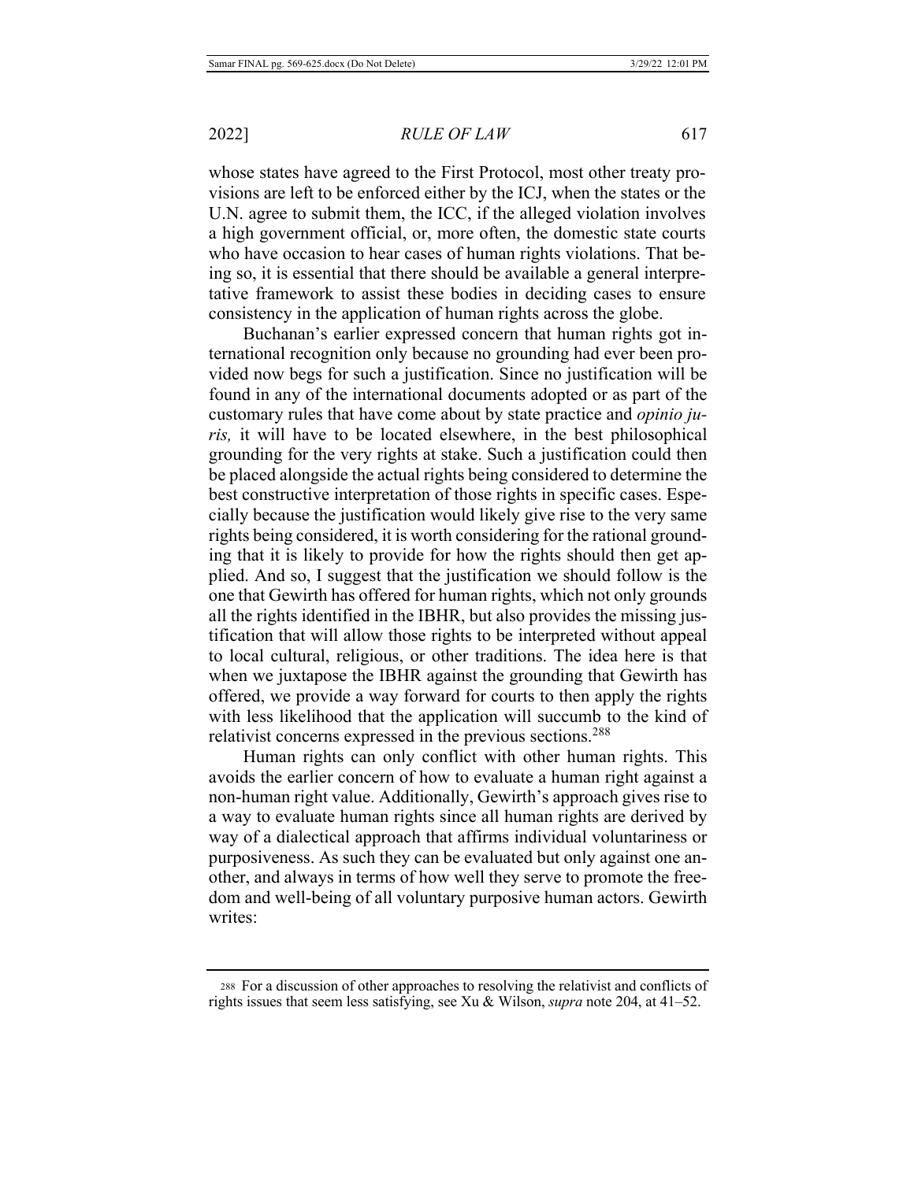whose states have agreed to the First Protocol, most other treaty provisions are left to be enforced either by the ICJ, when the states or the U.N. agree to submit them, the ICC, if the alleged violation involves a high government official, or, more often, the domestic state courts who have occasion to hear cases of human rights violations. That being so, it is essential that there should be available a general interpretative framework to assist these bodies in deciding cases to ensure consistency in the application of human rights across the globe.

Buchanan's earlier expressed concern that human rights got international recognition only because no grounding had ever been provided now begs for such a justification. Since no justification will be found in any of the international documents adopted or as part of the customary rules that have come about by state practice and *opinio juris,* it will have to be located elsewhere, in the best philosophical grounding for the very rights at stake. Such a justification could then be placed alongside the actual rights being considered to determine the best constructive interpretation of those rights in specific cases. Especially because the justification would likely give rise to the very same rights being considered, it is worth considering for the rational grounding that it is likely to provide for how the rights should then get applied. And so, I suggest that the justification we should follow is the one that Gewirth has offered for human rights, which not only grounds all the rights identified in the IBHR, but also provides the missing justification that will allow those rights to be interpreted without appeal to local cultural, religious, or other traditions. The idea here is that when we juxtapose the IBHR against the grounding that Gewirth has offered, we provide a way forward for courts to then apply the rights with less likelihood that the application will succumb to the kind of relativist concerns expressed in the previous sections.[288]

Human rights can only conflict with other human rights. This avoids the earlier concern of how to evaluate a human right against a non-human right value. Additionally, Gewirth's approach gives rise to a way to evaluate human rights since all human rights are derived by way of a dialectical approach that affirms individual voluntariness or purposiveness. As such they can be evaluated but only against one another, and always in terms of how well they serve to promote the freedom and well-being of all voluntary purposive human actors. Gewirth writes:

---

[288] For a discussion of other approaches to resolving the relativist and conflicts of rights issues that seem less satisfying, see Xu & Wilson, *supra* note 204, at 41–52.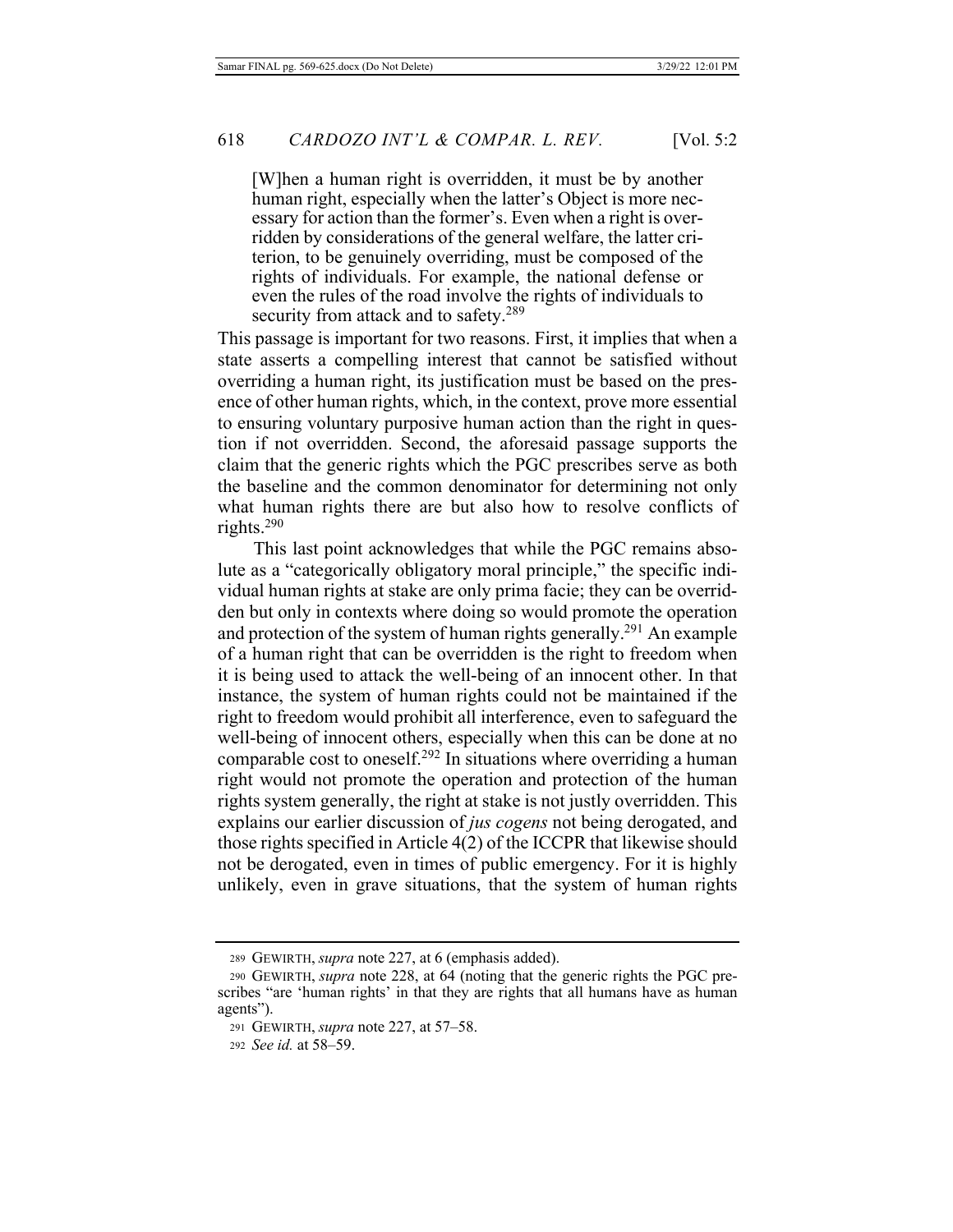> [W]hen a human right is overridden, it must be by another human right, especially when the latter's Object is more necessary for action than the former's. Even when a right is overridden by considerations of the general welfare, the latter criterion, to be genuinely overriding, must be composed of the rights of individuals. For example, the national defense or even the rules of the road involve the rights of individuals to security from attack and to safety.[289]

This passage is important for two reasons. First, it implies that when a state asserts a compelling interest that cannot be satisfied without overriding a human right, its justification must be based on the presence of other human rights, which, in the context, prove more essential to ensuring voluntary purposive human action than the right in question if not overridden. Second, the aforesaid passage supports the claim that the generic rights which the PGC prescribes serve as both the baseline and the common denominator for determining not only what human rights there are but also how to resolve conflicts of rights.[290]

This last point acknowledges that while the PGC remains absolute as a "categorically obligatory moral principle," the specific individual human rights at stake are only prima facie; they can be overridden but only in contexts where doing so would promote the operation and protection of the system of human rights generally.[291] An example of a human right that can be overridden is the right to freedom when it is being used to attack the well-being of an innocent other. In that instance, the system of human rights could not be maintained if the right to freedom would prohibit all interference, even to safeguard the well-being of innocent others, especially when this can be done at no comparable cost to oneself.[292] In situations where overriding a human right would not promote the operation and protection of the human rights system generally, the right at stake is not justly overridden. This explains our earlier discussion of *jus cogens* not being derogated, and those rights specified in Article 4(2) of the ICCPR that likewise should not be derogated, even in times of public emergency. For it is highly unlikely, even in grave situations, that the system of human rights

---

289 GEWIRTH, *supra* note 227, at 6 (emphasis added).

290 GEWIRTH, *supra* note 228, at 64 (noting that the generic rights the PGC prescribes "are 'human rights' in that they are rights that all humans have as human agents").

291 GEWIRTH, *supra* note 227, at 57–58.

292 *See id.* at 58–59.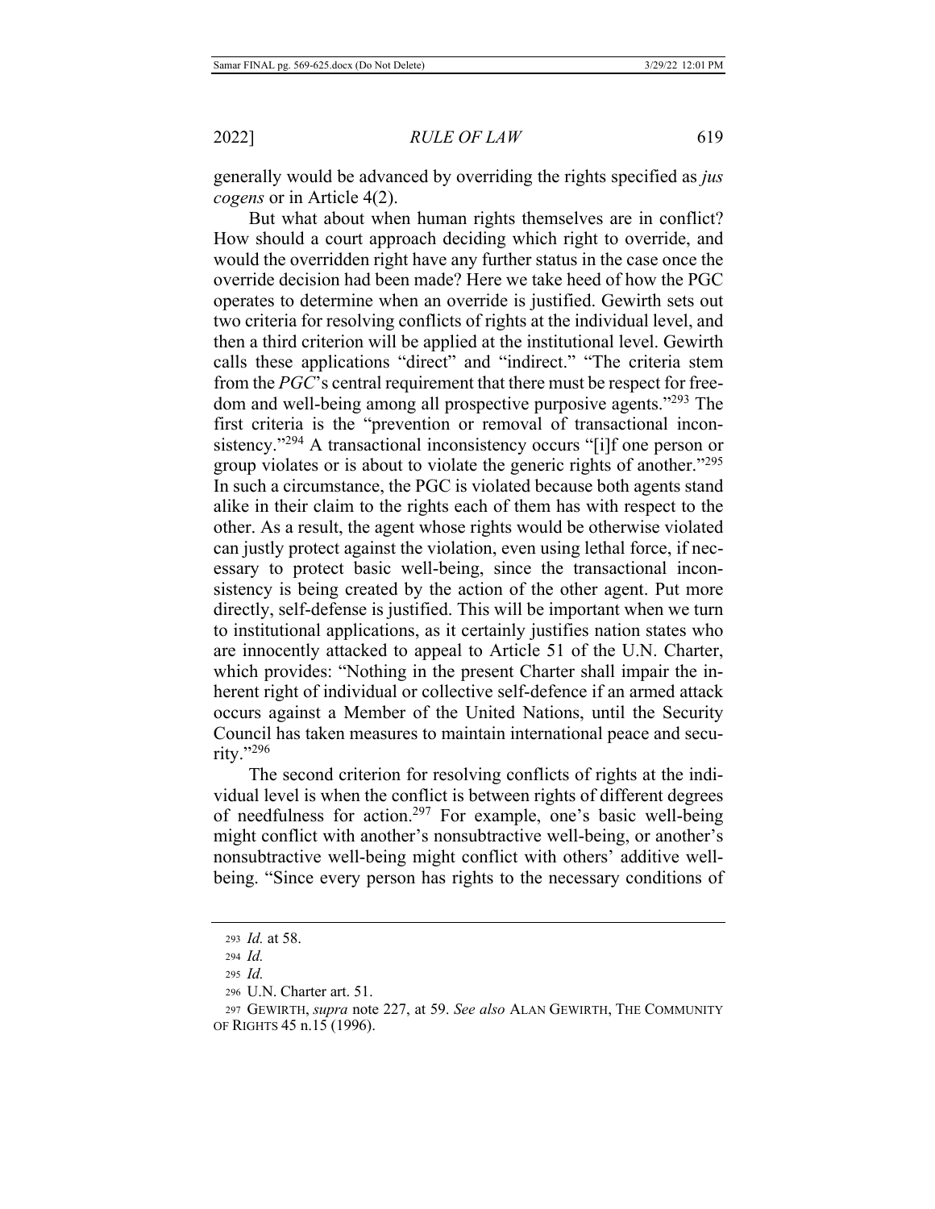generally would be advanced by overriding the rights specified as *jus cogens* or in Article 4(2).

But what about when human rights themselves are in conflict? How should a court approach deciding which right to override, and would the overridden right have any further status in the case once the override decision had been made? Here we take heed of how the PGC operates to determine when an override is justified. Gewirth sets out two criteria for resolving conflicts of rights at the individual level, and then a third criterion will be applied at the institutional level. Gewirth calls these applications "direct" and "indirect." "The criteria stem from the *PGC*'s central requirement that there must be respect for freedom and well-being among all prospective purposive agents."[293] The first criteria is the "prevention or removal of transactional inconsistency."[294] A transactional inconsistency occurs "[i]f one person or group violates or is about to violate the generic rights of another."[295] In such a circumstance, the PGC is violated because both agents stand alike in their claim to the rights each of them has with respect to the other. As a result, the agent whose rights would be otherwise violated can justly protect against the violation, even using lethal force, if necessary to protect basic well-being, since the transactional inconsistency is being created by the action of the other agent. Put more directly, self-defense is justified. This will be important when we turn to institutional applications, as it certainly justifies nation states who are innocently attacked to appeal to Article 51 of the U.N. Charter, which provides: "Nothing in the present Charter shall impair the inherent right of individual or collective self-defence if an armed attack occurs against a Member of the United Nations, until the Security Council has taken measures to maintain international peace and security."[296]

The second criterion for resolving conflicts of rights at the individual level is when the conflict is between rights of different degrees of needfulness for action.[297] For example, one's basic well-being might conflict with another's nonsubtractive well-being, or another's nonsubtractive well-being might conflict with others' additive well-being. "Since every person has rights to the necessary conditions of

---

293 *Id.* at 58.

294 *Id.*

295 *Id.*

296 U.N. Charter art. 51.

297 GEWIRTH, *supra* note 227, at 59. *See also* ALAN GEWIRTH, THE COMMUNITY OF RIGHTS 45 n.15 (1996).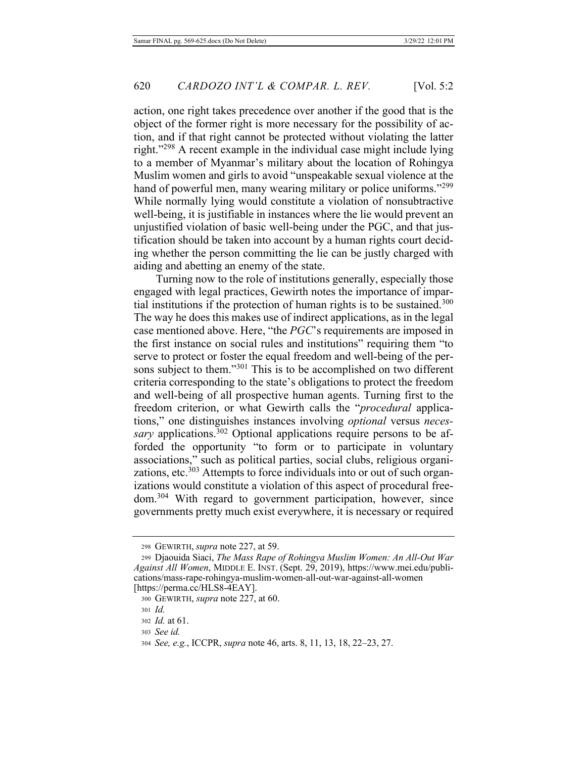action, one right takes precedence over another if the good that is the object of the former right is more necessary for the possibility of action, and if that right cannot be protected without violating the latter right."[298] A recent example in the individual case might include lying to a member of Myanmar's military about the location of Rohingya Muslim women and girls to avoid "unspeakable sexual violence at the hand of powerful men, many wearing military or police uniforms."[299] While normally lying would constitute a violation of nonsubtractive well-being, it is justifiable in instances where the lie would prevent an unjustified violation of basic well-being under the PGC, and that justification should be taken into account by a human rights court deciding whether the person committing the lie can be justly charged with aiding and abetting an enemy of the state.

Turning now to the role of institutions generally, especially those engaged with legal practices, Gewirth notes the importance of impartial institutions if the protection of human rights is to be sustained.[300] The way he does this makes use of indirect applications, as in the legal case mentioned above. Here, "the *PGC*'s requirements are imposed in the first instance on social rules and institutions" requiring them "to serve to protect or foster the equal freedom and well-being of the persons subject to them."[301] This is to be accomplished on two different criteria corresponding to the state's obligations to protect the freedom and well-being of all prospective human agents. Turning first to the freedom criterion, or what Gewirth calls the "*procedural* applications," one distinguishes instances involving *optional* versus *necessary* applications.[302] Optional applications require persons to be afforded the opportunity "to form or to participate in voluntary associations," such as political parties, social clubs, religious organizations, etc.[303] Attempts to force individuals into or out of such organizations would constitute a violation of this aspect of procedural freedom.[304] With regard to government participation, however, since governments pretty much exist everywhere, it is necessary or required

---

298 GEWIRTH, *supra* note 227, at 59.

299 Djaouida Siaci, *The Mass Rape of Rohingya Muslim Women: An All-Out War Against All Women*, MIDDLE E. INST. (Sept. 29, 2019), https://www.mei.edu/publications/mass-rape-rohingya-muslim-women-all-out-war-against-all-women [https://perma.cc/HLS8-4EAY].

300 GEWIRTH, *supra* note 227, at 60.

301 *Id.*

302 *Id.* at 61.

303 *See id.*

304 *See, e.g.*, ICCPR, *supra* note 46, arts. 8, 11, 13, 18, 22–23, 27.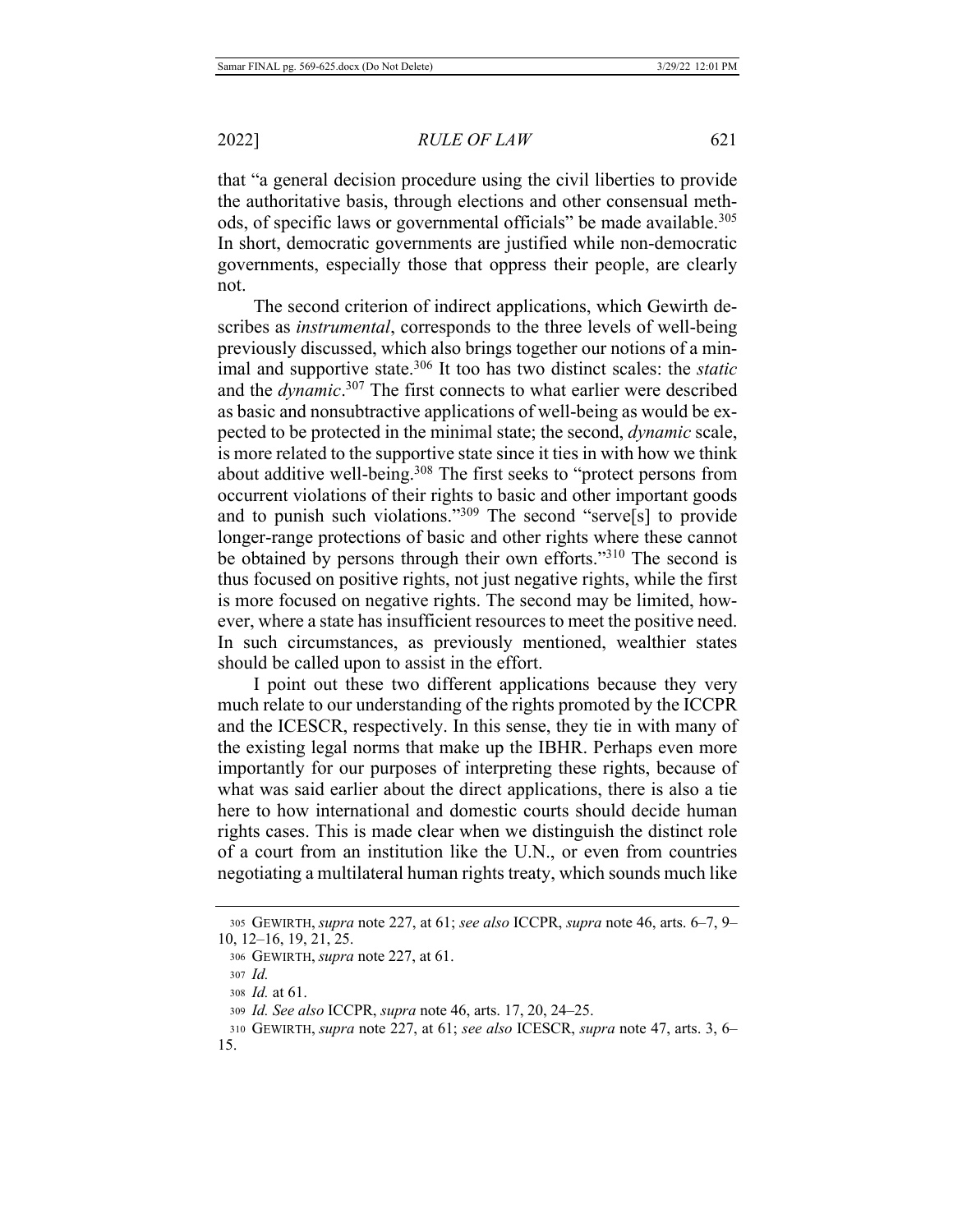that "a general decision procedure using the civil liberties to provide the authoritative basis, through elections and other consensual methods, of specific laws or governmental officials" be made available.[305] In short, democratic governments are justified while non-democratic governments, especially those that oppress their people, are clearly not.

The second criterion of indirect applications, which Gewirth describes as *instrumental*, corresponds to the three levels of well-being previously discussed, which also brings together our notions of a minimal and supportive state.[306] It too has two distinct scales: the *static* and the *dynamic*.[307] The first connects to what earlier were described as basic and nonsubtractive applications of well-being as would be expected to be protected in the minimal state; the second, *dynamic* scale, is more related to the supportive state since it ties in with how we think about additive well-being.[308] The first seeks to "protect persons from occurrent violations of their rights to basic and other important goods and to punish such violations."[309] The second "serve[s] to provide longer-range protections of basic and other rights where these cannot be obtained by persons through their own efforts."[310] The second is thus focused on positive rights, not just negative rights, while the first is more focused on negative rights. The second may be limited, however, where a state has insufficient resources to meet the positive need. In such circumstances, as previously mentioned, wealthier states should be called upon to assist in the effort.

I point out these two different applications because they very much relate to our understanding of the rights promoted by the ICCPR and the ICESCR, respectively. In this sense, they tie in with many of the existing legal norms that make up the IBHR. Perhaps even more importantly for our purposes of interpreting these rights, because of what was said earlier about the direct applications, there is also a tie here to how international and domestic courts should decide human rights cases. This is made clear when we distinguish the distinct role of a court from an institution like the U.N., or even from countries negotiating a multilateral human rights treaty, which sounds much like

---

305 GEWIRTH, *supra* note 227, at 61; *see also* ICCPR, *supra* note 46, arts. 6–7, 9–10, 12–16, 19, 21, 25.

306 GEWIRTH, *supra* note 227, at 61.

307 *Id.*

308 *Id.* at 61.

309 *Id. See also* ICCPR, *supra* note 46, arts. 17, 20, 24–25.

310 GEWIRTH, *supra* note 227, at 61; *see also* ICESCR, *supra* note 47, arts. 3, 6–15.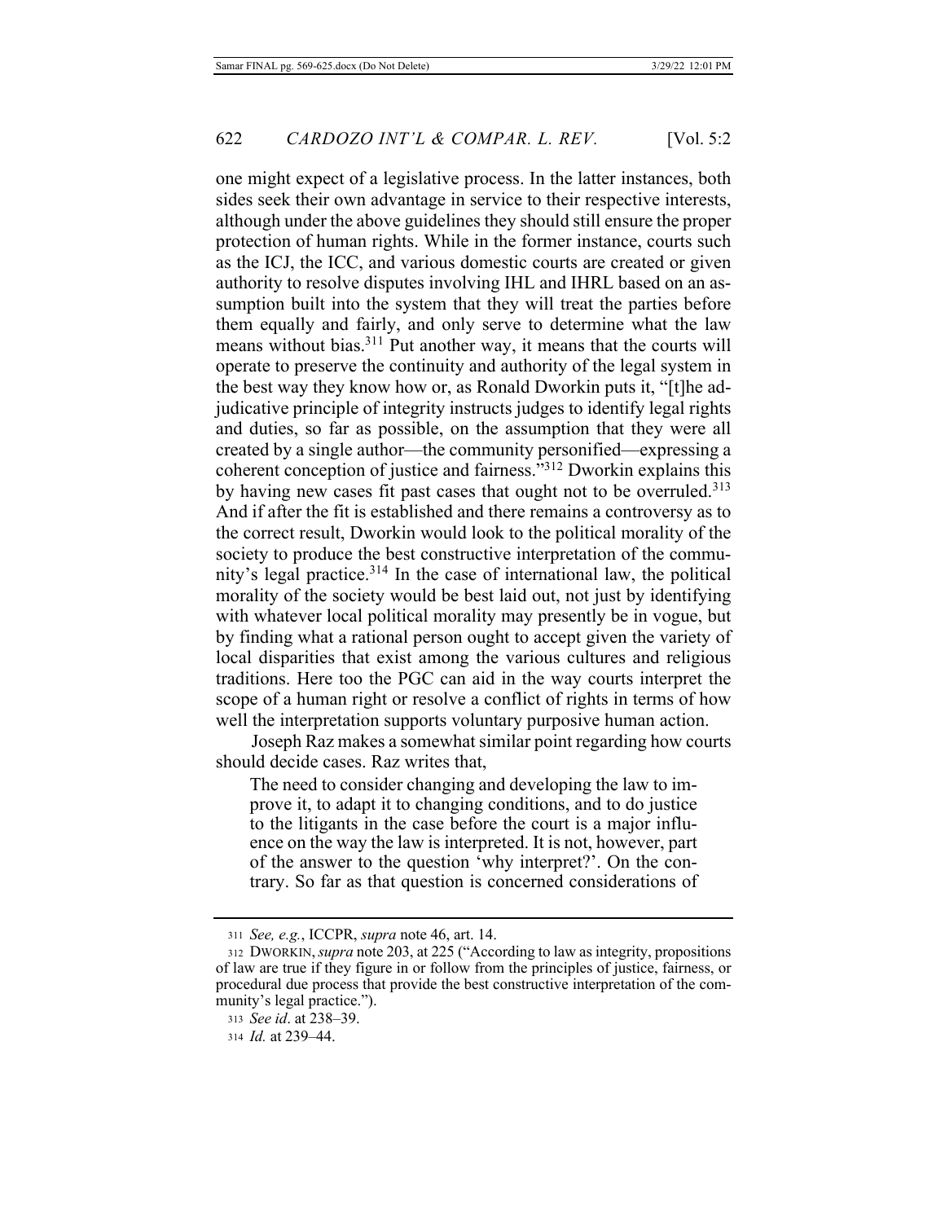one might expect of a legislative process. In the latter instances, both sides seek their own advantage in service to their respective interests, although under the above guidelines they should still ensure the proper protection of human rights. While in the former instance, courts such as the ICJ, the ICC, and various domestic courts are created or given authority to resolve disputes involving IHL and IHRL based on an assumption built into the system that they will treat the parties before them equally and fairly, and only serve to determine what the law means without bias.[311] Put another way, it means that the courts will operate to preserve the continuity and authority of the legal system in the best way they know how or, as Ronald Dworkin puts it, "[t]he adjudicative principle of integrity instructs judges to identify legal rights and duties, so far as possible, on the assumption that they were all created by a single author—the community personified—expressing a coherent conception of justice and fairness."[312] Dworkin explains this by having new cases fit past cases that ought not to be overruled.[313] And if after the fit is established and there remains a controversy as to the correct result, Dworkin would look to the political morality of the society to produce the best constructive interpretation of the community's legal practice.[314] In the case of international law, the political morality of the society would be best laid out, not just by identifying with whatever local political morality may presently be in vogue, but by finding what a rational person ought to accept given the variety of local disparities that exist among the various cultures and religious traditions. Here too the PGC can aid in the way courts interpret the scope of a human right or resolve a conflict of rights in terms of how well the interpretation supports voluntary purposive human action.

Joseph Raz makes a somewhat similar point regarding how courts should decide cases. Raz writes that,

> The need to consider changing and developing the law to improve it, to adapt it to changing conditions, and to do justice to the litigants in the case before the court is a major influence on the way the law is interpreted. It is not, however, part of the answer to the question 'why interpret?'. On the contrary. So far as that question is concerned considerations of

---

311 *See, e.g.*, ICCPR, *supra* note 46, art. 14.

312 DWORKIN, *supra* note 203, at 225 ("According to law as integrity, propositions of law are true if they figure in or follow from the principles of justice, fairness, or procedural due process that provide the best constructive interpretation of the community's legal practice.").

313 *See id*. at 238–39.

314 *Id.* at 239–44.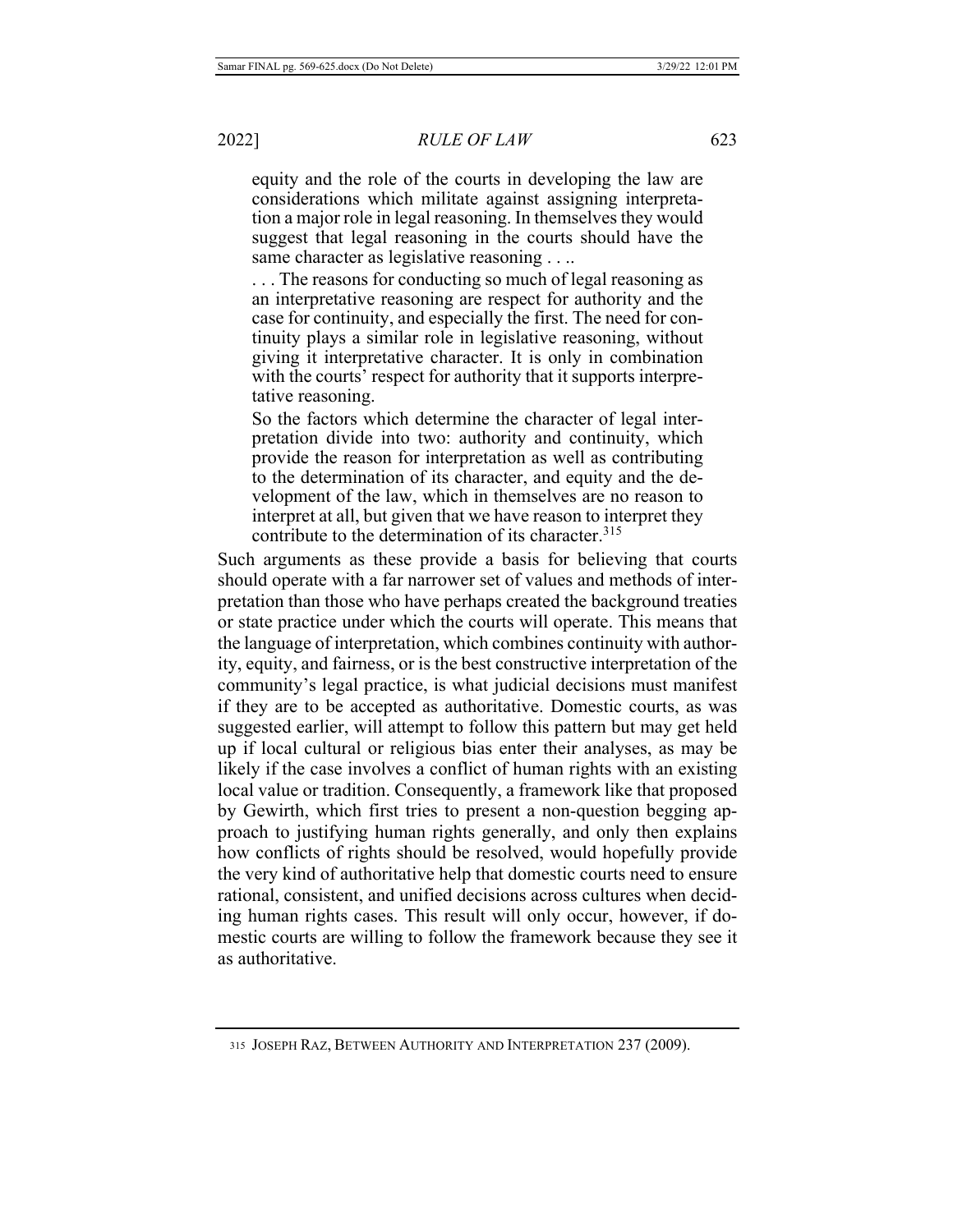> equity and the role of the courts in developing the law are considerations which militate against assigning interpretation a major role in legal reasoning. In themselves they would suggest that legal reasoning in the courts should have the same character as legislative reasoning . . ..
>
> . . . The reasons for conducting so much of legal reasoning as an interpretative reasoning are respect for authority and the case for continuity, and especially the first. The need for continuity plays a similar role in legislative reasoning, without giving it interpretative character. It is only in combination with the courts' respect for authority that it supports interpretative reasoning.
>
> So the factors which determine the character of legal interpretation divide into two: authority and continuity, which provide the reason for interpretation as well as contributing to the determination of its character, and equity and the development of the law, which in themselves are no reason to interpret at all, but given that we have reason to interpret they contribute to the determination of its character.[315]

Such arguments as these provide a basis for believing that courts should operate with a far narrower set of values and methods of interpretation than those who have perhaps created the background treaties or state practice under which the courts will operate. This means that the language of interpretation, which combines continuity with authority, equity, and fairness, or is the best constructive interpretation of the community's legal practice, is what judicial decisions must manifest if they are to be accepted as authoritative. Domestic courts, as was suggested earlier, will attempt to follow this pattern but may get held up if local cultural or religious bias enter their analyses, as may be likely if the case involves a conflict of human rights with an existing local value or tradition. Consequently, a framework like that proposed by Gewirth, which first tries to present a non-question begging approach to justifying human rights generally, and only then explains how conflicts of rights should be resolved, would hopefully provide the very kind of authoritative help that domestic courts need to ensure rational, consistent, and unified decisions across cultures when deciding human rights cases. This result will only occur, however, if domestic courts are willing to follow the framework because they see it as authoritative.

---

315 JOSEPH RAZ, BETWEEN AUTHORITY AND INTERPRETATION 237 (2009).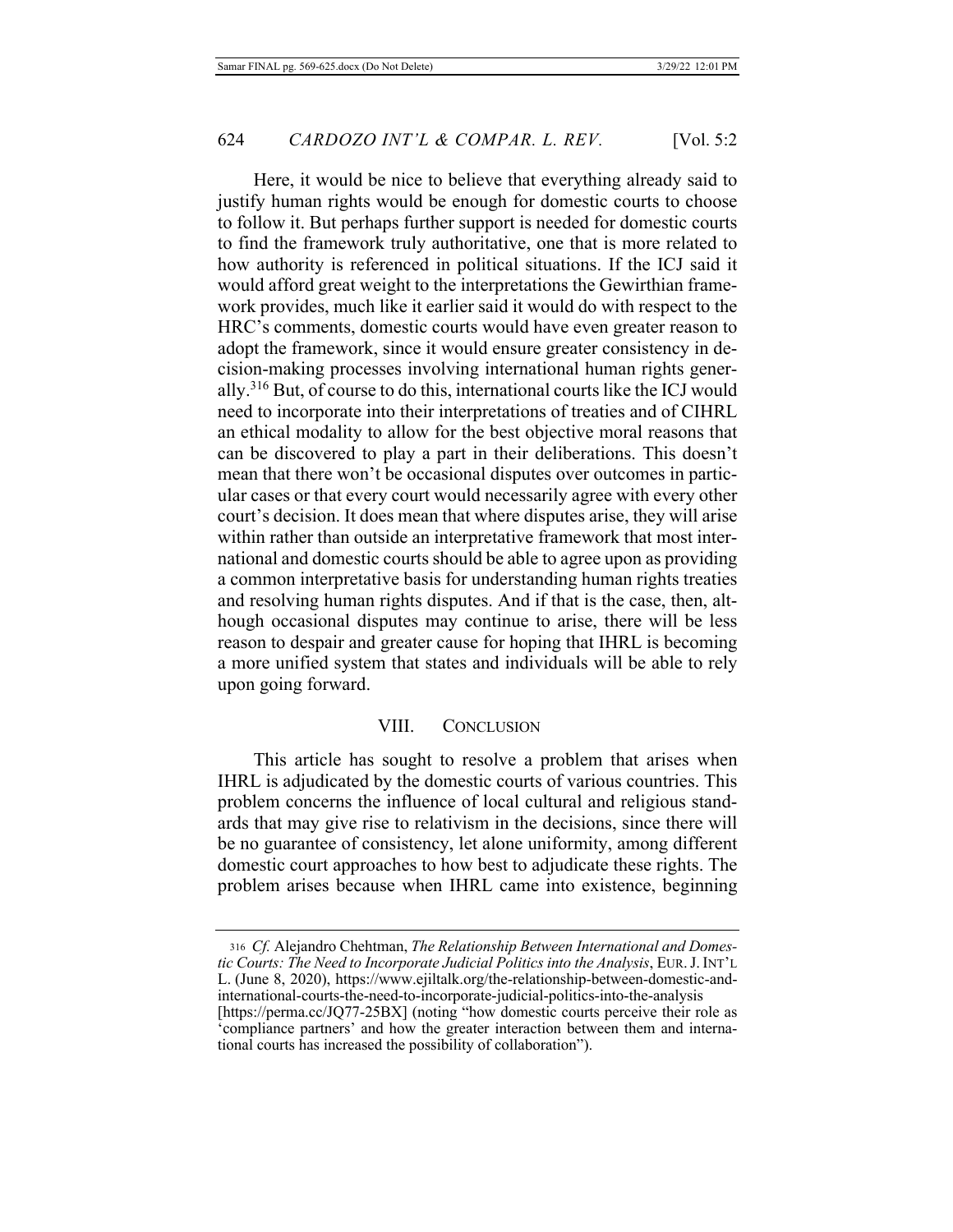Here, it would be nice to believe that everything already said to justify human rights would be enough for domestic courts to choose to follow it. But perhaps further support is needed for domestic courts to find the framework truly authoritative, one that is more related to how authority is referenced in political situations. If the ICJ said it would afford great weight to the interpretations the Gewirthian framework provides, much like it earlier said it would do with respect to the HRC's comments, domestic courts would have even greater reason to adopt the framework, since it would ensure greater consistency in decision-making processes involving international human rights generally.[316] But, of course to do this, international courts like the ICJ would need to incorporate into their interpretations of treaties and of CIHRL an ethical modality to allow for the best objective moral reasons that can be discovered to play a part in their deliberations. This doesn't mean that there won't be occasional disputes over outcomes in particular cases or that every court would necessarily agree with every other court's decision. It does mean that where disputes arise, they will arise within rather than outside an interpretative framework that most international and domestic courts should be able to agree upon as providing a common interpretative basis for understanding human rights treaties and resolving human rights disputes. And if that is the case, then, although occasional disputes may continue to arise, there will be less reason to despair and greater cause for hoping that IHRL is becoming a more unified system that states and individuals will be able to rely upon going forward.

## VIII. CONCLUSION

This article has sought to resolve a problem that arises when IHRL is adjudicated by the domestic courts of various countries. This problem concerns the influence of local cultural and religious standards that may give rise to relativism in the decisions, since there will be no guarantee of consistency, let alone uniformity, among different domestic court approaches to how best to adjudicate these rights. The problem arises because when IHRL came into existence, beginning

---

316 *Cf.* Alejandro Chehtman, *The Relationship Between International and Domestic Courts: The Need to Incorporate Judicial Politics into the Analysis*, EUR. J. INT'L L. (June 8, 2020), https://www.ejiltalk.org/the-relationship-between-domestic-and-international-courts-the-need-to-incorporate-judicial-politics-into-the-analysis [https://perma.cc/JQ77-25BX] (noting "how domestic courts perceive their role as 'compliance partners' and how the greater interaction between them and international courts has increased the possibility of collaboration").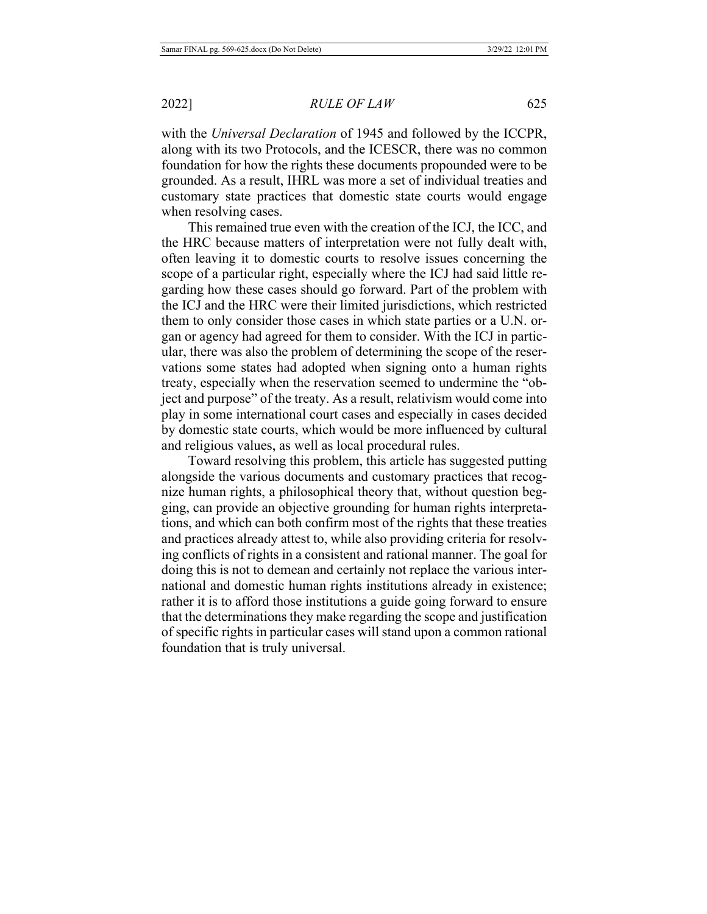with the *Universal Declaration* of 1945 and followed by the ICCPR, along with its two Protocols, and the ICESCR, there was no common foundation for how the rights these documents propounded were to be grounded. As a result, IHRL was more a set of individual treaties and customary state practices that domestic state courts would engage when resolving cases.

This remained true even with the creation of the ICJ, the ICC, and the HRC because matters of interpretation were not fully dealt with, often leaving it to domestic courts to resolve issues concerning the scope of a particular right, especially where the ICJ had said little regarding how these cases should go forward. Part of the problem with the ICJ and the HRC were their limited jurisdictions, which restricted them to only consider those cases in which state parties or a U.N. organ or agency had agreed for them to consider. With the ICJ in particular, there was also the problem of determining the scope of the reservations some states had adopted when signing onto a human rights treaty, especially when the reservation seemed to undermine the "object and purpose" of the treaty. As a result, relativism would come into play in some international court cases and especially in cases decided by domestic state courts, which would be more influenced by cultural and religious values, as well as local procedural rules.

Toward resolving this problem, this article has suggested putting alongside the various documents and customary practices that recognize human rights, a philosophical theory that, without question begging, can provide an objective grounding for human rights interpretations, and which can both confirm most of the rights that these treaties and practices already attest to, while also providing criteria for resolving conflicts of rights in a consistent and rational manner. The goal for doing this is not to demean and certainly not replace the various international and domestic human rights institutions already in existence; rather it is to afford those institutions a guide going forward to ensure that the determinations they make regarding the scope and justification of specific rights in particular cases will stand upon a common rational foundation that is truly universal.